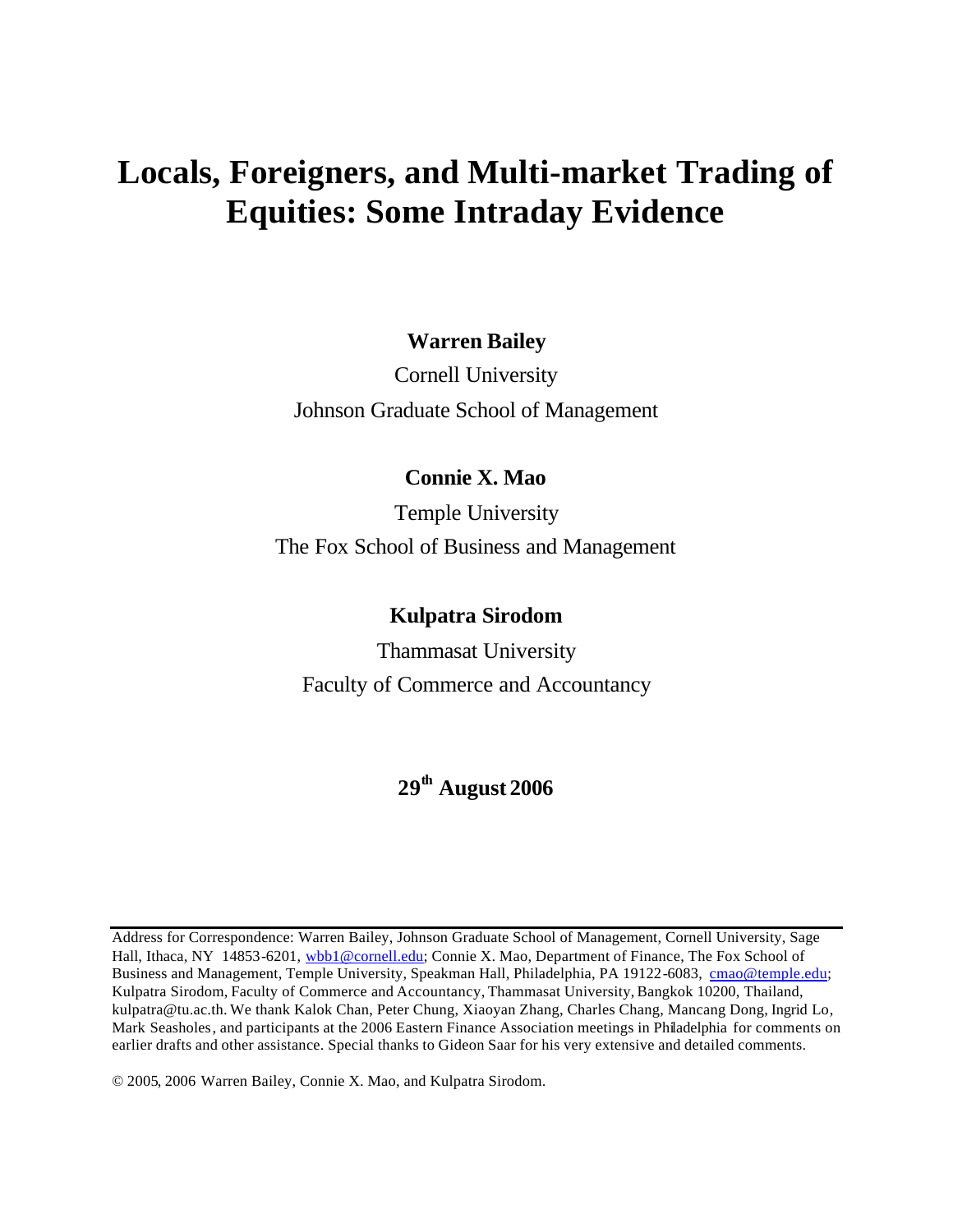# Locals, Foreigners, and Multi-market Trading of Equities: Some Intraday Evidence

**Warren Bailey**

Cornell University

Johnson Graduate School of Management

**Connie X. Mao**

Temple University

The Fox School of Business and Management

**Kulpatra Sirodom**

Thammasat University

Faculty of Commerce and Accountancy

**29th August 2006**

---

Address for Correspondence: Warren Bailey, Johnson Graduate School of Management, Cornell University, Sage Hall, Ithaca, NY 14853-6201, wbb1@cornell.edu; Connie X. Mao, Department of Finance, The Fox School of Business and Management, Temple University, Speakman Hall, Philadelphia, PA 19122-6083, cmao@temple.edu; Kulpatra Sirodom, Faculty of Commerce and Accountancy, Thammasat University, Bangkok 10200, Thailand, kulpatra@tu.ac.th. We thank Kalok Chan, Peter Chung, Xiaoyan Zhang, Charles Chang, Mancang Dong, Ingrid Lo, Mark Seasholes, and participants at the 2006 Eastern Finance Association meetings in Philadelphia for comments on earlier drafts and other assistance. Special thanks to Gideon Saar for his very extensive and detailed comments.

© 2005, 2006 Warren Bailey, Connie X. Mao, and Kulpatra Sirodom.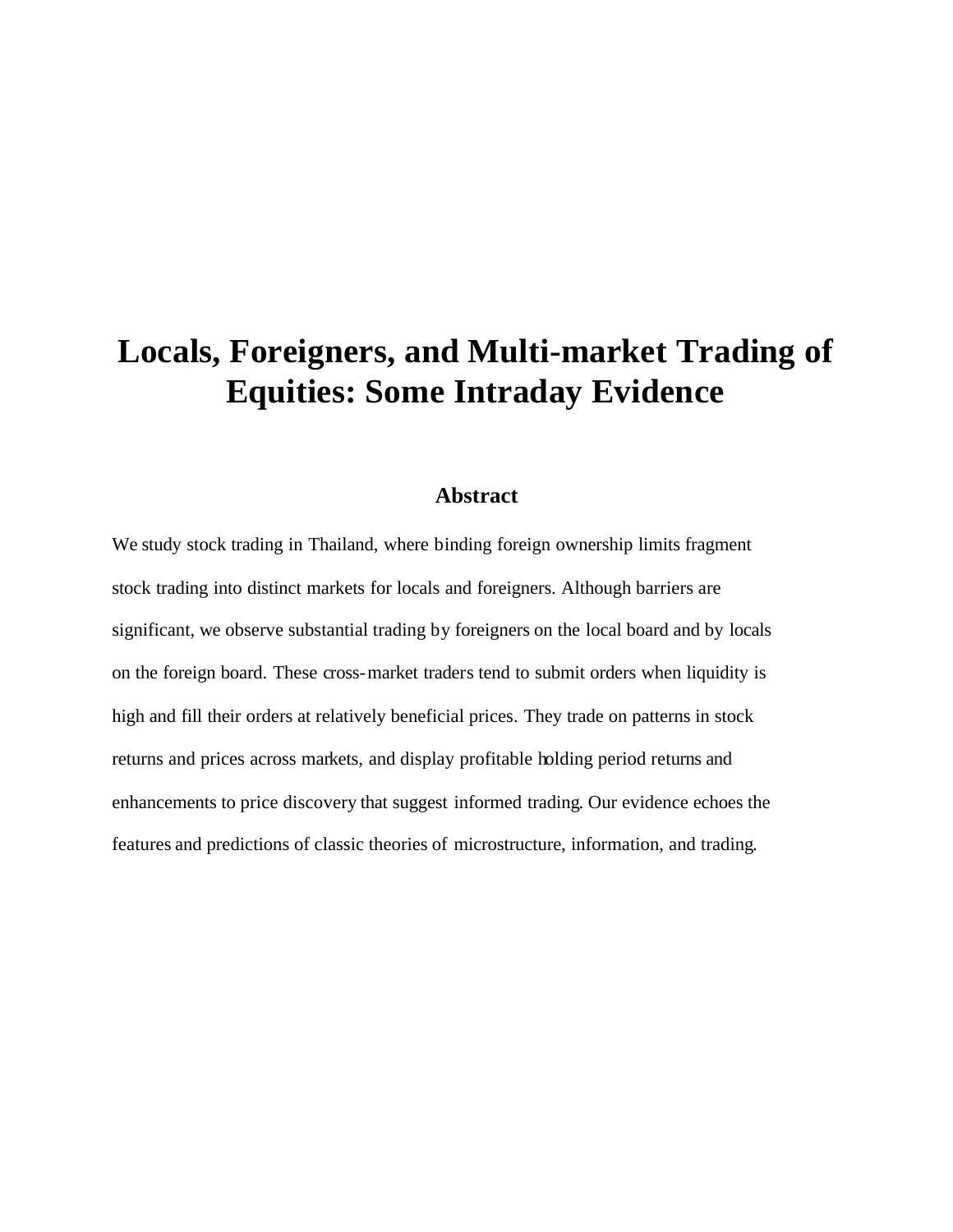# Locals, Foreigners, and Multi-market Trading of Equities: Some Intraday Evidence

## Abstract

We study stock trading in Thailand, where binding foreign ownership limits fragment stock trading into distinct markets for locals and foreigners. Although barriers are significant, we observe substantial trading by foreigners on the local board and by locals on the foreign board. These cross-market traders tend to submit orders when liquidity is high and fill their orders at relatively beneficial prices. They trade on patterns in stock returns and prices across markets, and display profitable holding period returns and enhancements to price discovery that suggest informed trading. Our evidence echoes the features and predictions of classic theories of microstructure, information, and trading.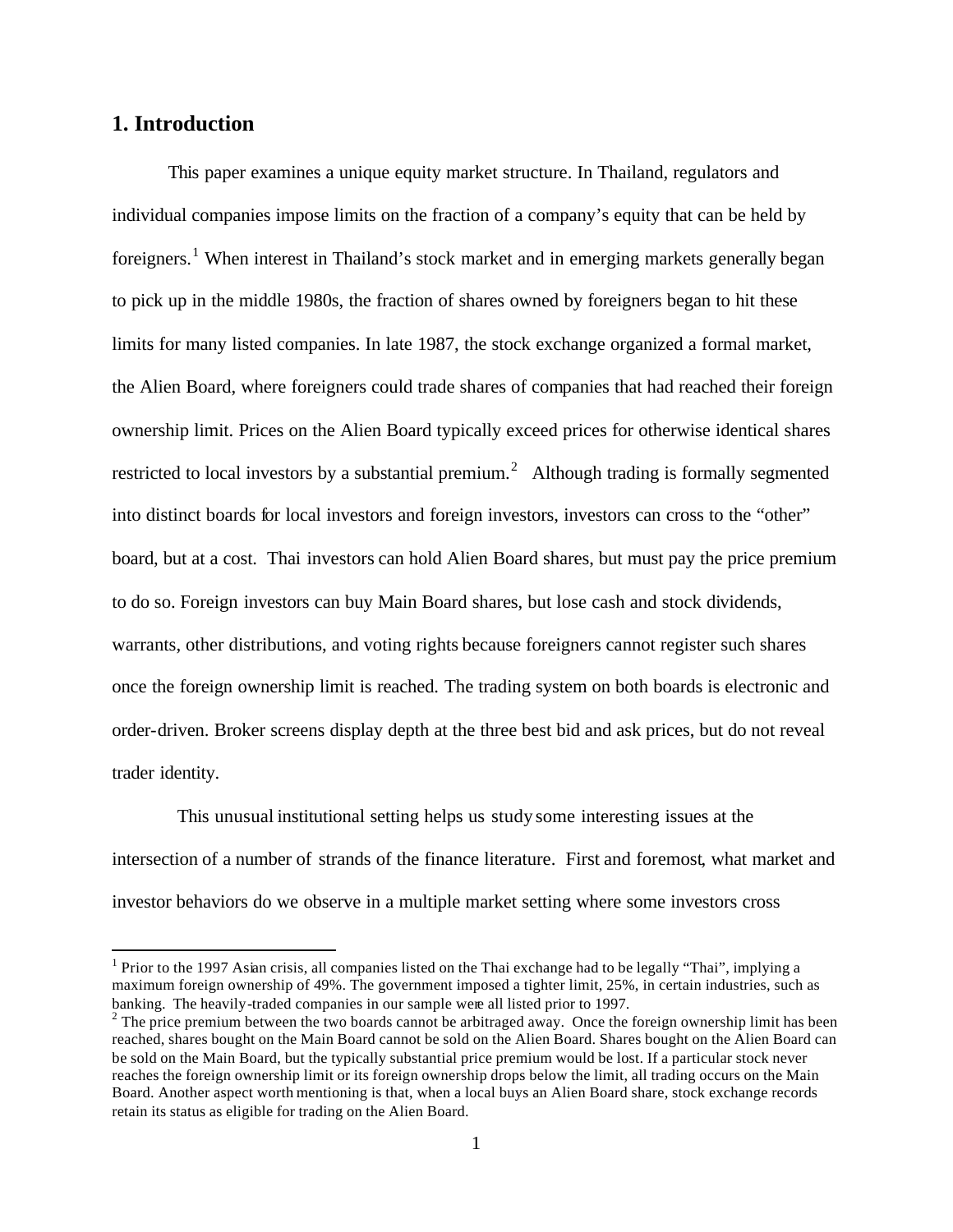## 1. Introduction

This paper examines a unique equity market structure. In Thailand, regulators and individual companies impose limits on the fraction of a company's equity that can be held by foreigners.[1] When interest in Thailand's stock market and in emerging markets generally began to pick up in the middle 1980s, the fraction of shares owned by foreigners began to hit these limits for many listed companies. In late 1987, the stock exchange organized a formal market, the Alien Board, where foreigners could trade shares of companies that had reached their foreign ownership limit. Prices on the Alien Board typically exceed prices for otherwise identical shares restricted to local investors by a substantial premium.[2] Although trading is formally segmented into distinct boards for local investors and foreign investors, investors can cross to the "other" board, but at a cost. Thai investors can hold Alien Board shares, but must pay the price premium to do so. Foreign investors can buy Main Board shares, but lose cash and stock dividends, warrants, other distributions, and voting rights because foreigners cannot register such shares once the foreign ownership limit is reached. The trading system on both boards is electronic and order-driven. Broker screens display depth at the three best bid and ask prices, but do not reveal trader identity.

This unusual institutional setting helps us study some interesting issues at the intersection of a number of strands of the finance literature. First and foremost, what market and investor behaviors do we observe in a multiple market setting where some investors cross

[1] Prior to the 1997 Asian crisis, all companies listed on the Thai exchange had to be legally "Thai", implying a maximum foreign ownership of 49%. The government imposed a tighter limit, 25%, in certain industries, such as banking. The heavily-traded companies in our sample were all listed prior to 1997.

[2] The price premium between the two boards cannot be arbitraged away. Once the foreign ownership limit has been reached, shares bought on the Main Board cannot be sold on the Alien Board. Shares bought on the Alien Board can be sold on the Main Board, but the typically substantial price premium would be lost. If a particular stock never reaches the foreign ownership limit or its foreign ownership drops below the limit, all trading occurs on the Main Board. Another aspect worth mentioning is that, when a local buys an Alien Board share, stock exchange records retain its status as eligible for trading on the Alien Board.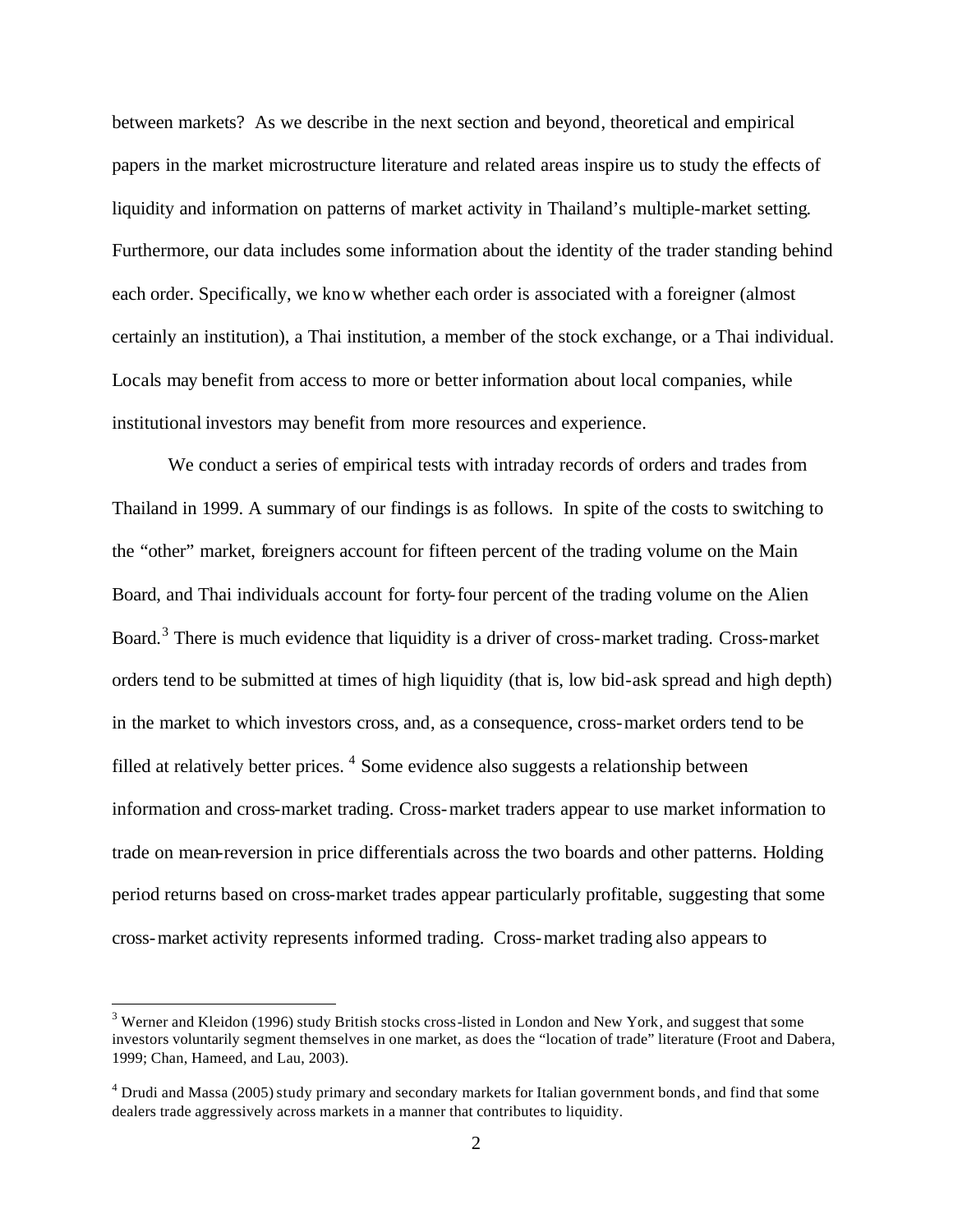between markets? As we describe in the next section and beyond, theoretical and empirical papers in the market microstructure literature and related areas inspire us to study the effects of liquidity and information on patterns of market activity in Thailand's multiple-market setting. Furthermore, our data includes some information about the identity of the trader standing behind each order. Specifically, we know whether each order is associated with a foreigner (almost certainly an institution), a Thai institution, a member of the stock exchange, or a Thai individual. Locals may benefit from access to more or better information about local companies, while institutional investors may benefit from more resources and experience.

We conduct a series of empirical tests with intraday records of orders and trades from Thailand in 1999. A summary of our findings is as follows. In spite of the costs to switching to the "other" market, foreigners account for fifteen percent of the trading volume on the Main Board, and Thai individuals account for forty-four percent of the trading volume on the Alien Board.[3] There is much evidence that liquidity is a driver of cross-market trading. Cross-market orders tend to be submitted at times of high liquidity (that is, low bid-ask spread and high depth) in the market to which investors cross, and, as a consequence, cross-market orders tend to be filled at relatively better prices.[4] Some evidence also suggests a relationship between information and cross-market trading. Cross-market traders appear to use market information to trade on mean-reversion in price differentials across the two boards and other patterns. Holding period returns based on cross-market trades appear particularly profitable, suggesting that some cross-market activity represents informed trading. Cross-market trading also appears to

[3] Werner and Kleidon (1996) study British stocks cross-listed in London and New York, and suggest that some investors voluntarily segment themselves in one market, as does the "location of trade" literature (Froot and Dabera, 1999; Chan, Hameed, and Lau, 2003).

[4] Drudi and Massa (2005) study primary and secondary markets for Italian government bonds, and find that some dealers trade aggressively across markets in a manner that contributes to liquidity.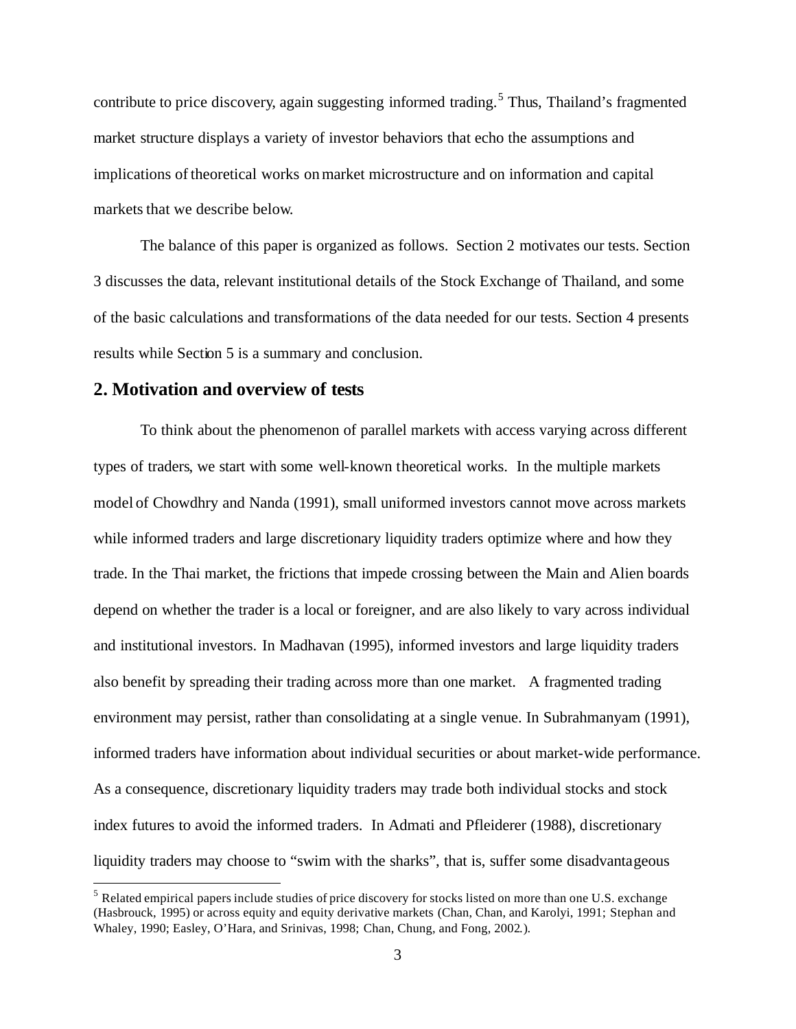contribute to price discovery, again suggesting informed trading.[5] Thus, Thailand's fragmented market structure displays a variety of investor behaviors that echo the assumptions and implications of theoretical works on market microstructure and on information and capital markets that we describe below.

The balance of this paper is organized as follows. Section 2 motivates our tests. Section 3 discusses the data, relevant institutional details of the Stock Exchange of Thailand, and some of the basic calculations and transformations of the data needed for our tests. Section 4 presents results while Section 5 is a summary and conclusion.

## 2. Motivation and overview of tests

To think about the phenomenon of parallel markets with access varying across different types of traders, we start with some well-known theoretical works. In the multiple markets model of Chowdhry and Nanda (1991), small uniformed investors cannot move across markets while informed traders and large discretionary liquidity traders optimize where and how they trade. In the Thai market, the frictions that impede crossing between the Main and Alien boards depend on whether the trader is a local or foreigner, and are also likely to vary across individual and institutional investors. In Madhavan (1995), informed investors and large liquidity traders also benefit by spreading their trading across more than one market. A fragmented trading environment may persist, rather than consolidating at a single venue. In Subrahmanyam (1991), informed traders have information about individual securities or about market-wide performance. As a consequence, discretionary liquidity traders may trade both individual stocks and stock index futures to avoid the informed traders. In Admati and Pfleiderer (1988), discretionary liquidity traders may choose to "swim with the sharks", that is, suffer some disadvantageous

[5] Related empirical papers include studies of price discovery for stocks listed on more than one U.S. exchange (Hasbrouck, 1995) or across equity and equity derivative markets (Chan, Chan, and Karolyi, 1991; Stephan and Whaley, 1990; Easley, O'Hara, and Srinivas, 1998; Chan, Chung, and Fong, 2002.).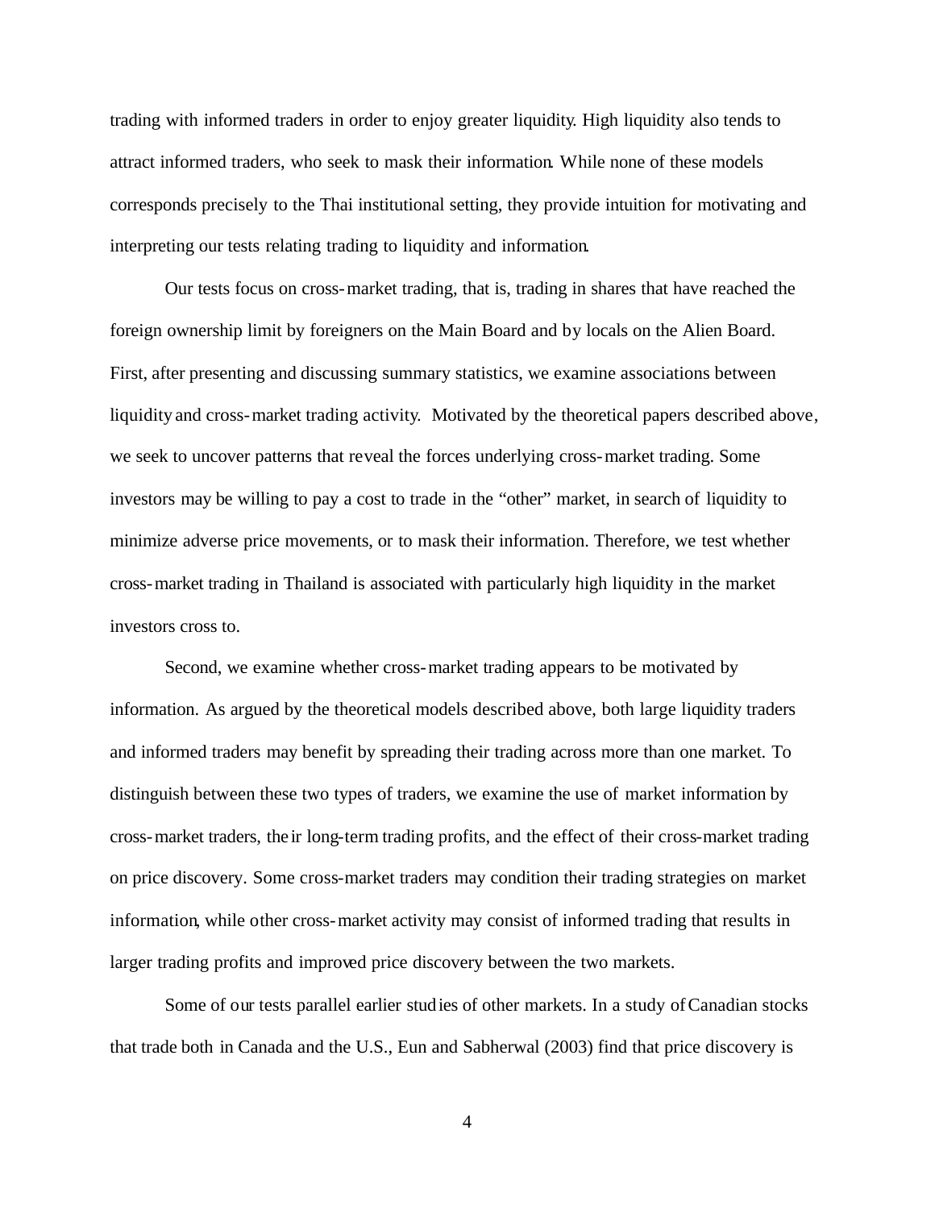trading with informed traders in order to enjoy greater liquidity. High liquidity also tends to attract informed traders, who seek to mask their information. While none of these models corresponds precisely to the Thai institutional setting, they provide intuition for motivating and interpreting our tests relating trading to liquidity and information.

Our tests focus on cross-market trading, that is, trading in shares that have reached the foreign ownership limit by foreigners on the Main Board and by locals on the Alien Board. First, after presenting and discussing summary statistics, we examine associations between liquidity and cross-market trading activity. Motivated by the theoretical papers described above, we seek to uncover patterns that reveal the forces underlying cross-market trading. Some investors may be willing to pay a cost to trade in the "other" market, in search of liquidity to minimize adverse price movements, or to mask their information. Therefore, we test whether cross-market trading in Thailand is associated with particularly high liquidity in the market investors cross to.

Second, we examine whether cross-market trading appears to be motivated by information. As argued by the theoretical models described above, both large liquidity traders and informed traders may benefit by spreading their trading across more than one market. To distinguish between these two types of traders, we examine the use of market information by cross-market traders, their long-term trading profits, and the effect of their cross-market trading on price discovery. Some cross-market traders may condition their trading strategies on market information, while other cross-market activity may consist of informed trading that results in larger trading profits and improved price discovery between the two markets.

Some of our tests parallel earlier studies of other markets. In a study of Canadian stocks that trade both in Canada and the U.S., Eun and Sabherwal (2003) find that price discovery is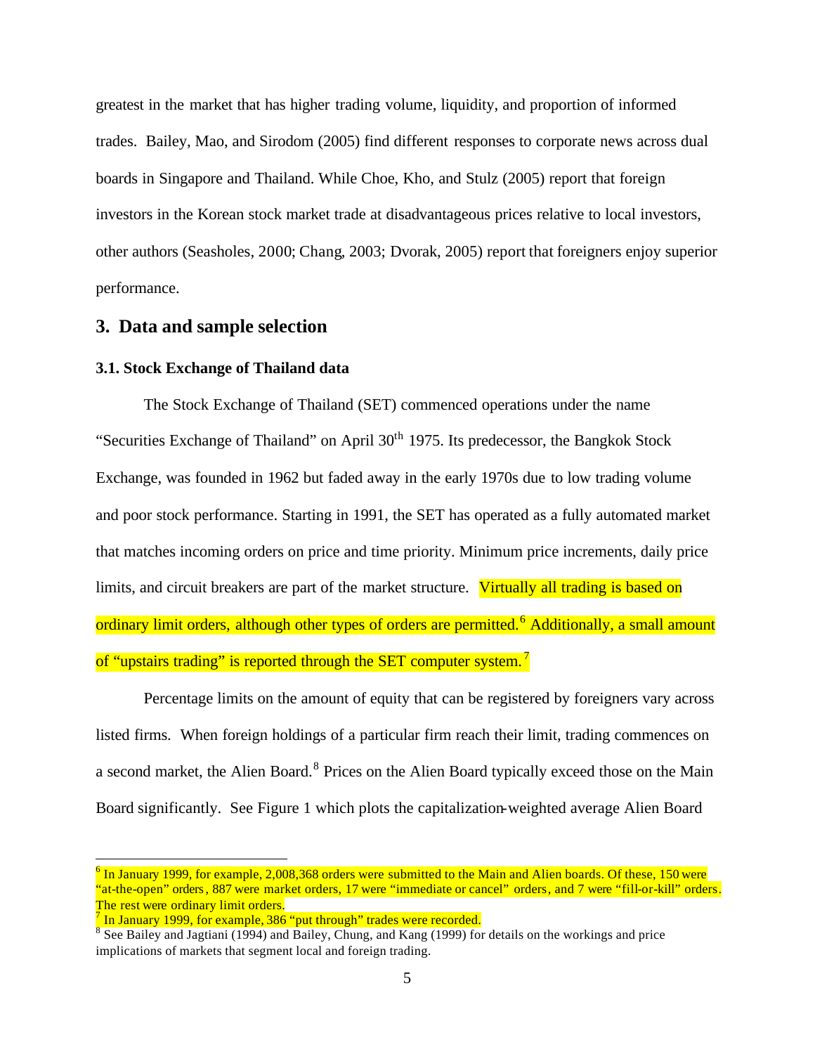greatest in the market that has higher trading volume, liquidity, and proportion of informed trades. Bailey, Mao, and Sirodom (2005) find different responses to corporate news across dual boards in Singapore and Thailand. While Choe, Kho, and Stulz (2005) report that foreign investors in the Korean stock market trade at disadvantageous prices relative to local investors, other authors (Seasholes, 2000; Chang, 2003; Dvorak, 2005) report that foreigners enjoy superior performance.

## 3. Data and sample selection

### 3.1. Stock Exchange of Thailand data

The Stock Exchange of Thailand (SET) commenced operations under the name "Securities Exchange of Thailand" on April 30th 1975. Its predecessor, the Bangkok Stock Exchange, was founded in 1962 but faded away in the early 1970s due to low trading volume and poor stock performance. Starting in 1991, the SET has operated as a fully automated market that matches incoming orders on price and time priority. Minimum price increments, daily price limits, and circuit breakers are part of the market structure. Virtually all trading is based on ordinary limit orders, although other types of orders are permitted.[6] Additionally, a small amount of "upstairs trading" is reported through the SET computer system.[7]

Percentage limits on the amount of equity that can be registered by foreigners vary across listed firms. When foreign holdings of a particular firm reach their limit, trading commences on a second market, the Alien Board.[8] Prices on the Alien Board typically exceed those on the Main Board significantly. See Figure 1 which plots the capitalization-weighted average Alien Board

---

[6] In January 1999, for example, 2,008,368 orders were submitted to the Main and Alien boards. Of these, 150 were "at-the-open" orders, 887 were market orders, 17 were "immediate or cancel" orders, and 7 were "fill-or-kill" orders. The rest were ordinary limit orders.

[7] In January 1999, for example, 386 "put through" trades were recorded.

[8] See Bailey and Jagtiani (1994) and Bailey, Chung, and Kang (1999) for details on the workings and price implications of markets that segment local and foreign trading.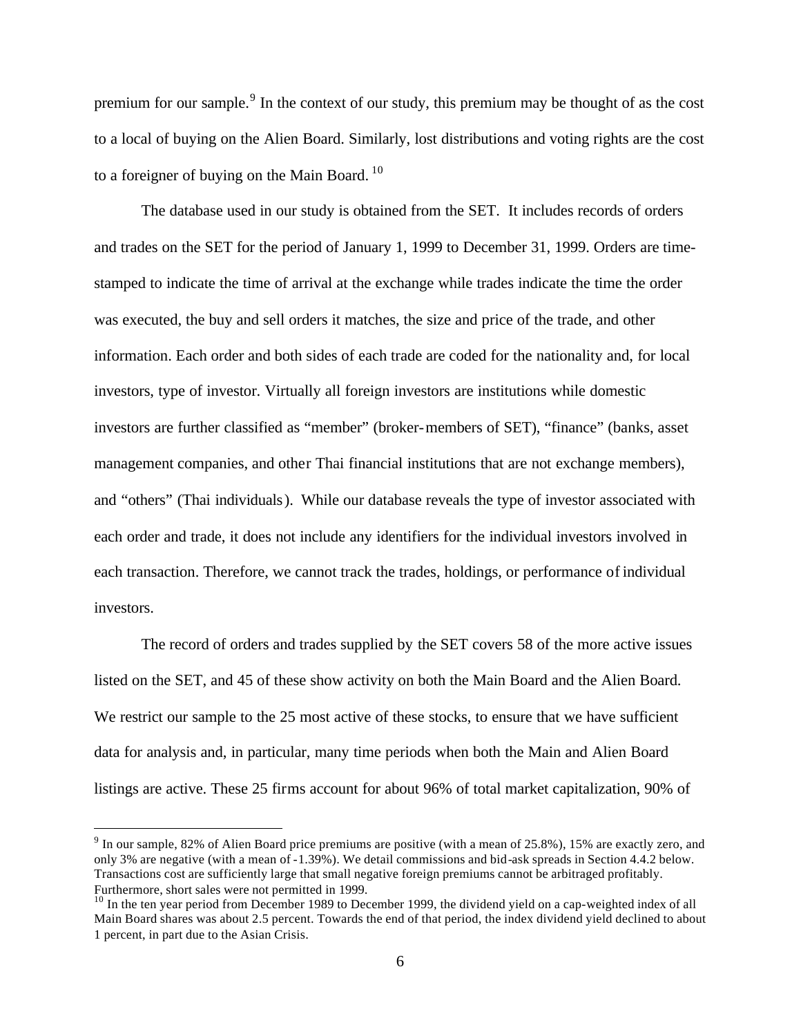premium for our sample.[9] In the context of our study, this premium may be thought of as the cost to a local of buying on the Alien Board. Similarly, lost distributions and voting rights are the cost to a foreigner of buying on the Main Board.[10]

The database used in our study is obtained from the SET. It includes records of orders and trades on the SET for the period of January 1, 1999 to December 31, 1999. Orders are time-stamped to indicate the time of arrival at the exchange while trades indicate the time the order was executed, the buy and sell orders it matches, the size and price of the trade, and other information. Each order and both sides of each trade are coded for the nationality and, for local investors, type of investor. Virtually all foreign investors are institutions while domestic investors are further classified as "member" (broker-members of SET), "finance" (banks, asset management companies, and other Thai financial institutions that are not exchange members), and "others" (Thai individuals). While our database reveals the type of investor associated with each order and trade, it does not include any identifiers for the individual investors involved in each transaction. Therefore, we cannot track the trades, holdings, or performance of individual investors.

The record of orders and trades supplied by the SET covers 58 of the more active issues listed on the SET, and 45 of these show activity on both the Main Board and the Alien Board. We restrict our sample to the 25 most active of these stocks, to ensure that we have sufficient data for analysis and, in particular, many time periods when both the Main and Alien Board listings are active. These 25 firms account for about 96% of total market capitalization, 90% of

---

[9] In our sample, 82% of Alien Board price premiums are positive (with a mean of 25.8%), 15% are exactly zero, and only 3% are negative (with a mean of -1.39%). We detail commissions and bid-ask spreads in Section 4.4.2 below. Transactions cost are sufficiently large that small negative foreign premiums cannot be arbitraged profitably. Furthermore, short sales were not permitted in 1999.

[10] In the ten year period from December 1989 to December 1999, the dividend yield on a cap-weighted index of all Main Board shares was about 2.5 percent. Towards the end of that period, the index dividend yield declined to about 1 percent, in part due to the Asian Crisis.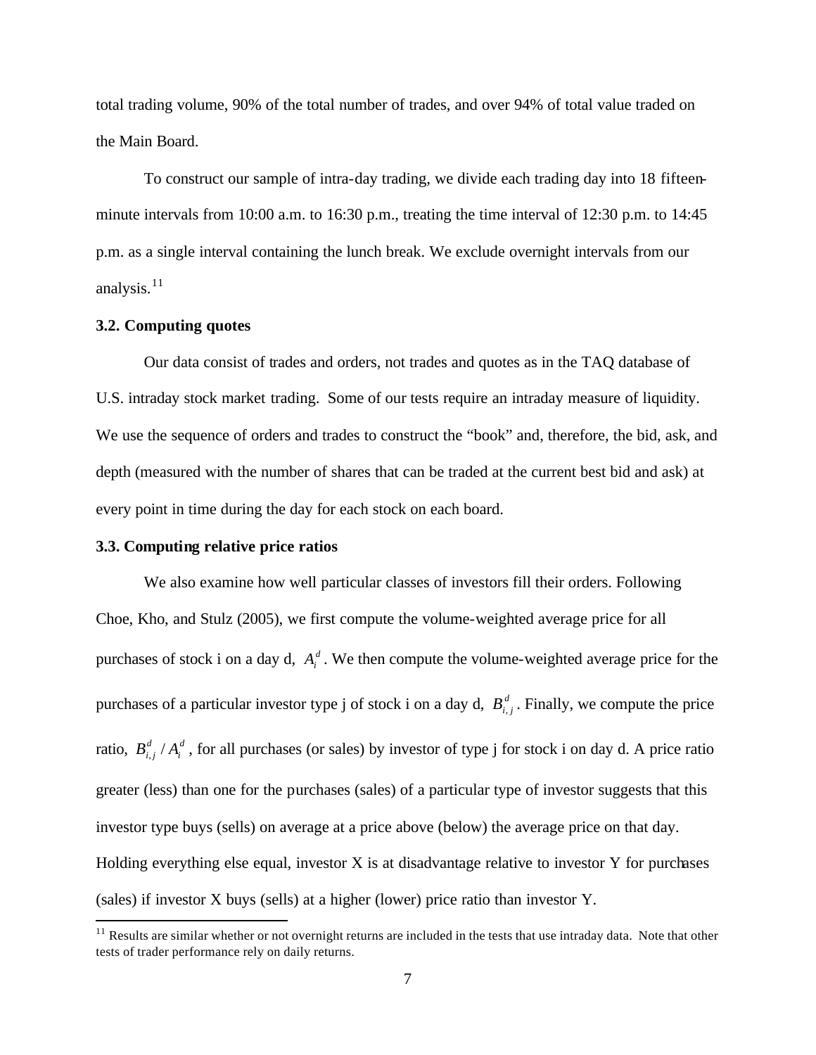total trading volume, 90% of the total number of trades, and over 94% of total value traded on the Main Board.

To construct our sample of intra-day trading, we divide each trading day into 18 fifteen-minute intervals from 10:00 a.m. to 16:30 p.m., treating the time interval of 12:30 p.m. to 14:45 p.m. as a single interval containing the lunch break. We exclude overnight intervals from our analysis.[11]

### 3.2. Computing quotes

Our data consist of trades and orders, not trades and quotes as in the TAQ database of U.S. intraday stock market trading. Some of our tests require an intraday measure of liquidity. We use the sequence of orders and trades to construct the "book" and, therefore, the bid, ask, and depth (measured with the number of shares that can be traded at the current best bid and ask) at every point in time during the day for each stock on each board.

### 3.3. Computing relative price ratios

We also examine how well particular classes of investors fill their orders. Following Choe, Kho, and Stulz (2005), we first compute the volume-weighted average price for all purchases of stock i on a day d, $A_i^d$. We then compute the volume-weighted average price for the purchases of a particular investor type j of stock i on a day d, $B_{i,j}^d$. Finally, we compute the price ratio, $B_{i,j}^d / A_i^d$, for all purchases (or sales) by investor of type j for stock i on day d. A price ratio greater (less) than one for the purchases (sales) of a particular type of investor suggests that this investor type buys (sells) on average at a price above (below) the average price on that day. Holding everything else equal, investor X is at disadvantage relative to investor Y for purchases (sales) if investor X buys (sells) at a higher (lower) price ratio than investor Y.

[11] Results are similar whether or not overnight returns are included in the tests that use intraday data. Note that other tests of trader performance rely on daily returns.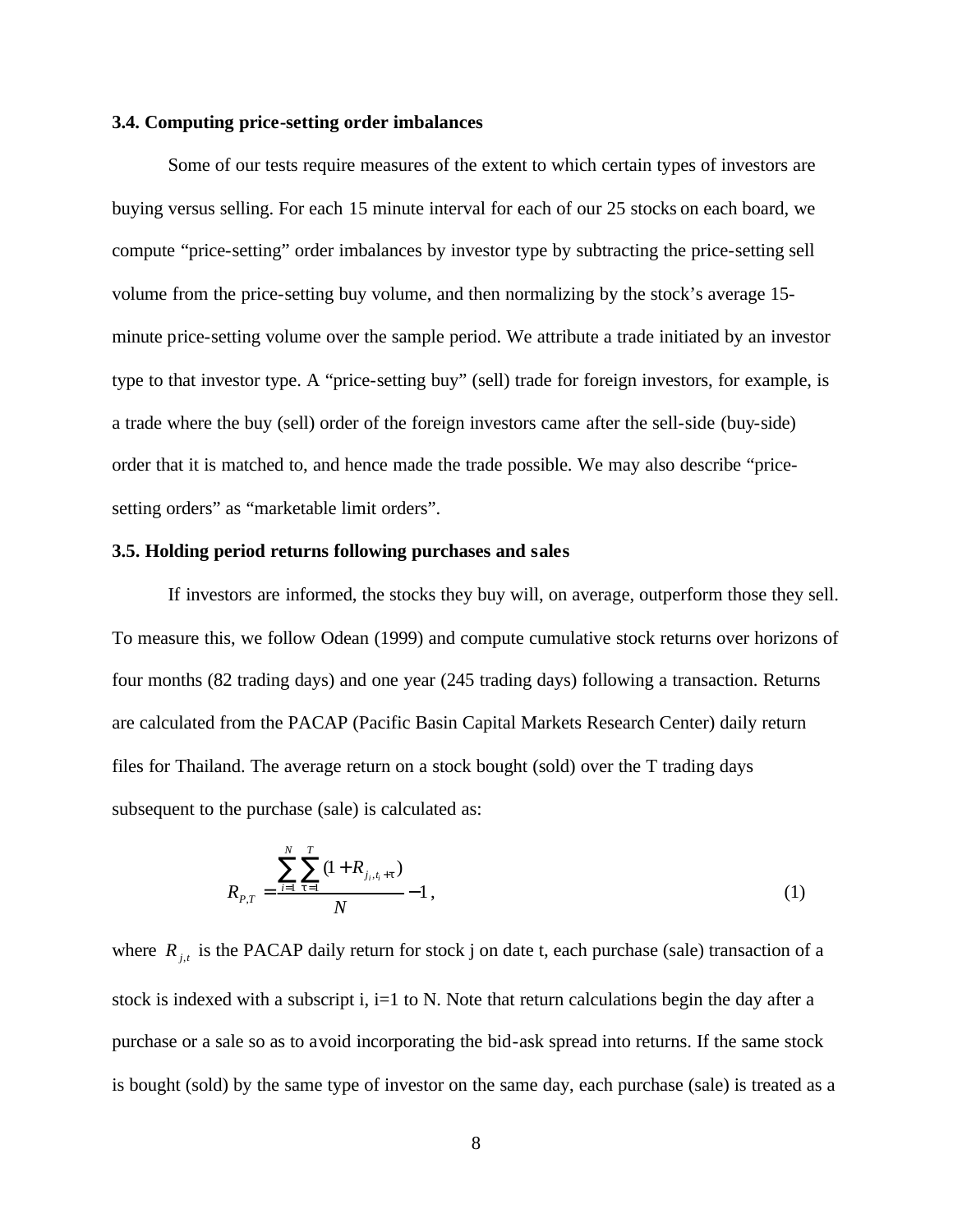### 3.4. Computing price-setting order imbalances

Some of our tests require measures of the extent to which certain types of investors are buying versus selling. For each 15 minute interval for each of our 25 stocks on each board, we compute "price-setting" order imbalances by investor type by subtracting the price-setting sell volume from the price-setting buy volume, and then normalizing by the stock's average 15-minute price-setting volume over the sample period. We attribute a trade initiated by an investor type to that investor type. A "price-setting buy" (sell) trade for foreign investors, for example, is a trade where the buy (sell) order of the foreign investors came after the sell-side (buy-side) order that it is matched to, and hence made the trade possible. We may also describe "price-setting orders" as "marketable limit orders".

### 3.5. Holding period returns following purchases and sales

If investors are informed, the stocks they buy will, on average, outperform those they sell. To measure this, we follow Odean (1999) and compute cumulative stock returns over horizons of four months (82 trading days) and one year (245 trading days) following a transaction. Returns are calculated from the PACAP (Pacific Basin Capital Markets Research Center) daily return files for Thailand. The average return on a stock bought (sold) over the T trading days subsequent to the purchase (sale) is calculated as:

$$R_{P,T} = \frac{\sum_{i=1}^{N} \sum_{\tau=1}^{T} (1 + R_{j_i, t_i + \tau})}{N} - 1, \tag{1}$$

where $R_{j,t}$ is the PACAP daily return for stock j on date t, each purchase (sale) transaction of a stock is indexed with a subscript i, i=1 to N. Note that return calculations begin the day after a purchase or a sale so as to avoid incorporating the bid-ask spread into returns. If the same stock is bought (sold) by the same type of investor on the same day, each purchase (sale) is treated as a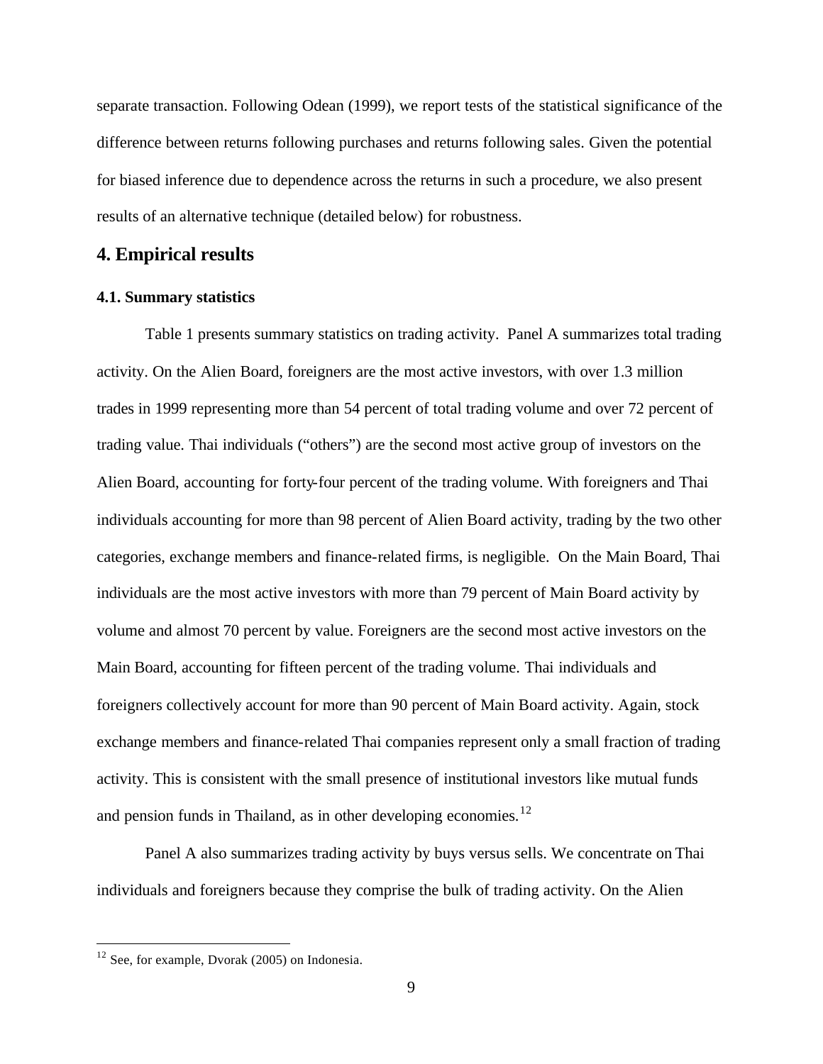separate transaction. Following Odean (1999), we report tests of the statistical significance of the difference between returns following purchases and returns following sales. Given the potential for biased inference due to dependence across the returns in such a procedure, we also present results of an alternative technique (detailed below) for robustness.

## 4. Empirical results

### 4.1. Summary statistics

Table 1 presents summary statistics on trading activity. Panel A summarizes total trading activity. On the Alien Board, foreigners are the most active investors, with over 1.3 million trades in 1999 representing more than 54 percent of total trading volume and over 72 percent of trading value. Thai individuals ("others") are the second most active group of investors on the Alien Board, accounting for forty-four percent of the trading volume. With foreigners and Thai individuals accounting for more than 98 percent of Alien Board activity, trading by the two other categories, exchange members and finance-related firms, is negligible. On the Main Board, Thai individuals are the most active investors with more than 79 percent of Main Board activity by volume and almost 70 percent by value. Foreigners are the second most active investors on the Main Board, accounting for fifteen percent of the trading volume. Thai individuals and foreigners collectively account for more than 90 percent of Main Board activity. Again, stock exchange members and finance-related Thai companies represent only a small fraction of trading activity. This is consistent with the small presence of institutional investors like mutual funds and pension funds in Thailand, as in other developing economies.[12]

Panel A also summarizes trading activity by buys versus sells. We concentrate on Thai individuals and foreigners because they comprise the bulk of trading activity. On the Alien

[12] See, for example, Dvorak (2005) on Indonesia.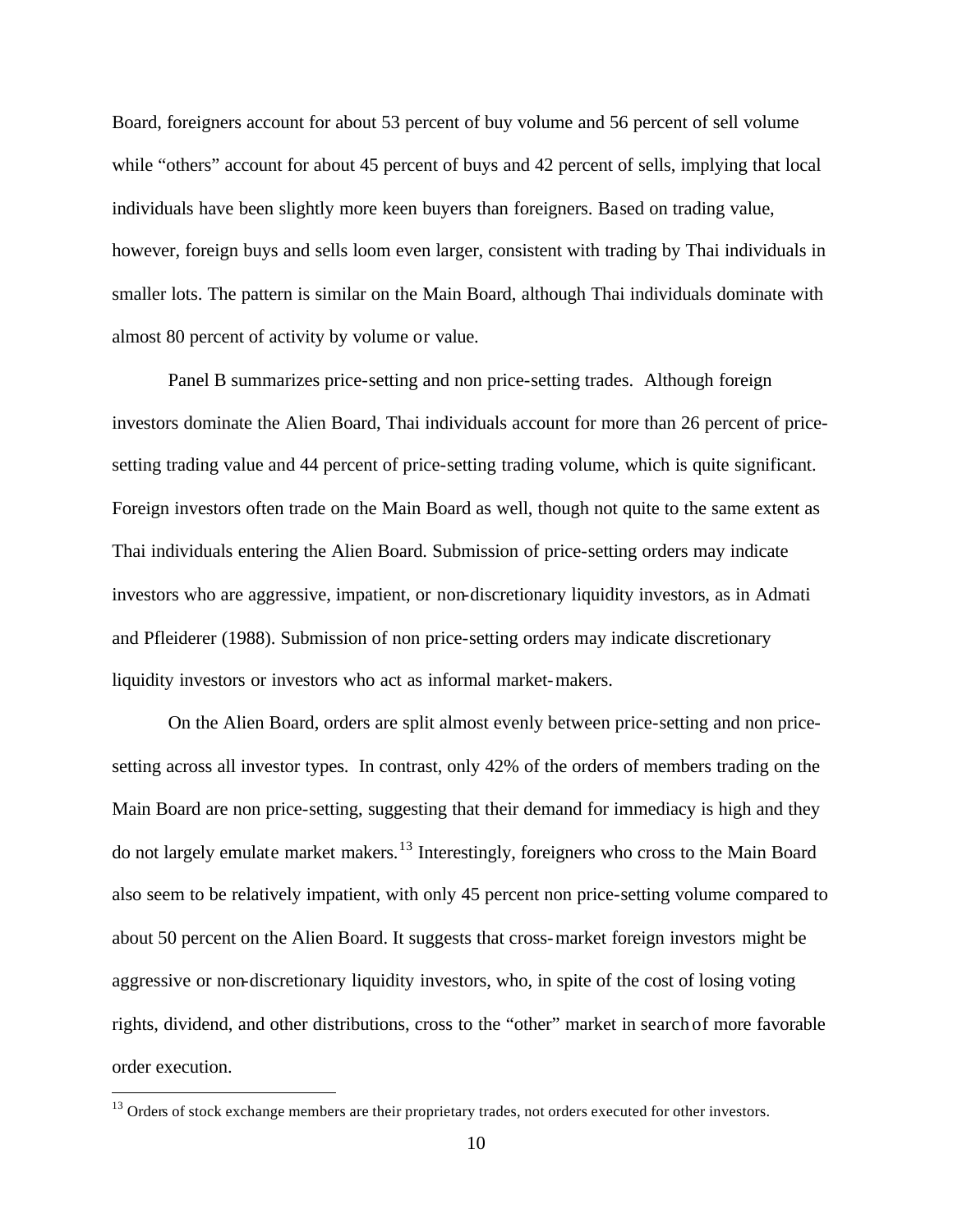Board, foreigners account for about 53 percent of buy volume and 56 percent of sell volume while "others" account for about 45 percent of buys and 42 percent of sells, implying that local individuals have been slightly more keen buyers than foreigners. Based on trading value, however, foreign buys and sells loom even larger, consistent with trading by Thai individuals in smaller lots. The pattern is similar on the Main Board, although Thai individuals dominate with almost 80 percent of activity by volume or value.

Panel B summarizes price-setting and non price-setting trades. Although foreign investors dominate the Alien Board, Thai individuals account for more than 26 percent of price-setting trading value and 44 percent of price-setting trading volume, which is quite significant. Foreign investors often trade on the Main Board as well, though not quite to the same extent as Thai individuals entering the Alien Board. Submission of price-setting orders may indicate investors who are aggressive, impatient, or non-discretionary liquidity investors, as in Admati and Pfleiderer (1988). Submission of non price-setting orders may indicate discretionary liquidity investors or investors who act as informal market-makers.

On the Alien Board, orders are split almost evenly between price-setting and non price-setting across all investor types. In contrast, only 42% of the orders of members trading on the Main Board are non price-setting, suggesting that their demand for immediacy is high and they do not largely emulate market makers.[13] Interestingly, foreigners who cross to the Main Board also seem to be relatively impatient, with only 45 percent non price-setting volume compared to about 50 percent on the Alien Board. It suggests that cross-market foreign investors might be aggressive or non-discretionary liquidity investors, who, in spite of the cost of losing voting rights, dividend, and other distributions, cross to the "other" market in search of more favorable order execution.

[13] Orders of stock exchange members are their proprietary trades, not orders executed for other investors.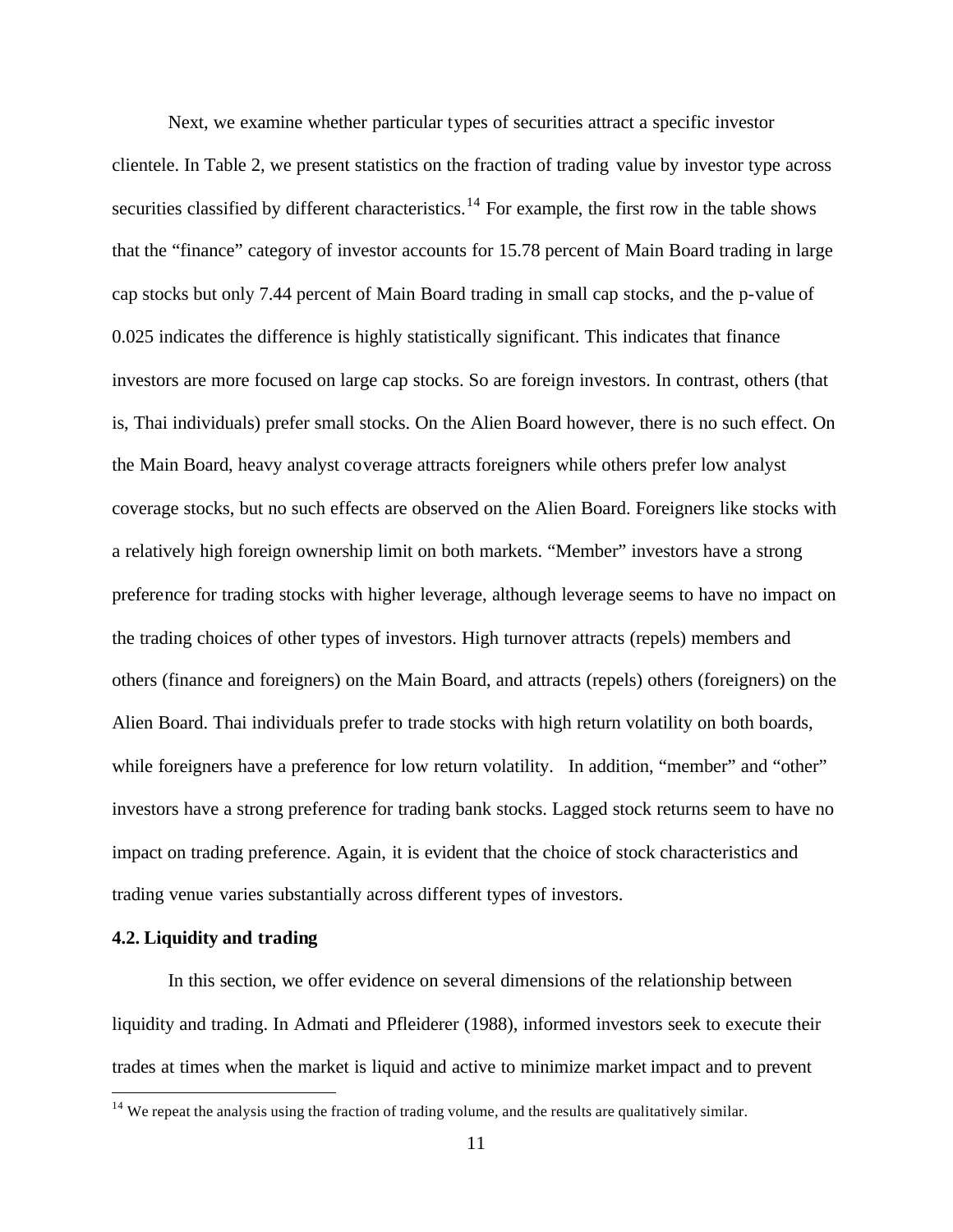Next, we examine whether particular types of securities attract a specific investor clientele. In Table 2, we present statistics on the fraction of trading value by investor type across securities classified by different characteristics.[14] For example, the first row in the table shows that the "finance" category of investor accounts for 15.78 percent of Main Board trading in large cap stocks but only 7.44 percent of Main Board trading in small cap stocks, and the p-value of 0.025 indicates the difference is highly statistically significant. This indicates that finance investors are more focused on large cap stocks. So are foreign investors. In contrast, others (that is, Thai individuals) prefer small stocks. On the Alien Board however, there is no such effect. On the Main Board, heavy analyst coverage attracts foreigners while others prefer low analyst coverage stocks, but no such effects are observed on the Alien Board. Foreigners like stocks with a relatively high foreign ownership limit on both markets. "Member" investors have a strong preference for trading stocks with higher leverage, although leverage seems to have no impact on the trading choices of other types of investors. High turnover attracts (repels) members and others (finance and foreigners) on the Main Board, and attracts (repels) others (foreigners) on the Alien Board. Thai individuals prefer to trade stocks with high return volatility on both boards, while foreigners have a preference for low return volatility. In addition, "member" and "other" investors have a strong preference for trading bank stocks. Lagged stock returns seem to have no impact on trading preference. Again, it is evident that the choice of stock characteristics and trading venue varies substantially across different types of investors.

### 4.2. Liquidity and trading

In this section, we offer evidence on several dimensions of the relationship between liquidity and trading. In Admati and Pfleiderer (1988), informed investors seek to execute their trades at times when the market is liquid and active to minimize market impact and to prevent

[14] We repeat the analysis using the fraction of trading volume, and the results are qualitatively similar.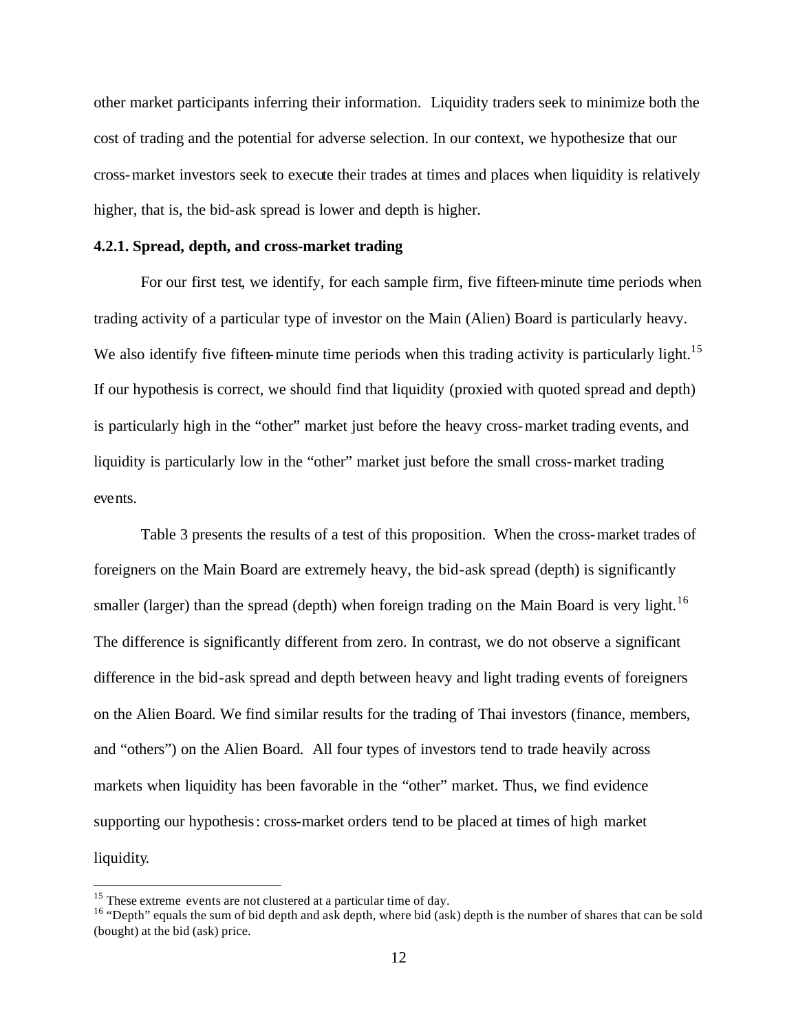other market participants inferring their information. Liquidity traders seek to minimize both the cost of trading and the potential for adverse selection. In our context, we hypothesize that our cross-market investors seek to execute their trades at times and places when liquidity is relatively higher, that is, the bid-ask spread is lower and depth is higher.

### 4.2.1. Spread, depth, and cross-market trading

For our first test, we identify, for each sample firm, five fifteen-minute time periods when trading activity of a particular type of investor on the Main (Alien) Board is particularly heavy. We also identify five fifteen-minute time periods when this trading activity is particularly light.[15] If our hypothesis is correct, we should find that liquidity (proxied with quoted spread and depth) is particularly high in the "other" market just before the heavy cross-market trading events, and liquidity is particularly low in the "other" market just before the small cross-market trading events.

Table 3 presents the results of a test of this proposition. When the cross-market trades of foreigners on the Main Board are extremely heavy, the bid-ask spread (depth) is significantly smaller (larger) than the spread (depth) when foreign trading on the Main Board is very light.[16] The difference is significantly different from zero. In contrast, we do not observe a significant difference in the bid-ask spread and depth between heavy and light trading events of foreigners on the Alien Board. We find similar results for the trading of Thai investors (finance, members, and "others") on the Alien Board. All four types of investors tend to trade heavily across markets when liquidity has been favorable in the "other" market. Thus, we find evidence supporting our hypothesis: cross-market orders tend to be placed at times of high market liquidity.

---

[15] These extreme events are not clustered at a particular time of day.

[16] "Depth" equals the sum of bid depth and ask depth, where bid (ask) depth is the number of shares that can be sold (bought) at the bid (ask) price.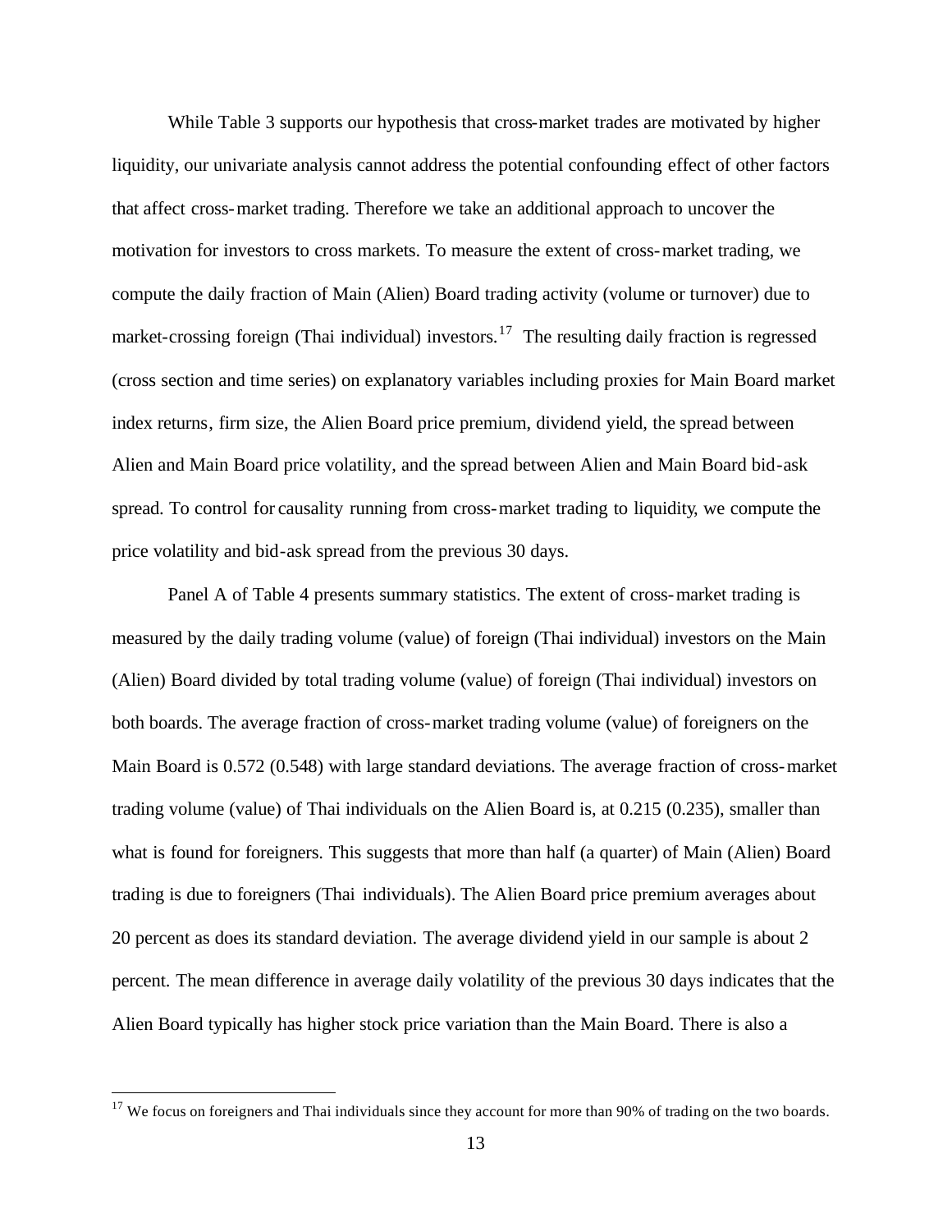While Table 3 supports our hypothesis that cross-market trades are motivated by higher liquidity, our univariate analysis cannot address the potential confounding effect of other factors that affect cross-market trading. Therefore we take an additional approach to uncover the motivation for investors to cross markets. To measure the extent of cross-market trading, we compute the daily fraction of Main (Alien) Board trading activity (volume or turnover) due to market-crossing foreign (Thai individual) investors.[17] The resulting daily fraction is regressed (cross section and time series) on explanatory variables including proxies for Main Board market index returns, firm size, the Alien Board price premium, dividend yield, the spread between Alien and Main Board price volatility, and the spread between Alien and Main Board bid-ask spread. To control for causality running from cross-market trading to liquidity, we compute the price volatility and bid-ask spread from the previous 30 days.

Panel A of Table 4 presents summary statistics. The extent of cross-market trading is measured by the daily trading volume (value) of foreign (Thai individual) investors on the Main (Alien) Board divided by total trading volume (value) of foreign (Thai individual) investors on both boards. The average fraction of cross-market trading volume (value) of foreigners on the Main Board is 0.572 (0.548) with large standard deviations. The average fraction of cross-market trading volume (value) of Thai individuals on the Alien Board is, at 0.215 (0.235), smaller than what is found for foreigners. This suggests that more than half (a quarter) of Main (Alien) Board trading is due to foreigners (Thai individuals). The Alien Board price premium averages about 20 percent as does its standard deviation. The average dividend yield in our sample is about 2 percent. The mean difference in average daily volatility of the previous 30 days indicates that the Alien Board typically has higher stock price variation than the Main Board. There is also a

[17] We focus on foreigners and Thai individuals since they account for more than 90% of trading on the two boards.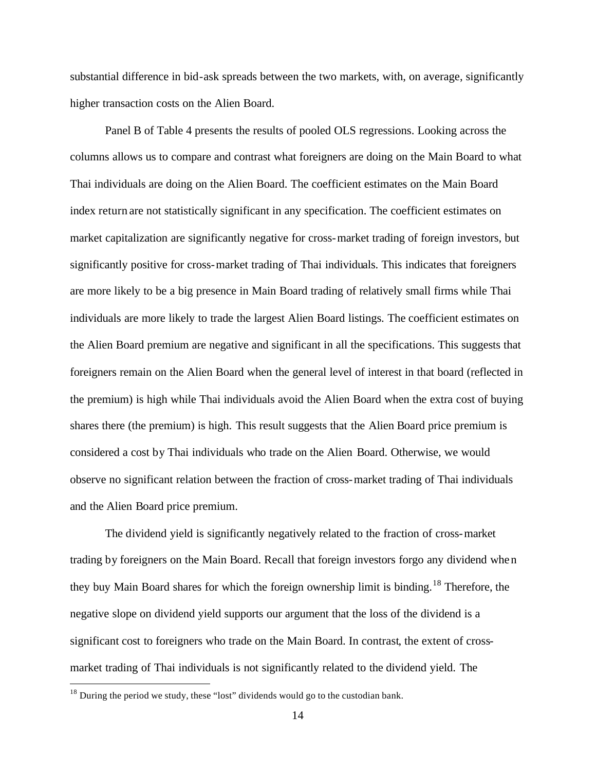substantial difference in bid-ask spreads between the two markets, with, on average, significantly higher transaction costs on the Alien Board.

Panel B of Table 4 presents the results of pooled OLS regressions. Looking across the columns allows us to compare and contrast what foreigners are doing on the Main Board to what Thai individuals are doing on the Alien Board. The coefficient estimates on the Main Board index return are not statistically significant in any specification. The coefficient estimates on market capitalization are significantly negative for cross-market trading of foreign investors, but significantly positive for cross-market trading of Thai individuals. This indicates that foreigners are more likely to be a big presence in Main Board trading of relatively small firms while Thai individuals are more likely to trade the largest Alien Board listings. The coefficient estimates on the Alien Board premium are negative and significant in all the specifications. This suggests that foreigners remain on the Alien Board when the general level of interest in that board (reflected in the premium) is high while Thai individuals avoid the Alien Board when the extra cost of buying shares there (the premium) is high. This result suggests that the Alien Board price premium is considered a cost by Thai individuals who trade on the Alien Board. Otherwise, we would observe no significant relation between the fraction of cross-market trading of Thai individuals and the Alien Board price premium.

The dividend yield is significantly negatively related to the fraction of cross-market trading by foreigners on the Main Board. Recall that foreign investors forgo any dividend when they buy Main Board shares for which the foreign ownership limit is binding.[18] Therefore, the negative slope on dividend yield supports our argument that the loss of the dividend is a significant cost to foreigners who trade on the Main Board. In contrast, the extent of cross-market trading of Thai individuals is not significantly related to the dividend yield. The

[18] During the period we study, these "lost" dividends would go to the custodian bank.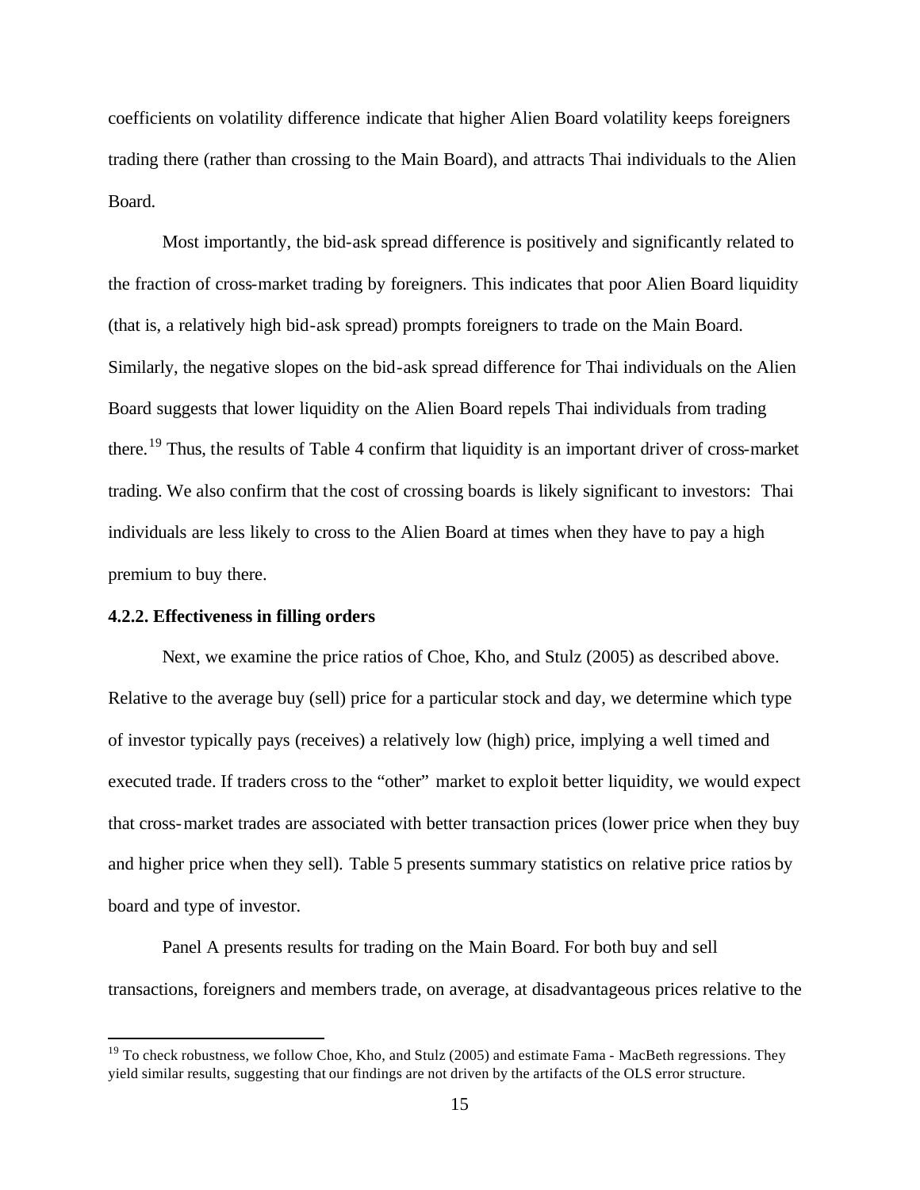coefficients on volatility difference indicate that higher Alien Board volatility keeps foreigners trading there (rather than crossing to the Main Board), and attracts Thai individuals to the Alien Board.

Most importantly, the bid-ask spread difference is positively and significantly related to the fraction of cross-market trading by foreigners. This indicates that poor Alien Board liquidity (that is, a relatively high bid-ask spread) prompts foreigners to trade on the Main Board. Similarly, the negative slopes on the bid-ask spread difference for Thai individuals on the Alien Board suggests that lower liquidity on the Alien Board repels Thai individuals from trading there.[19] Thus, the results of Table 4 confirm that liquidity is an important driver of cross-market trading. We also confirm that the cost of crossing boards is likely significant to investors: Thai individuals are less likely to cross to the Alien Board at times when they have to pay a high premium to buy there.

#### 4.2.2. Effectiveness in filling orders

Next, we examine the price ratios of Choe, Kho, and Stulz (2005) as described above. Relative to the average buy (sell) price for a particular stock and day, we determine which type of investor typically pays (receives) a relatively low (high) price, implying a well timed and executed trade. If traders cross to the "other" market to exploit better liquidity, we would expect that cross-market trades are associated with better transaction prices (lower price when they buy and higher price when they sell). Table 5 presents summary statistics on relative price ratios by board and type of investor.

Panel A presents results for trading on the Main Board. For both buy and sell transactions, foreigners and members trade, on average, at disadvantageous prices relative to the

---

[19] To check robustness, we follow Choe, Kho, and Stulz (2005) and estimate Fama - MacBeth regressions. They yield similar results, suggesting that our findings are not driven by the artifacts of the OLS error structure.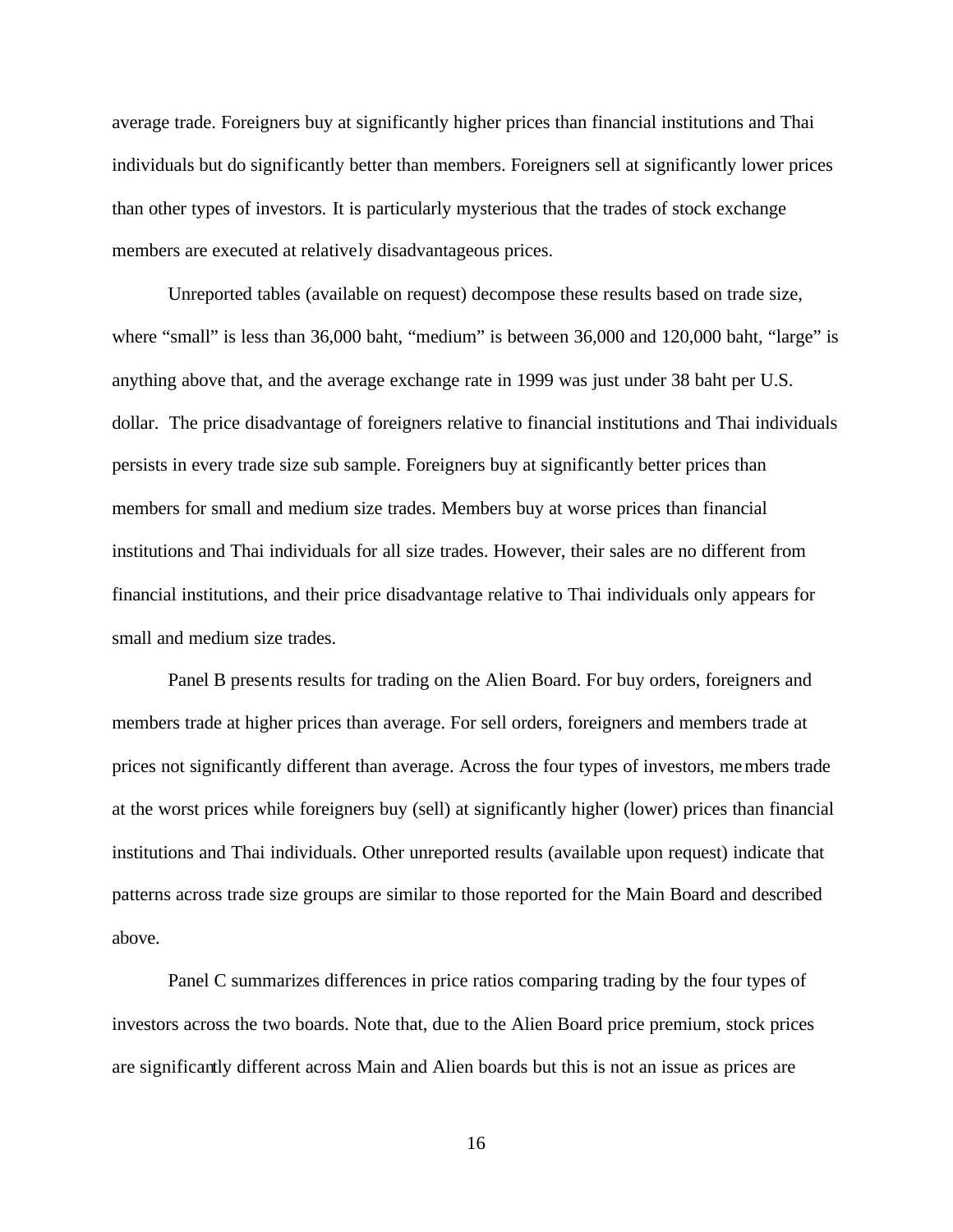average trade. Foreigners buy at significantly higher prices than financial institutions and Thai individuals but do significantly better than members. Foreigners sell at significantly lower prices than other types of investors. It is particularly mysterious that the trades of stock exchange members are executed at relatively disadvantageous prices.

Unreported tables (available on request) decompose these results based on trade size, where "small" is less than 36,000 baht, "medium" is between 36,000 and 120,000 baht, "large" is anything above that, and the average exchange rate in 1999 was just under 38 baht per U.S. dollar. The price disadvantage of foreigners relative to financial institutions and Thai individuals persists in every trade size sub sample. Foreigners buy at significantly better prices than members for small and medium size trades. Members buy at worse prices than financial institutions and Thai individuals for all size trades. However, their sales are no different from financial institutions, and their price disadvantage relative to Thai individuals only appears for small and medium size trades.

Panel B presents results for trading on the Alien Board. For buy orders, foreigners and members trade at higher prices than average. For sell orders, foreigners and members trade at prices not significantly different than average. Across the four types of investors, members trade at the worst prices while foreigners buy (sell) at significantly higher (lower) prices than financial institutions and Thai individuals. Other unreported results (available upon request) indicate that patterns across trade size groups are similar to those reported for the Main Board and described above.

Panel C summarizes differences in price ratios comparing trading by the four types of investors across the two boards. Note that, due to the Alien Board price premium, stock prices are significantly different across Main and Alien boards but this is not an issue as prices are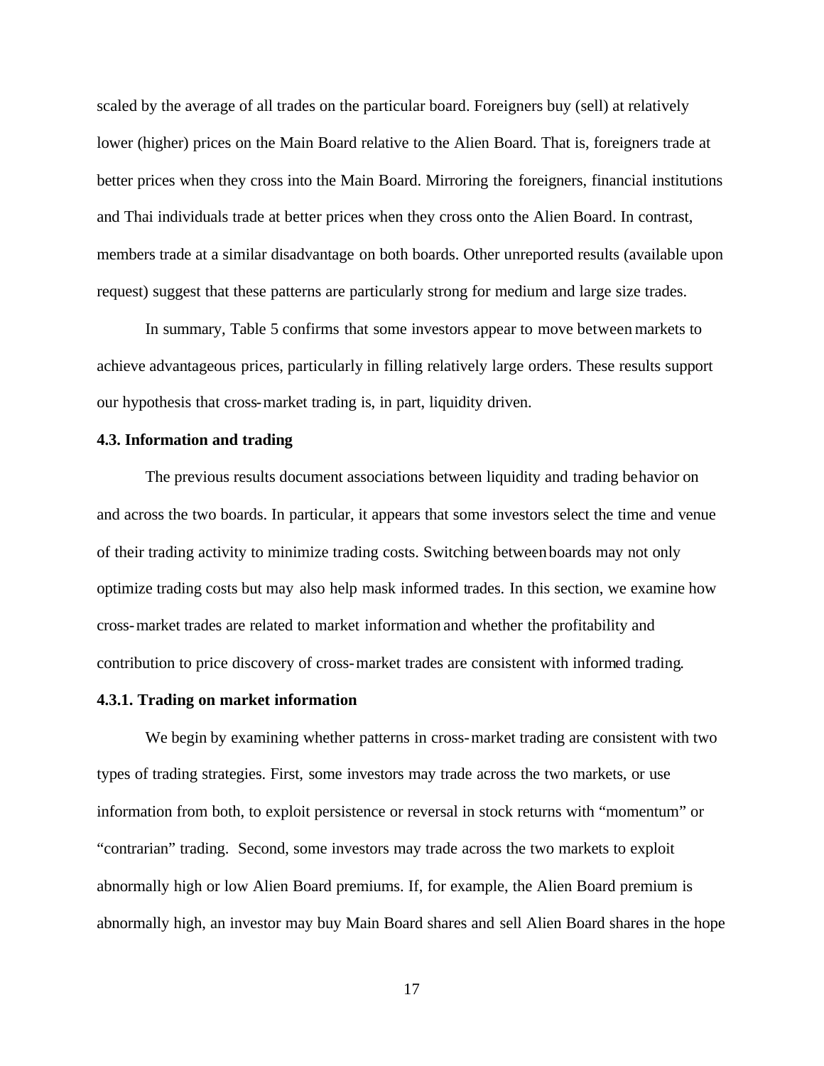scaled by the average of all trades on the particular board. Foreigners buy (sell) at relatively lower (higher) prices on the Main Board relative to the Alien Board. That is, foreigners trade at better prices when they cross into the Main Board. Mirroring the foreigners, financial institutions and Thai individuals trade at better prices when they cross onto the Alien Board. In contrast, members trade at a similar disadvantage on both boards. Other unreported results (available upon request) suggest that these patterns are particularly strong for medium and large size trades.

In summary, Table 5 confirms that some investors appear to move between markets to achieve advantageous prices, particularly in filling relatively large orders. These results support our hypothesis that cross-market trading is, in part, liquidity driven.

#### 4.3. Information and trading

The previous results document associations between liquidity and trading behavior on and across the two boards. In particular, it appears that some investors select the time and venue of their trading activity to minimize trading costs. Switching between boards may not only optimize trading costs but may also help mask informed trades. In this section, we examine how cross-market trades are related to market information and whether the profitability and contribution to price discovery of cross-market trades are consistent with informed trading.

#### 4.3.1. Trading on market information

We begin by examining whether patterns in cross-market trading are consistent with two types of trading strategies. First, some investors may trade across the two markets, or use information from both, to exploit persistence or reversal in stock returns with "momentum" or "contrarian" trading. Second, some investors may trade across the two markets to exploit abnormally high or low Alien Board premiums. If, for example, the Alien Board premium is abnormally high, an investor may buy Main Board shares and sell Alien Board shares in the hope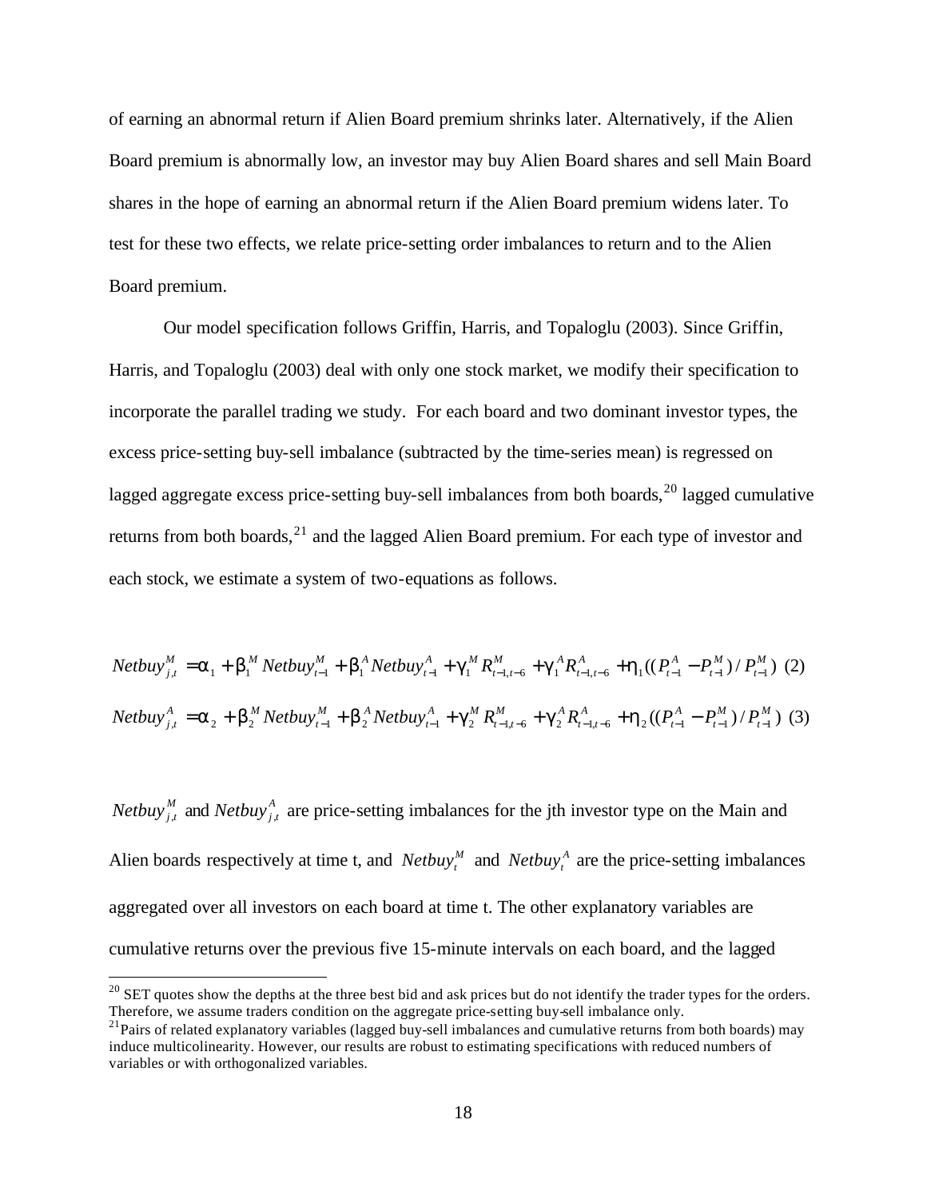of earning an abnormal return if Alien Board premium shrinks later. Alternatively, if the Alien Board premium is abnormally low, an investor may buy Alien Board shares and sell Main Board shares in the hope of earning an abnormal return if the Alien Board premium widens later. To test for these two effects, we relate price-setting order imbalances to return and to the Alien Board premium.

Our model specification follows Griffin, Harris, and Topaloglu (2003). Since Griffin, Harris, and Topaloglu (2003) deal with only one stock market, we modify their specification to incorporate the parallel trading we study. For each board and two dominant investor types, the excess price-setting buy-sell imbalance (subtracted by the time-series mean) is regressed on lagged aggregate excess price-setting buy-sell imbalances from both boards,[20] lagged cumulative returns from both boards,[21] and the lagged Alien Board premium. For each type of investor and each stock, we estimate a system of two-equations as follows.

$$Netbuy^{M}_{j,t} = \alpha_1 + \beta^{M}_{1} Netbuy^{M}_{t-1} + \beta^{A}_{1} Netbuy^{A}_{t-1} + \gamma^{M}_{1} R^{M}_{t-1,t-6} + \gamma^{A}_{1} R^{A}_{t-1,t-6} + \eta_1((P^{A}_{t-1} - P^{M}_{t-1})/P^{M}_{t-1}) \quad (2)$$

$$Netbuy^{A}_{j,t} = \alpha_2 + \beta^{M}_{2} Netbuy^{M}_{t-1} + \beta^{A}_{2} Netbuy^{A}_{t-1} + \gamma^{M}_{2} R^{M}_{t-1,t-6} + \gamma^{A}_{2} R^{A}_{t-1,t-6} + \eta_2((P^{A}_{t-1} - P^{M}_{t-1})/P^{M}_{t-1}) \quad (3)$$

$Netbuy^{M}_{j,t}$ and $Netbuy^{A}_{j,t}$ are price-setting imbalances for the jth investor type on the Main and Alien boards respectively at time t, and $Netbuy^{M}_{t}$ and $Netbuy^{A}_{t}$ are the price-setting imbalances aggregated over all investors on each board at time t. The other explanatory variables are cumulative returns over the previous five 15-minute intervals on each board, and the lagged

[20] SET quotes show the depths at the three best bid and ask prices but do not identify the trader types for the orders. Therefore, we assume traders condition on the aggregate price-setting buy-sell imbalance only.

[21] Pairs of related explanatory variables (lagged buy-sell imbalances and cumulative returns from both boards) may induce multicolinearity. However, our results are robust to estimating specifications with reduced numbers of variables or with orthogonalized variables.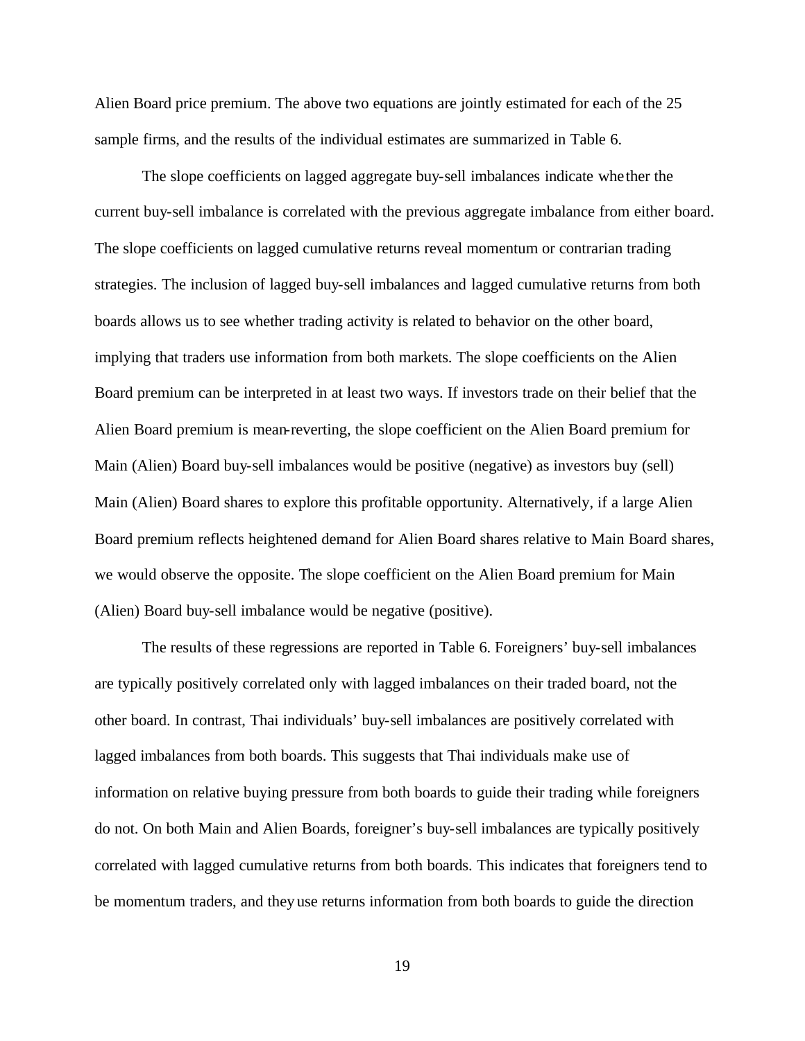Alien Board price premium. The above two equations are jointly estimated for each of the 25 sample firms, and the results of the individual estimates are summarized in Table 6.

The slope coefficients on lagged aggregate buy-sell imbalances indicate whether the current buy-sell imbalance is correlated with the previous aggregate imbalance from either board. The slope coefficients on lagged cumulative returns reveal momentum or contrarian trading strategies. The inclusion of lagged buy-sell imbalances and lagged cumulative returns from both boards allows us to see whether trading activity is related to behavior on the other board, implying that traders use information from both markets. The slope coefficients on the Alien Board premium can be interpreted in at least two ways. If investors trade on their belief that the Alien Board premium is mean-reverting, the slope coefficient on the Alien Board premium for Main (Alien) Board buy-sell imbalances would be positive (negative) as investors buy (sell) Main (Alien) Board shares to explore this profitable opportunity. Alternatively, if a large Alien Board premium reflects heightened demand for Alien Board shares relative to Main Board shares, we would observe the opposite. The slope coefficient on the Alien Board premium for Main (Alien) Board buy-sell imbalance would be negative (positive).

The results of these regressions are reported in Table 6. Foreigners' buy-sell imbalances are typically positively correlated only with lagged imbalances on their traded board, not the other board. In contrast, Thai individuals' buy-sell imbalances are positively correlated with lagged imbalances from both boards. This suggests that Thai individuals make use of information on relative buying pressure from both boards to guide their trading while foreigners do not. On both Main and Alien Boards, foreigner's buy-sell imbalances are typically positively correlated with lagged cumulative returns from both boards. This indicates that foreigners tend to be momentum traders, and they use returns information from both boards to guide the direction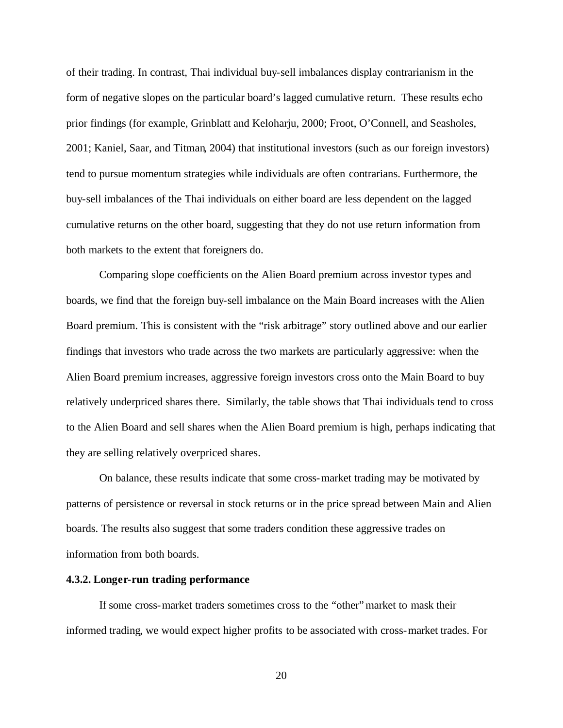of their trading. In contrast, Thai individual buy-sell imbalances display contrarianism in the form of negative slopes on the particular board's lagged cumulative return. These results echo prior findings (for example, Grinblatt and Keloharju, 2000; Froot, O'Connell, and Seasholes, 2001; Kaniel, Saar, and Titman, 2004) that institutional investors (such as our foreign investors) tend to pursue momentum strategies while individuals are often contrarians. Furthermore, the buy-sell imbalances of the Thai individuals on either board are less dependent on the lagged cumulative returns on the other board, suggesting that they do not use return information from both markets to the extent that foreigners do.

Comparing slope coefficients on the Alien Board premium across investor types and boards, we find that the foreign buy-sell imbalance on the Main Board increases with the Alien Board premium. This is consistent with the "risk arbitrage" story outlined above and our earlier findings that investors who trade across the two markets are particularly aggressive: when the Alien Board premium increases, aggressive foreign investors cross onto the Main Board to buy relatively underpriced shares there. Similarly, the table shows that Thai individuals tend to cross to the Alien Board and sell shares when the Alien Board premium is high, perhaps indicating that they are selling relatively overpriced shares.

On balance, these results indicate that some cross-market trading may be motivated by patterns of persistence or reversal in stock returns or in the price spread between Main and Alien boards. The results also suggest that some traders condition these aggressive trades on information from both boards.

#### 4.3.2. Longer-run trading performance

If some cross-market traders sometimes cross to the "other" market to mask their informed trading, we would expect higher profits to be associated with cross-market trades. For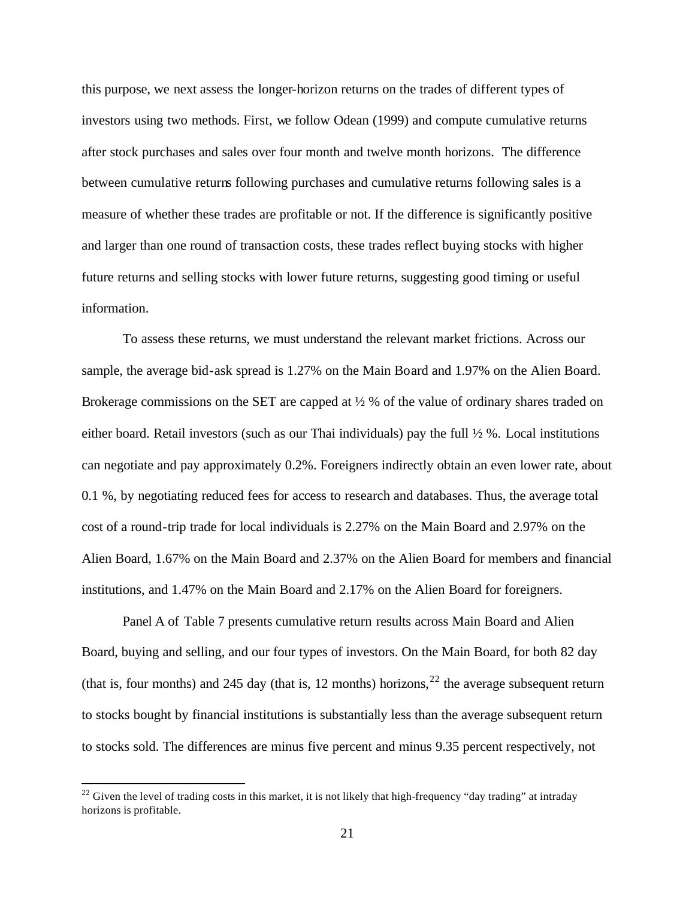this purpose, we next assess the longer-horizon returns on the trades of different types of investors using two methods. First, we follow Odean (1999) and compute cumulative returns after stock purchases and sales over four month and twelve month horizons. The difference between cumulative returns following purchases and cumulative returns following sales is a measure of whether these trades are profitable or not. If the difference is significantly positive and larger than one round of transaction costs, these trades reflect buying stocks with higher future returns and selling stocks with lower future returns, suggesting good timing or useful information.

To assess these returns, we must understand the relevant market frictions. Across our sample, the average bid-ask spread is 1.27% on the Main Board and 1.97% on the Alien Board. Brokerage commissions on the SET are capped at ½ % of the value of ordinary shares traded on either board. Retail investors (such as our Thai individuals) pay the full ½ %. Local institutions can negotiate and pay approximately 0.2%. Foreigners indirectly obtain an even lower rate, about 0.1 %, by negotiating reduced fees for access to research and databases. Thus, the average total cost of a round-trip trade for local individuals is 2.27% on the Main Board and 2.97% on the Alien Board, 1.67% on the Main Board and 2.37% on the Alien Board for members and financial institutions, and 1.47% on the Main Board and 2.17% on the Alien Board for foreigners.

Panel A of Table 7 presents cumulative return results across Main Board and Alien Board, buying and selling, and our four types of investors. On the Main Board, for both 82 day (that is, four months) and 245 day (that is, 12 months) horizons,[22] the average subsequent return to stocks bought by financial institutions is substantially less than the average subsequent return to stocks sold. The differences are minus five percent and minus 9.35 percent respectively, not

[22] Given the level of trading costs in this market, it is not likely that high-frequency "day trading" at intraday horizons is profitable.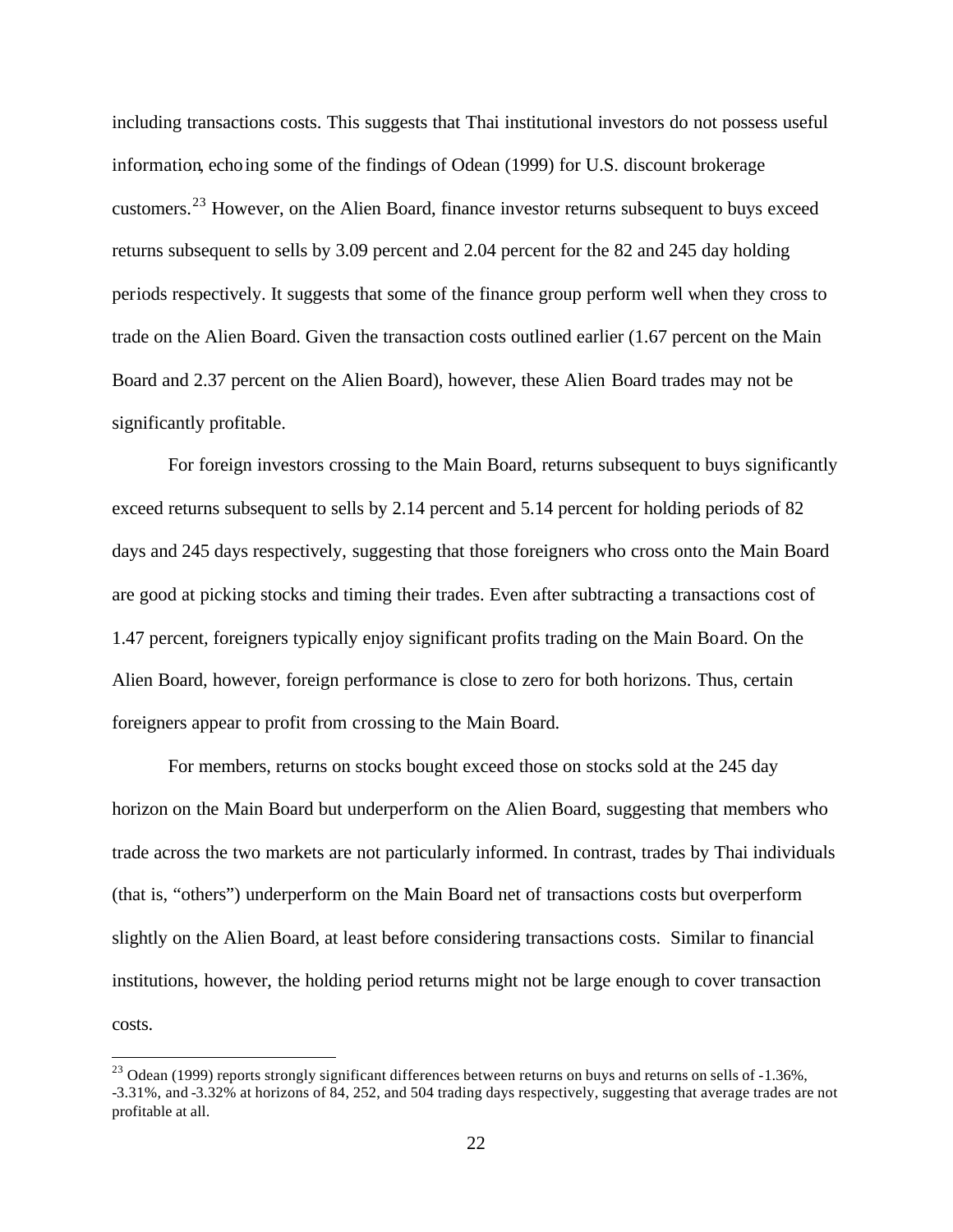including transactions costs. This suggests that Thai institutional investors do not possess useful information, echoing some of the findings of Odean (1999) for U.S. discount brokerage customers.[23] However, on the Alien Board, finance investor returns subsequent to buys exceed returns subsequent to sells by 3.09 percent and 2.04 percent for the 82 and 245 day holding periods respectively. It suggests that some of the finance group perform well when they cross to trade on the Alien Board. Given the transaction costs outlined earlier (1.67 percent on the Main Board and 2.37 percent on the Alien Board), however, these Alien Board trades may not be significantly profitable.

For foreign investors crossing to the Main Board, returns subsequent to buys significantly exceed returns subsequent to sells by 2.14 percent and 5.14 percent for holding periods of 82 days and 245 days respectively, suggesting that those foreigners who cross onto the Main Board are good at picking stocks and timing their trades. Even after subtracting a transactions cost of 1.47 percent, foreigners typically enjoy significant profits trading on the Main Board. On the Alien Board, however, foreign performance is close to zero for both horizons. Thus, certain foreigners appear to profit from crossing to the Main Board.

For members, returns on stocks bought exceed those on stocks sold at the 245 day horizon on the Main Board but underperform on the Alien Board, suggesting that members who trade across the two markets are not particularly informed. In contrast, trades by Thai individuals (that is, "others") underperform on the Main Board net of transactions costs but overperform slightly on the Alien Board, at least before considering transactions costs. Similar to financial institutions, however, the holding period returns might not be large enough to cover transaction costs.

[23] Odean (1999) reports strongly significant differences between returns on buys and returns on sells of -1.36%, -3.31%, and -3.32% at horizons of 84, 252, and 504 trading days respectively, suggesting that average trades are not profitable at all.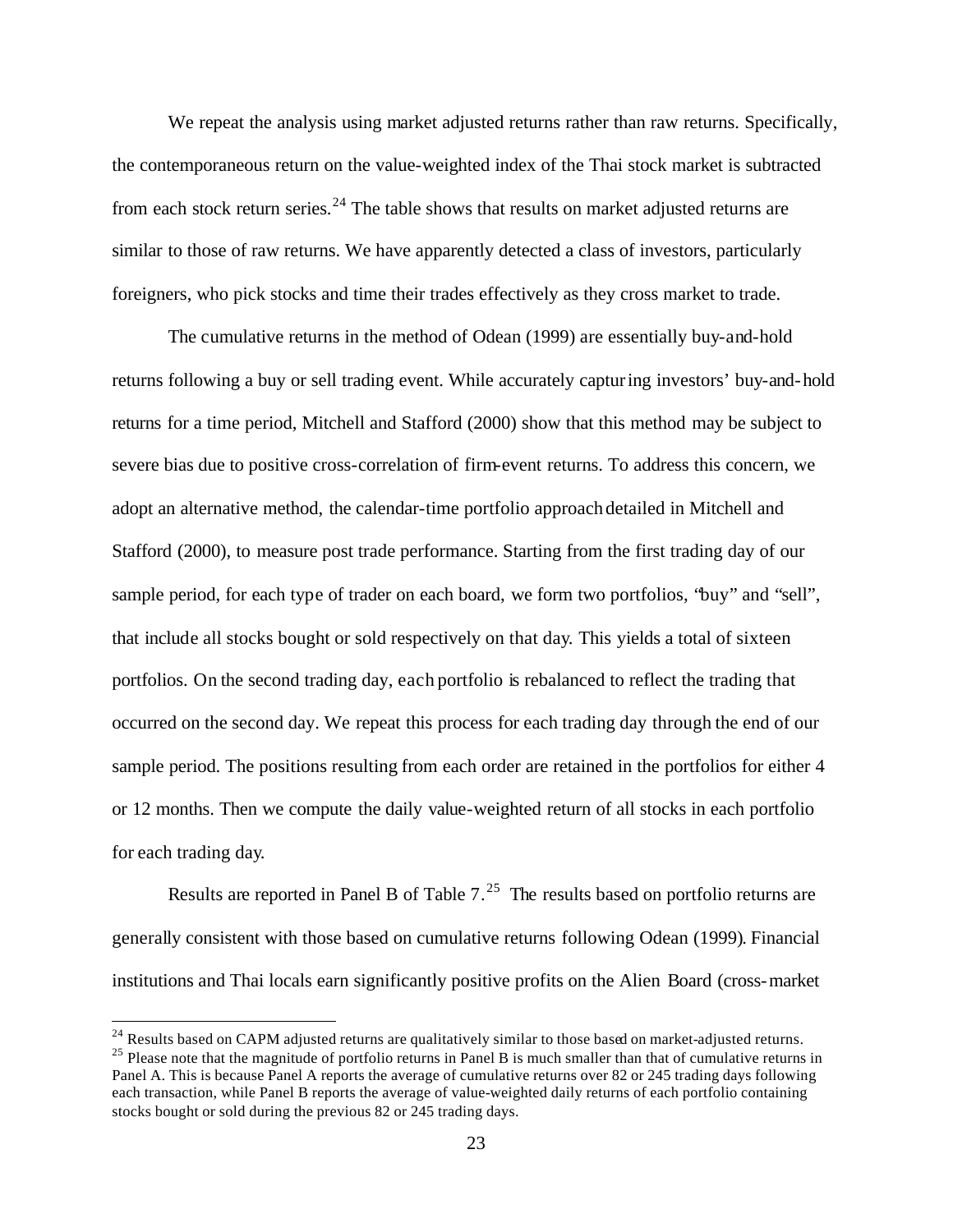We repeat the analysis using market adjusted returns rather than raw returns. Specifically, the contemporaneous return on the value-weighted index of the Thai stock market is subtracted from each stock return series.[24] The table shows that results on market adjusted returns are similar to those of raw returns. We have apparently detected a class of investors, particularly foreigners, who pick stocks and time their trades effectively as they cross market to trade.

The cumulative returns in the method of Odean (1999) are essentially buy-and-hold returns following a buy or sell trading event. While accurately capturing investors' buy-and-hold returns for a time period, Mitchell and Stafford (2000) show that this method may be subject to severe bias due to positive cross-correlation of firm-event returns. To address this concern, we adopt an alternative method, the calendar-time portfolio approach detailed in Mitchell and Stafford (2000), to measure post trade performance. Starting from the first trading day of our sample period, for each type of trader on each board, we form two portfolios, "buy" and "sell", that include all stocks bought or sold respectively on that day. This yields a total of sixteen portfolios. On the second trading day, each portfolio is rebalanced to reflect the trading that occurred on the second day. We repeat this process for each trading day through the end of our sample period. The positions resulting from each order are retained in the portfolios for either 4 or 12 months. Then we compute the daily value-weighted return of all stocks in each portfolio for each trading day.

Results are reported in Panel B of Table 7.[25] The results based on portfolio returns are generally consistent with those based on cumulative returns following Odean (1999). Financial institutions and Thai locals earn significantly positive profits on the Alien Board (cross-market

---

[24] Results based on CAPM adjusted returns are qualitatively similar to those based on market-adjusted returns.

[25] Please note that the magnitude of portfolio returns in Panel B is much smaller than that of cumulative returns in Panel A. This is because Panel A reports the average of cumulative returns over 82 or 245 trading days following each transaction, while Panel B reports the average of value-weighted daily returns of each portfolio containing stocks bought or sold during the previous 82 or 245 trading days.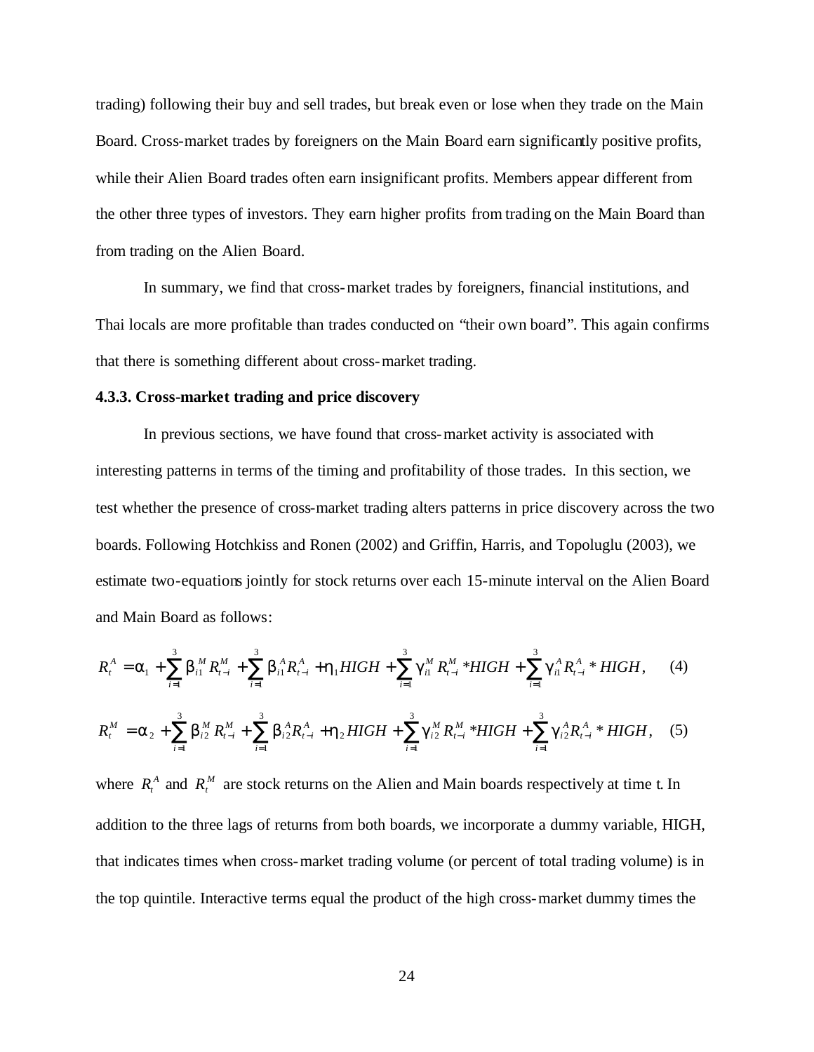trading) following their buy and sell trades, but break even or lose when they trade on the Main Board. Cross-market trades by foreigners on the Main Board earn significantly positive profits, while their Alien Board trades often earn insignificant profits. Members appear different from the other three types of investors. They earn higher profits from trading on the Main Board than from trading on the Alien Board.

In summary, we find that cross-market trades by foreigners, financial institutions, and Thai locals are more profitable than trades conducted on "their own board". This again confirms that there is something different about cross-market trading.

### 4.3.3. Cross-market trading and price discovery

In previous sections, we have found that cross-market activity is associated with interesting patterns in terms of the timing and profitability of those trades. In this section, we test whether the presence of cross-market trading alters patterns in price discovery across the two boards. Following Hotchkiss and Ronen (2002) and Griffin, Harris, and Topoluglu (2003), we estimate two-equations jointly for stock returns over each 15-minute interval on the Alien Board and Main Board as follows:

$$R_t^A = \alpha_1 + \sum_{i=1}^{3} \beta_{i1}^M R_{t-i}^M + \sum_{i=1}^{3} \beta_{i1}^A R_{t-i}^A + \eta_1 HIGH + \sum_{i=1}^{3} \gamma_{i1}^M R_{t-i}^M * HIGH + \sum_{i=1}^{3} \gamma_{i1}^A R_{t-i}^A * HIGH, \quad (4)$$

$$R_t^M = \alpha_2 + \sum_{i=1}^{3} \beta_{i2}^M R_{t-i}^M + \sum_{i=1}^{3} \beta_{i2}^A R_{t-i}^A + \eta_2 HIGH + \sum_{i=1}^{3} \gamma_{i2}^M R_{t-i}^M * HIGH + \sum_{i=1}^{3} \gamma_{i2}^A R_{t-i}^A * HIGH, \quad (5)$$

where $R_t^A$ and $R_t^M$ are stock returns on the Alien and Main boards respectively at time t. In addition to the three lags of returns from both boards, we incorporate a dummy variable, HIGH, that indicates times when cross-market trading volume (or percent of total trading volume) is in the top quintile. Interactive terms equal the product of the high cross-market dummy times the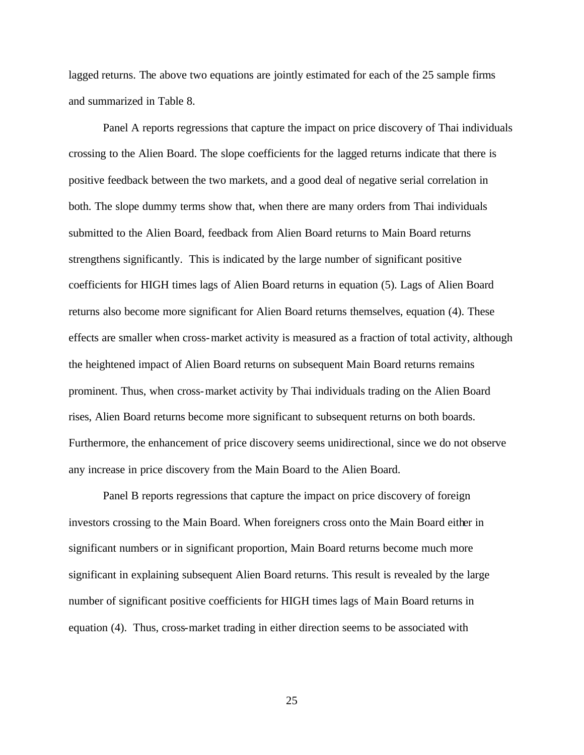lagged returns. The above two equations are jointly estimated for each of the 25 sample firms and summarized in Table 8.

Panel A reports regressions that capture the impact on price discovery of Thai individuals crossing to the Alien Board. The slope coefficients for the lagged returns indicate that there is positive feedback between the two markets, and a good deal of negative serial correlation in both. The slope dummy terms show that, when there are many orders from Thai individuals submitted to the Alien Board, feedback from Alien Board returns to Main Board returns strengthens significantly. This is indicated by the large number of significant positive coefficients for HIGH times lags of Alien Board returns in equation (5). Lags of Alien Board returns also become more significant for Alien Board returns themselves, equation (4). These effects are smaller when cross-market activity is measured as a fraction of total activity, although the heightened impact of Alien Board returns on subsequent Main Board returns remains prominent. Thus, when cross-market activity by Thai individuals trading on the Alien Board rises, Alien Board returns become more significant to subsequent returns on both boards. Furthermore, the enhancement of price discovery seems unidirectional, since we do not observe any increase in price discovery from the Main Board to the Alien Board.

Panel B reports regressions that capture the impact on price discovery of foreign investors crossing to the Main Board. When foreigners cross onto the Main Board either in significant numbers or in significant proportion, Main Board returns become much more significant in explaining subsequent Alien Board returns. This result is revealed by the large number of significant positive coefficients for HIGH times lags of Main Board returns in equation (4). Thus, cross-market trading in either direction seems to be associated with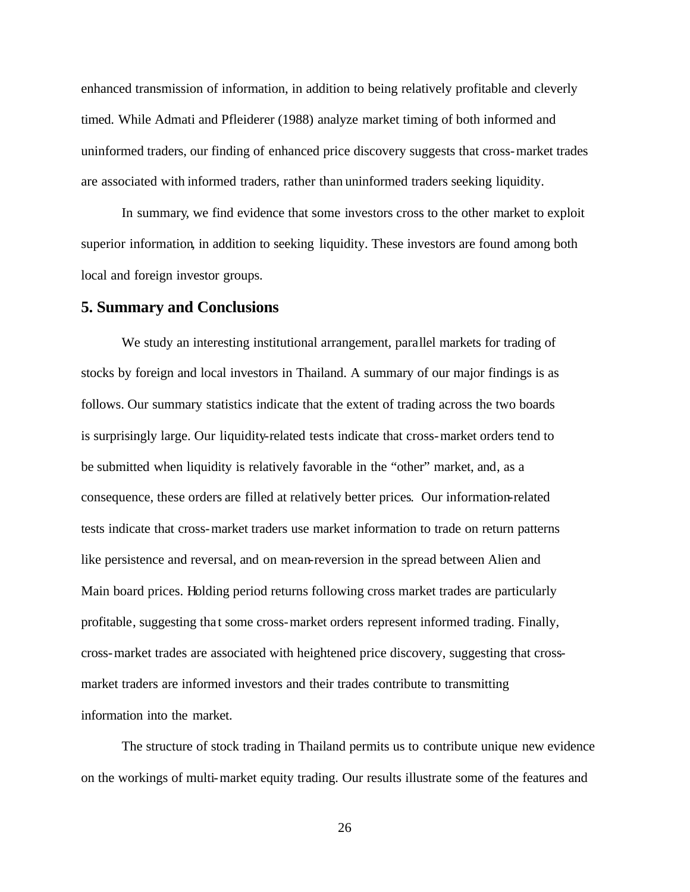enhanced transmission of information, in addition to being relatively profitable and cleverly timed. While Admati and Pfleiderer (1988) analyze market timing of both informed and uninformed traders, our finding of enhanced price discovery suggests that cross-market trades are associated with informed traders, rather than uninformed traders seeking liquidity.

In summary, we find evidence that some investors cross to the other market to exploit superior information, in addition to seeking liquidity. These investors are found among both local and foreign investor groups.

## 5. Summary and Conclusions

We study an interesting institutional arrangement, parallel markets for trading of stocks by foreign and local investors in Thailand. A summary of our major findings is as follows. Our summary statistics indicate that the extent of trading across the two boards is surprisingly large. Our liquidity-related tests indicate that cross-market orders tend to be submitted when liquidity is relatively favorable in the "other" market, and, as a consequence, these orders are filled at relatively better prices. Our information-related tests indicate that cross-market traders use market information to trade on return patterns like persistence and reversal, and on mean-reversion in the spread between Alien and Main board prices. Holding period returns following cross market trades are particularly profitable, suggesting that some cross-market orders represent informed trading. Finally, cross-market trades are associated with heightened price discovery, suggesting that cross-market traders are informed investors and their trades contribute to transmitting information into the market.

The structure of stock trading in Thailand permits us to contribute unique new evidence on the workings of multi-market equity trading. Our results illustrate some of the features and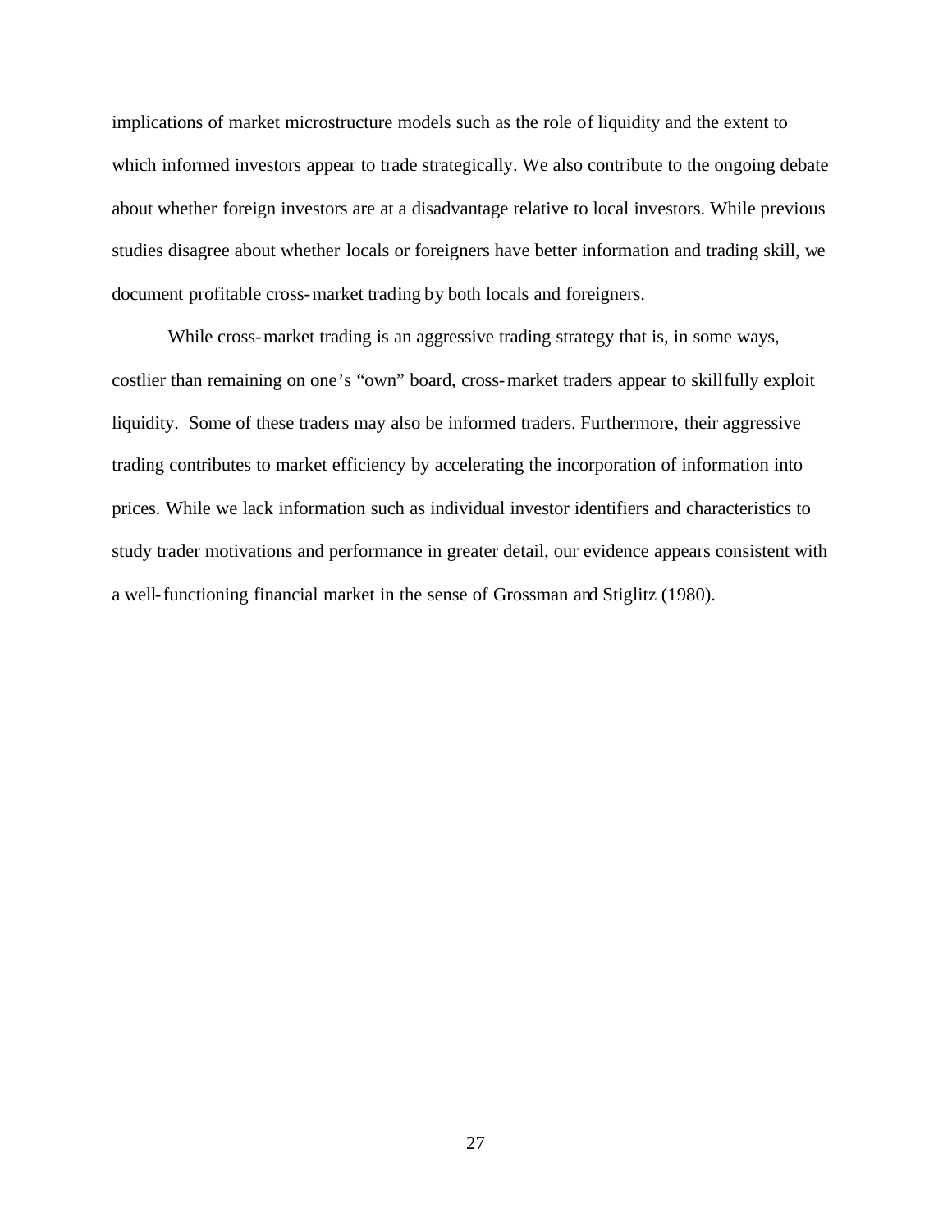implications of market microstructure models such as the role of liquidity and the extent to which informed investors appear to trade strategically. We also contribute to the ongoing debate about whether foreign investors are at a disadvantage relative to local investors. While previous studies disagree about whether locals or foreigners have better information and trading skill, we document profitable cross-market trading by both locals and foreigners.

While cross-market trading is an aggressive trading strategy that is, in some ways, costlier than remaining on one's "own" board, cross-market traders appear to skillfully exploit liquidity. Some of these traders may also be informed traders. Furthermore, their aggressive trading contributes to market efficiency by accelerating the incorporation of information into prices. While we lack information such as individual investor identifiers and characteristics to study trader motivations and performance in greater detail, our evidence appears consistent with a well-functioning financial market in the sense of Grossman and Stiglitz (1980).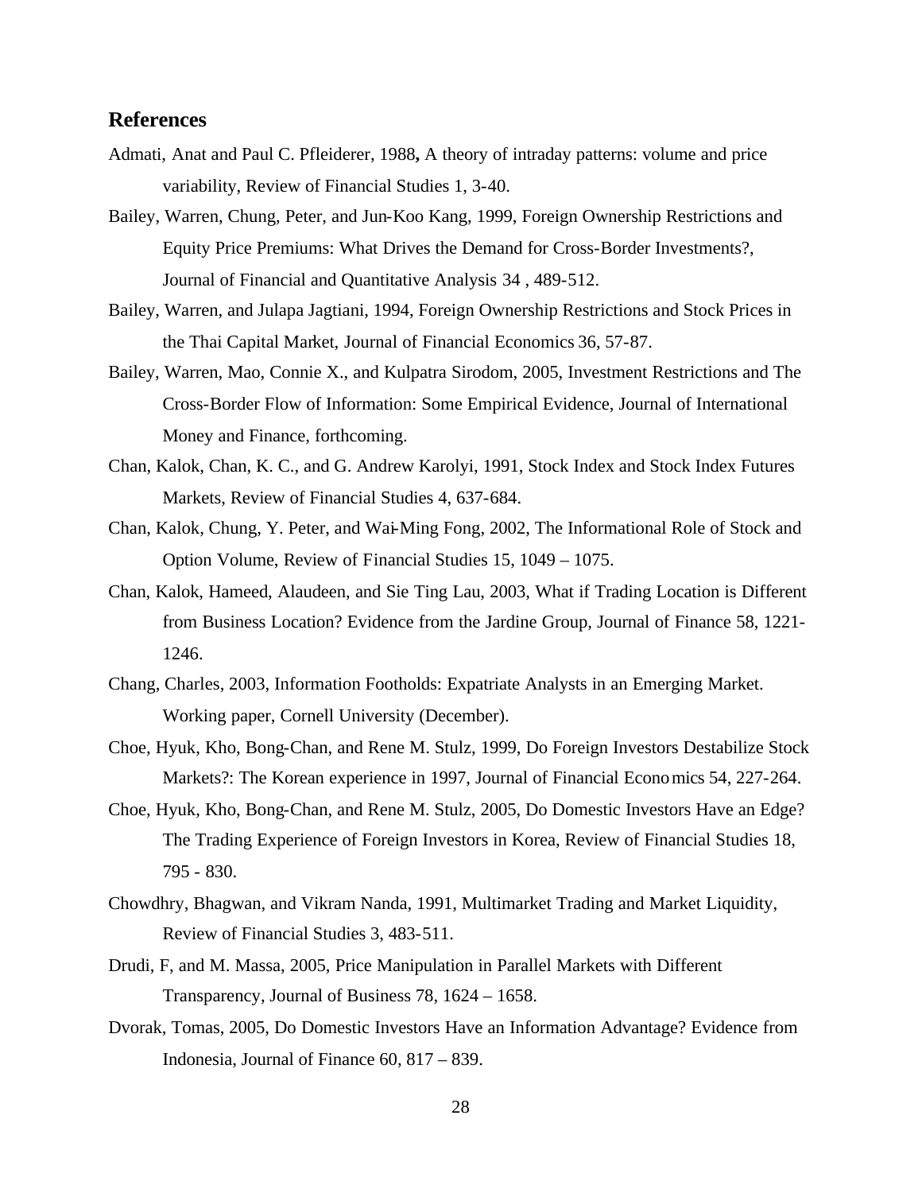## References

Admati, Anat and Paul C. Pfleiderer, 1988**,** A theory of intraday patterns: volume and price variability, Review of Financial Studies 1, 3-40.

Bailey, Warren, Chung, Peter, and Jun-Koo Kang, 1999, Foreign Ownership Restrictions and Equity Price Premiums: What Drives the Demand for Cross-Border Investments?, Journal of Financial and Quantitative Analysis 34 , 489-512.

Bailey, Warren, and Julapa Jagtiani, 1994, Foreign Ownership Restrictions and Stock Prices in the Thai Capital Market, Journal of Financial Economics 36, 57-87.

Bailey, Warren, Mao, Connie X., and Kulpatra Sirodom, 2005, Investment Restrictions and The Cross-Border Flow of Information: Some Empirical Evidence, Journal of International Money and Finance, forthcoming.

Chan, Kalok, Chan, K. C., and G. Andrew Karolyi, 1991, Stock Index and Stock Index Futures Markets, Review of Financial Studies 4, 637-684.

Chan, Kalok, Chung, Y. Peter, and Wai-Ming Fong, 2002, The Informational Role of Stock and Option Volume, Review of Financial Studies 15, 1049 – 1075.

Chan, Kalok, Hameed, Alaudeen, and Sie Ting Lau, 2003, What if Trading Location is Different from Business Location? Evidence from the Jardine Group, Journal of Finance 58, 1221-1246.

Chang, Charles, 2003, Information Footholds: Expatriate Analysts in an Emerging Market. Working paper, Cornell University (December).

Choe, Hyuk, Kho, Bong-Chan, and Rene M. Stulz, 1999, Do Foreign Investors Destabilize Stock Markets?: The Korean experience in 1997, Journal of Financial Economics 54, 227-264.

Choe, Hyuk, Kho, Bong-Chan, and Rene M. Stulz, 2005, Do Domestic Investors Have an Edge? The Trading Experience of Foreign Investors in Korea, Review of Financial Studies 18, 795 - 830.

Chowdhry, Bhagwan, and Vikram Nanda, 1991, Multimarket Trading and Market Liquidity, Review of Financial Studies 3, 483-511.

Drudi, F, and M. Massa, 2005, Price Manipulation in Parallel Markets with Different Transparency, Journal of Business 78, 1624 – 1658.

Dvorak, Tomas, 2005, Do Domestic Investors Have an Information Advantage? Evidence from Indonesia, Journal of Finance 60, 817 – 839.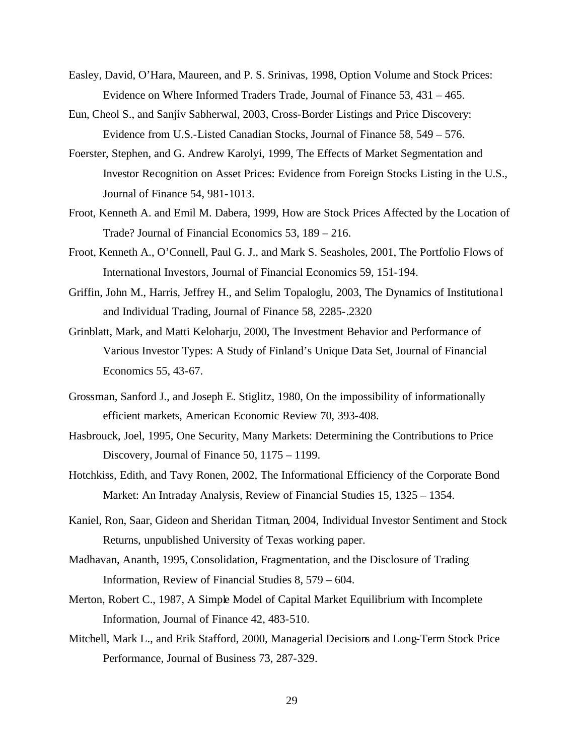Easley, David, O'Hara, Maureen, and P. S. Srinivas, 1998, Option Volume and Stock Prices: Evidence on Where Informed Traders Trade, Journal of Finance 53, 431 – 465.

Eun, Cheol S., and Sanjiv Sabherwal, 2003, Cross-Border Listings and Price Discovery: Evidence from U.S.-Listed Canadian Stocks, Journal of Finance 58, 549 – 576.

Foerster, Stephen, and G. Andrew Karolyi, 1999, The Effects of Market Segmentation and Investor Recognition on Asset Prices: Evidence from Foreign Stocks Listing in the U.S., Journal of Finance 54, 981-1013.

Froot, Kenneth A. and Emil M. Dabera, 1999, How are Stock Prices Affected by the Location of Trade? Journal of Financial Economics 53, 189 – 216.

Froot, Kenneth A., O'Connell, Paul G. J., and Mark S. Seasholes, 2001, The Portfolio Flows of International Investors, Journal of Financial Economics 59, 151-194.

Griffin, John M., Harris, Jeffrey H., and Selim Topaloglu, 2003, The Dynamics of Institutional and Individual Trading, Journal of Finance 58, 2285-.2320

Grinblatt, Mark, and Matti Keloharju, 2000, The Investment Behavior and Performance of Various Investor Types: A Study of Finland's Unique Data Set, Journal of Financial Economics 55, 43-67.

Grossman, Sanford J., and Joseph E. Stiglitz, 1980, On the impossibility of informationally efficient markets, American Economic Review 70, 393-408.

Hasbrouck, Joel, 1995, One Security, Many Markets: Determining the Contributions to Price Discovery, Journal of Finance 50, 1175 – 1199.

Hotchkiss, Edith, and Tavy Ronen, 2002, The Informational Efficiency of the Corporate Bond Market: An Intraday Analysis, Review of Financial Studies 15, 1325 – 1354.

Kaniel, Ron, Saar, Gideon and Sheridan Titman, 2004, Individual Investor Sentiment and Stock Returns, unpublished University of Texas working paper.

Madhavan, Ananth, 1995, Consolidation, Fragmentation, and the Disclosure of Trading Information, Review of Financial Studies 8, 579 – 604.

Merton, Robert C., 1987, A Simple Model of Capital Market Equilibrium with Incomplete Information, Journal of Finance 42, 483-510.

Mitchell, Mark L., and Erik Stafford, 2000, Managerial Decisions and Long-Term Stock Price Performance, Journal of Business 73, 287-329.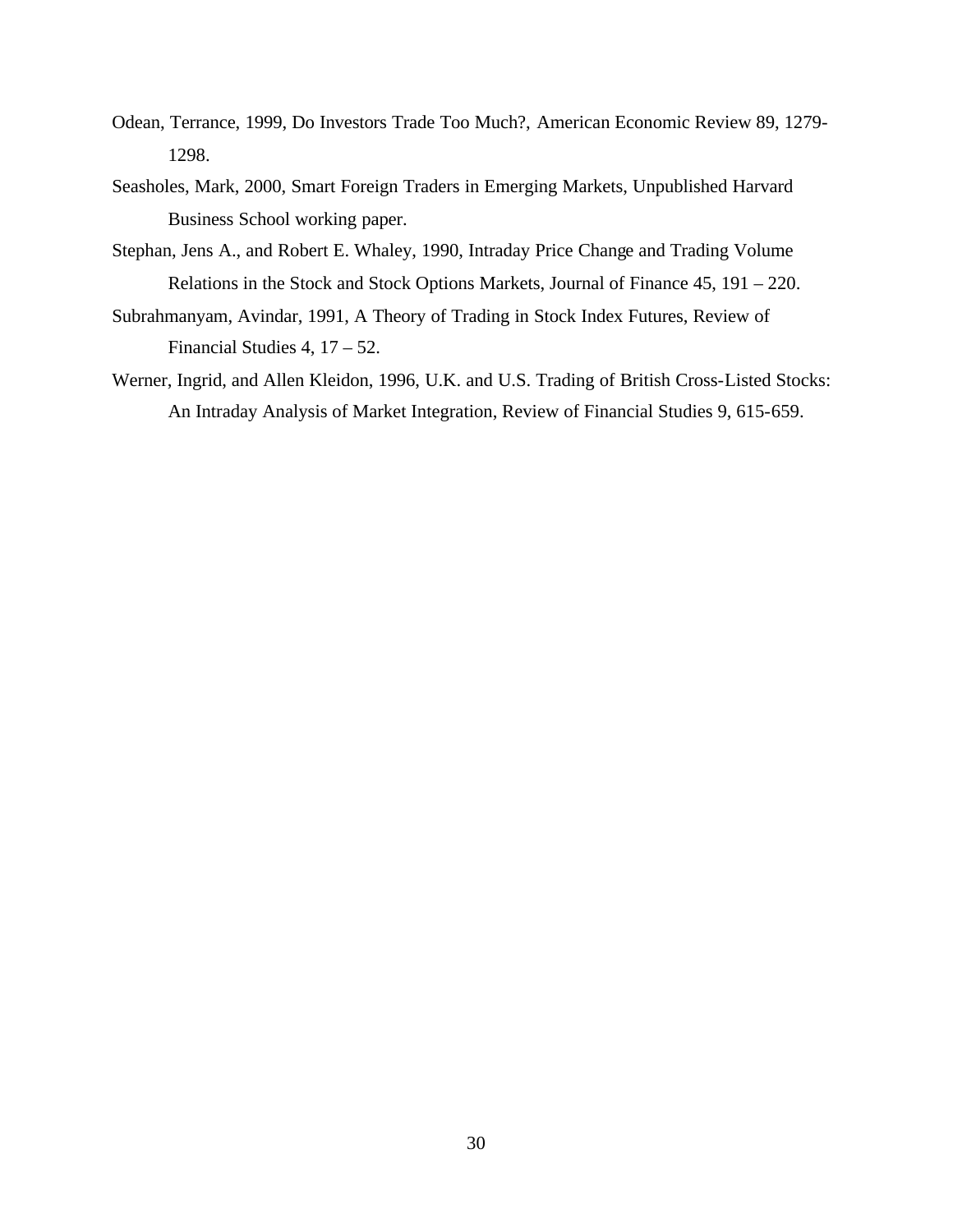Odean, Terrance, 1999, Do Investors Trade Too Much?, American Economic Review 89, 1279-1298.

Seasholes, Mark, 2000, Smart Foreign Traders in Emerging Markets, Unpublished Harvard Business School working paper.

Stephan, Jens A., and Robert E. Whaley, 1990, Intraday Price Change and Trading Volume Relations in the Stock and Stock Options Markets, Journal of Finance 45, 191 – 220.

Subrahmanyam, Avindar, 1991, A Theory of Trading in Stock Index Futures, Review of Financial Studies 4, 17 – 52.

Werner, Ingrid, and Allen Kleidon, 1996, U.K. and U.S. Trading of British Cross-Listed Stocks: An Intraday Analysis of Market Integration, Review of Financial Studies 9, 615-659.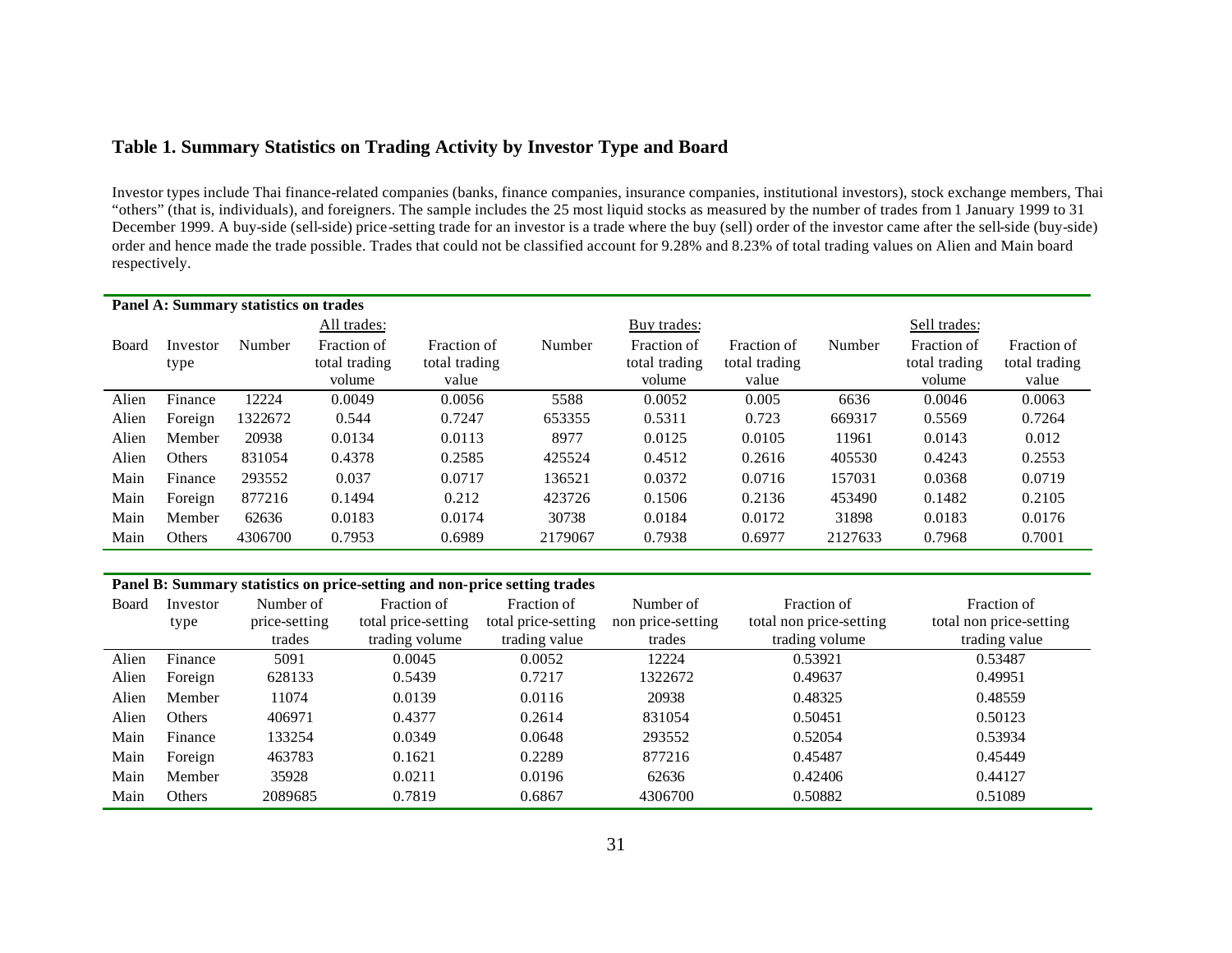## Table 1. Summary Statistics on Trading Activity by Investor Type and Board

Investor types include Thai finance-related companies (banks, finance companies, insurance companies, institutional investors), stock exchange members, Thai "others" (that is, individuals), and foreigners. The sample includes the 25 most liquid stocks as measured by the number of trades from 1 January 1999 to 31 December 1999. A buy-side (sell-side) price-setting trade for an investor is a trade where the buy (sell) order of the investor came after the sell-side (buy-side) order and hence made the trade possible. Trades that could not be classified account for 9.28% and 8.23% of total trading values on Alien and Main board respectively.

**Panel A: Summary statistics on trades**

| | | All trades: | | | Buy trades: | | | Sell trades: | | |
|---|---|---|---|---|---|---|---|---|---|---|
| Board | Investor type | Number | Fraction of total trading volume | Fraction of total trading value | Number | Fraction of total trading volume | Fraction of total trading value | Number | Fraction of total trading volume | Fraction of total trading value |
| Alien | Finance | 12224 | 0.0049 | 0.0056 | 5588 | 0.0052 | 0.005 | 6636 | 0.0046 | 0.0063 |
| Alien | Foreign | 1322672 | 0.544 | 0.7247 | 653355 | 0.5311 | 0.723 | 669317 | 0.5569 | 0.7264 |
| Alien | Member | 20938 | 0.0134 | 0.0113 | 8977 | 0.0125 | 0.0105 | 11961 | 0.0143 | 0.012 |
| Alien | Others | 831054 | 0.4378 | 0.2585 | 425524 | 0.4512 | 0.2616 | 405530 | 0.4243 | 0.2553 |
| Main | Finance | 293552 | 0.037 | 0.0717 | 136521 | 0.0372 | 0.0716 | 157031 | 0.0368 | 0.0719 |
| Main | Foreign | 877216 | 0.1494 | 0.212 | 423726 | 0.1506 | 0.2136 | 453490 | 0.1482 | 0.2105 |
| Main | Member | 62636 | 0.0183 | 0.0174 | 30738 | 0.0184 | 0.0172 | 31898 | 0.0183 | 0.0176 |
| Main | Others | 4306700 | 0.7953 | 0.6989 | 2179067 | 0.7938 | 0.6977 | 2127633 | 0.7968 | 0.7001 |

**Panel B: Summary statistics on price-setting and non-price setting trades**

| Board | Investor type | Number of price-setting trades | Fraction of total price-setting trading volume | Fraction of total price-setting trading value | Number of non price-setting trades | Fraction of total non price-setting trading volume | Fraction of total non price-setting trading value |
|---|---|---|---|---|---|---|---|
| Alien | Finance | 5091 | 0.0045 | 0.0052 | 12224 | 0.53921 | 0.53487 |
| Alien | Foreign | 628133 | 0.5439 | 0.7217 | 1322672 | 0.49637 | 0.49951 |
| Alien | Member | 11074 | 0.0139 | 0.0116 | 20938 | 0.48325 | 0.48559 |
| Alien | Others | 406971 | 0.4377 | 0.2614 | 831054 | 0.50451 | 0.50123 |
| Main | Finance | 133254 | 0.0349 | 0.0648 | 293552 | 0.52054 | 0.53934 |
| Main | Foreign | 463783 | 0.1621 | 0.2289 | 877216 | 0.45487 | 0.45449 |
| Main | Member | 35928 | 0.0211 | 0.0196 | 62636 | 0.42406 | 0.44127 |
| Main | Others | 2089685 | 0.7819 | 0.6867 | 4306700 | 0.50882 | 0.51089 |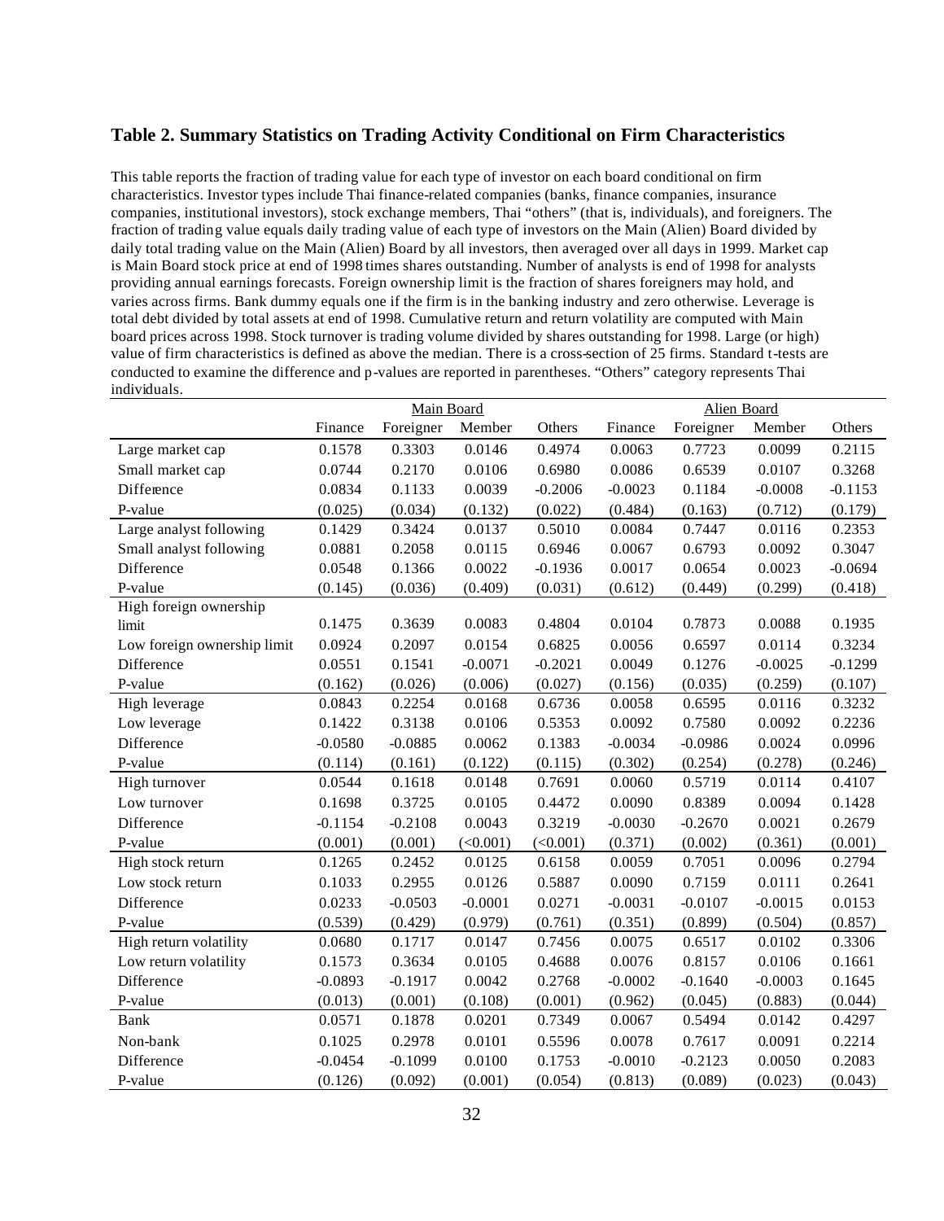### Table 2. Summary Statistics on Trading Activity Conditional on Firm Characteristics

This table reports the fraction of trading value for each type of investor on each board conditional on firm characteristics. Investor types include Thai finance-related companies (banks, finance companies, insurance companies, institutional investors), stock exchange members, Thai "others" (that is, individuals), and foreigners. The fraction of trading value equals daily trading value of each type of investors on the Main (Alien) Board divided by daily total trading value on the Main (Alien) Board by all investors, then averaged over all days in 1999. Market cap is Main Board stock price at end of 1998 times shares outstanding. Number of analysts is end of 1998 for analysts providing annual earnings forecasts. Foreign ownership limit is the fraction of shares foreigners may hold, and varies across firms. Bank dummy equals one if the firm is in the banking industry and zero otherwise. Leverage is total debt divided by total assets at end of 1998. Cumulative return and return volatility are computed with Main board prices across 1998. Stock turnover is trading volume divided by shares outstanding for 1998. Large (or high) value of firm characteristics is defined as above the median. There is a cross-section of 25 firms. Standard t-tests are conducted to examine the difference and p-values are reported in parentheses. "Others" category represents Thai individuals.

| | Main Board | | | | Alien Board | | | |
|---|---|---|---|---|---|---|---|---|
| | Finance | Foreigner | Member | Others | Finance | Foreigner | Member | Others |
| Large market cap | 0.1578 | 0.3303 | 0.0146 | 0.4974 | 0.0063 | 0.7723 | 0.0099 | 0.2115 |
| Small market cap | 0.0744 | 0.2170 | 0.0106 | 0.6980 | 0.0086 | 0.6539 | 0.0107 | 0.3268 |
| Difference | 0.0834 | 0.1133 | 0.0039 | -0.2006 | -0.0023 | 0.1184 | -0.0008 | -0.1153 |
| P-value | (0.025) | (0.034) | (0.132) | (0.022) | (0.484) | (0.163) | (0.712) | (0.179) |
| Large analyst following | 0.1429 | 0.3424 | 0.0137 | 0.5010 | 0.0084 | 0.7447 | 0.0116 | 0.2353 |
| Small analyst following | 0.0881 | 0.2058 | 0.0115 | 0.6946 | 0.0067 | 0.6793 | 0.0092 | 0.3047 |
| Difference | 0.0548 | 0.1366 | 0.0022 | -0.1936 | 0.0017 | 0.0654 | 0.0023 | -0.0694 |
| P-value | (0.145) | (0.036) | (0.409) | (0.031) | (0.612) | (0.449) | (0.299) | (0.418) |
| High foreign ownership limit | 0.1475 | 0.3639 | 0.0083 | 0.4804 | 0.0104 | 0.7873 | 0.0088 | 0.1935 |
| Low foreign ownership limit | 0.0924 | 0.2097 | 0.0154 | 0.6825 | 0.0056 | 0.6597 | 0.0114 | 0.3234 |
| Difference | 0.0551 | 0.1541 | -0.0071 | -0.2021 | 0.0049 | 0.1276 | -0.0025 | -0.1299 |
| P-value | (0.162) | (0.026) | (0.006) | (0.027) | (0.156) | (0.035) | (0.259) | (0.107) |
| High leverage | 0.0843 | 0.2254 | 0.0168 | 0.6736 | 0.0058 | 0.6595 | 0.0116 | 0.3232 |
| Low leverage | 0.1422 | 0.3138 | 0.0106 | 0.5353 | 0.0092 | 0.7580 | 0.0092 | 0.2236 |
| Difference | -0.0580 | -0.0885 | 0.0062 | 0.1383 | -0.0034 | -0.0986 | 0.0024 | 0.0996 |
| P-value | (0.114) | (0.161) | (0.122) | (0.115) | (0.302) | (0.254) | (0.278) | (0.246) |
| High turnover | 0.0544 | 0.1618 | 0.0148 | 0.7691 | 0.0060 | 0.5719 | 0.0114 | 0.4107 |
| Low turnover | 0.1698 | 0.3725 | 0.0105 | 0.4472 | 0.0090 | 0.8389 | 0.0094 | 0.1428 |
| Difference | -0.1154 | -0.2108 | 0.0043 | 0.3219 | -0.0030 | -0.2670 | 0.0021 | 0.2679 |
| P-value | (0.001) | (0.001) | (<0.001) | (<0.001) | (0.371) | (0.002) | (0.361) | (0.001) |
| High stock return | 0.1265 | 0.2452 | 0.0125 | 0.6158 | 0.0059 | 0.7051 | 0.0096 | 0.2794 |
| Low stock return | 0.1033 | 0.2955 | 0.0126 | 0.5887 | 0.0090 | 0.7159 | 0.0111 | 0.2641 |
| Difference | 0.0233 | -0.0503 | -0.0001 | 0.0271 | -0.0031 | -0.0107 | -0.0015 | 0.0153 |
| P-value | (0.539) | (0.429) | (0.979) | (0.761) | (0.351) | (0.899) | (0.504) | (0.857) |
| High return volatility | 0.0680 | 0.1717 | 0.0147 | 0.7456 | 0.0075 | 0.6517 | 0.0102 | 0.3306 |
| Low return volatility | 0.1573 | 0.3634 | 0.0105 | 0.4688 | 0.0076 | 0.8157 | 0.0106 | 0.1661 |
| Difference | -0.0893 | -0.1917 | 0.0042 | 0.2768 | -0.0002 | -0.1640 | -0.0003 | 0.1645 |
| P-value | (0.013) | (0.001) | (0.108) | (0.001) | (0.962) | (0.045) | (0.883) | (0.044) |
| Bank | 0.0571 | 0.1878 | 0.0201 | 0.7349 | 0.0067 | 0.5494 | 0.0142 | 0.4297 |
| Non-bank | 0.1025 | 0.2978 | 0.0101 | 0.5596 | 0.0078 | 0.7617 | 0.0091 | 0.2214 |
| Difference | -0.0454 | -0.1099 | 0.0100 | 0.1753 | -0.0010 | -0.2123 | 0.0050 | 0.2083 |
| P-value | (0.126) | (0.092) | (0.001) | (0.054) | (0.813) | (0.089) | (0.023) | (0.043) |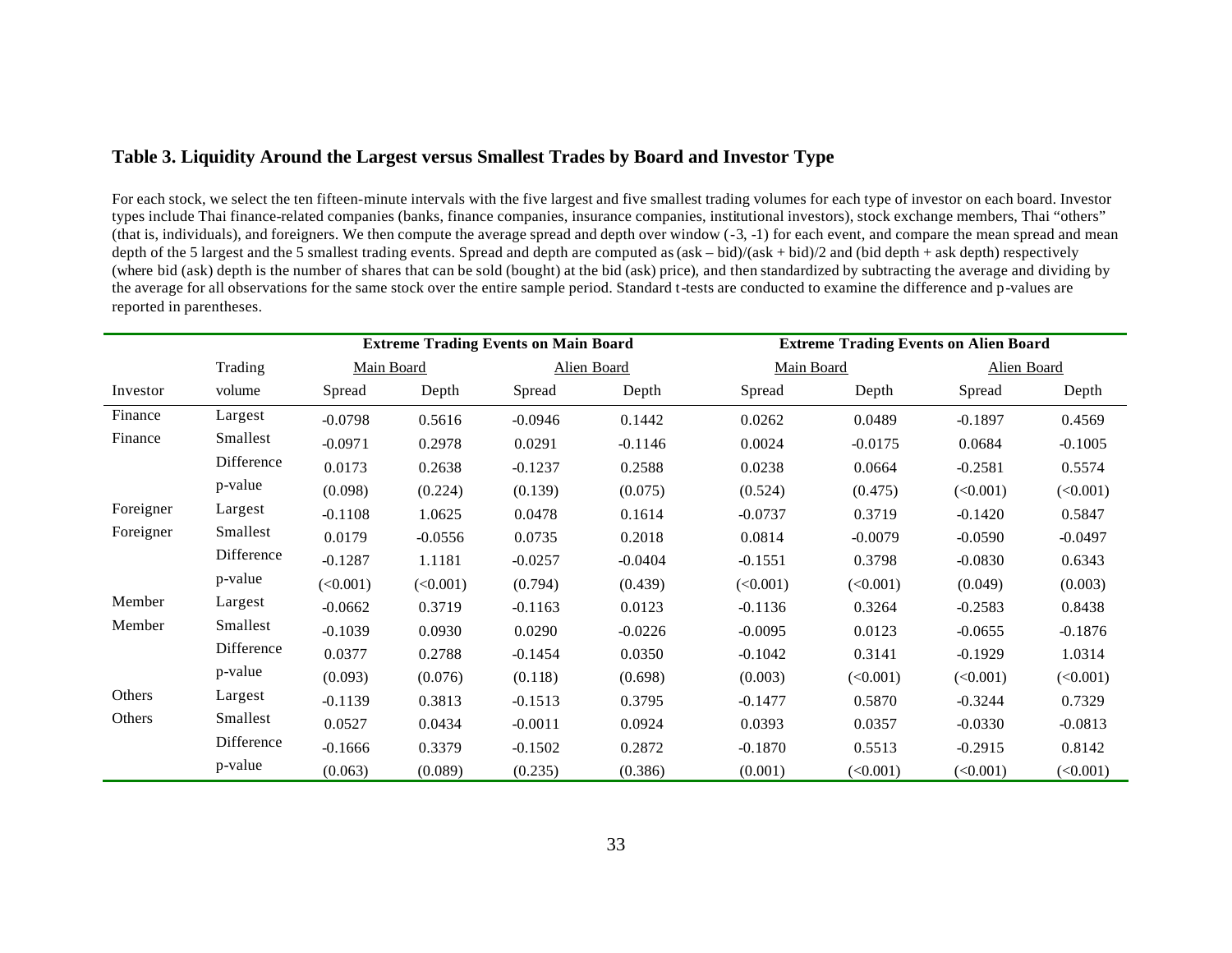**Table 3. Liquidity Around the Largest versus Smallest Trades by Board and Investor Type**

For each stock, we select the ten fifteen-minute intervals with the five largest and five smallest trading volumes for each type of investor on each board. Investor types include Thai finance-related companies (banks, finance companies, insurance companies, institutional investors), stock exchange members, Thai “others” (that is, individuals), and foreigners. We then compute the average spread and depth over window (-3, -1) for each event, and compare the mean spread and mean depth of the 5 largest and the 5 smallest trading events. Spread and depth are computed as (ask – bid)/(ask + bid)/2 and (bid depth + ask depth) respectively (where bid (ask) depth is the number of shares that can be sold (bought) at the bid (ask) price), and then standardized by subtracting the average and dividing by the average for all observations for the same stock over the entire sample period. Standard t-tests are conducted to examine the difference and p-values are reported in parentheses.

| | | Extreme Trading Events on Main Board | | | | Extreme Trading Events on Alien Board | | | |
|---|---|---|---|---|---|---|---|---|---|
| | Trading | Main Board | | Alien Board | | Main Board | | Alien Board | |
| Investor | volume | Spread | Depth | Spread | Depth | Spread | Depth | Spread | Depth |
| Finance | Largest | -0.0798 | 0.5616 | -0.0946 | 0.1442 | 0.0262 | 0.0489 | -0.1897 | 0.4569 |
| Finance | Smallest | -0.0971 | 0.2978 | 0.0291 | -0.1146 | 0.0024 | -0.0175 | 0.0684 | -0.1005 |
| | Difference | 0.0173 | 0.2638 | -0.1237 | 0.2588 | 0.0238 | 0.0664 | -0.2581 | 0.5574 |
| | p-value | (0.098) | (0.224) | (0.139) | (0.075) | (0.524) | (0.475) | (<0.001) | (<0.001) |
| Foreigner | Largest | -0.1108 | 1.0625 | 0.0478 | 0.1614 | -0.0737 | 0.3719 | -0.1420 | 0.5847 |
| Foreigner | Smallest | 0.0179 | -0.0556 | 0.0735 | 0.2018 | 0.0814 | -0.0079 | -0.0590 | -0.0497 |
| | Difference | -0.1287 | 1.1181 | -0.0257 | -0.0404 | -0.1551 | 0.3798 | -0.0830 | 0.6343 |
| | p-value | (<0.001) | (<0.001) | (0.794) | (0.439) | (<0.001) | (<0.001) | (0.049) | (0.003) |
| Member | Largest | -0.0662 | 0.3719 | -0.1163 | 0.0123 | -0.1136 | 0.3264 | -0.2583 | 0.8438 |
| Member | Smallest | -0.1039 | 0.0930 | 0.0290 | -0.0226 | -0.0095 | 0.0123 | -0.0655 | -0.1876 |
| | Difference | 0.0377 | 0.2788 | -0.1454 | 0.0350 | -0.1042 | 0.3141 | -0.1929 | 1.0314 |
| | p-value | (0.093) | (0.076) | (0.118) | (0.698) | (0.003) | (<0.001) | (<0.001) | (<0.001) |
| Others | Largest | -0.1139 | 0.3813 | -0.1513 | 0.3795 | -0.1477 | 0.5870 | -0.3244 | 0.7329 |
| Others | Smallest | 0.0527 | 0.0434 | -0.0011 | 0.0924 | 0.0393 | 0.0357 | -0.0330 | -0.0813 |
| | Difference | -0.1666 | 0.3379 | -0.1502 | 0.2872 | -0.1870 | 0.5513 | -0.2915 | 0.8142 |
| | p-value | (0.063) | (0.089) | (0.235) | (0.386) | (0.001) | (<0.001) | (<0.001) | (<0.001) |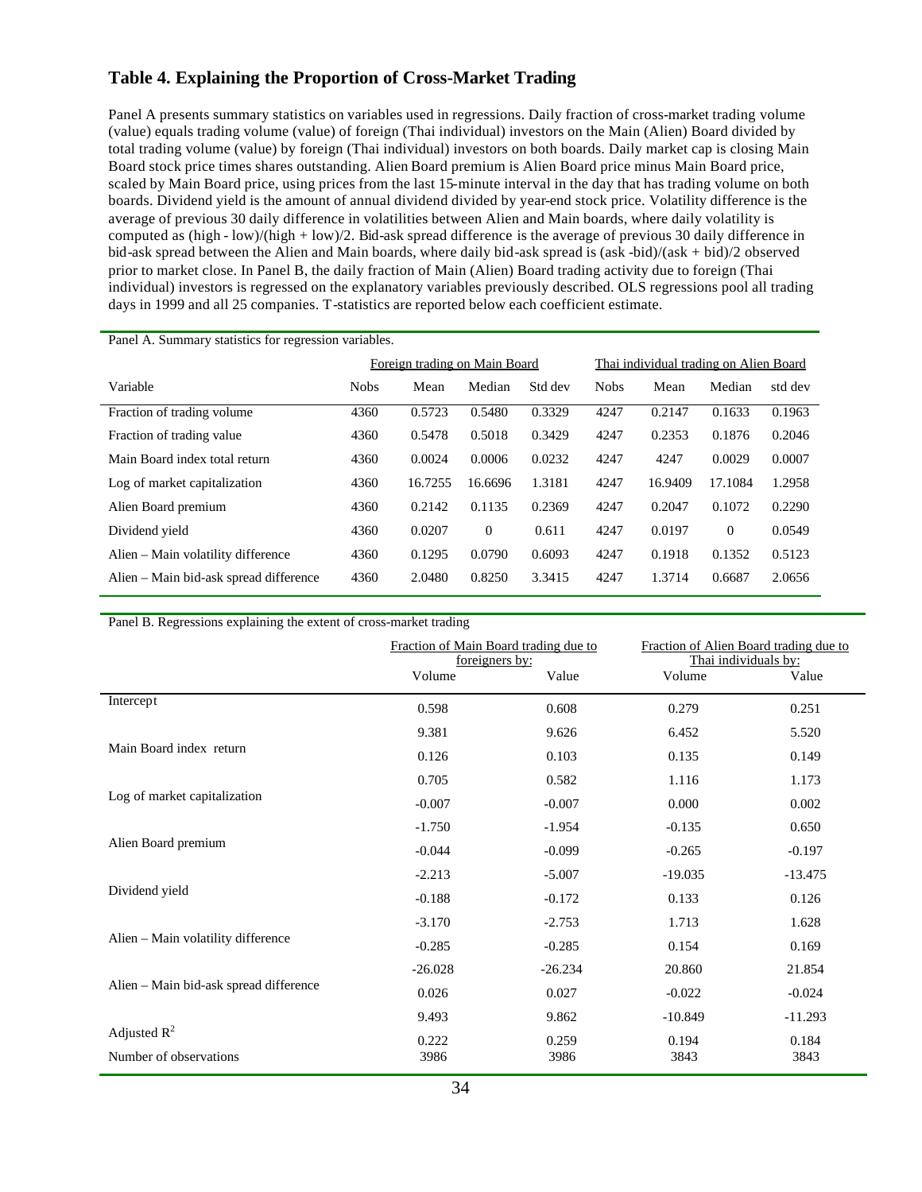## Table 4. Explaining the Proportion of Cross-Market Trading

Panel A presents summary statistics on variables used in regressions. Daily fraction of cross-market trading volume (value) equals trading volume (value) of foreign (Thai individual) investors on the Main (Alien) Board divided by total trading volume (value) by foreign (Thai individual) investors on both boards. Daily market cap is closing Main Board stock price times shares outstanding. Alien Board premium is Alien Board price minus Main Board price, scaled by Main Board price, using prices from the last 15-minute interval in the day that has trading volume on both boards. Dividend yield is the amount of annual dividend divided by year-end stock price. Volatility difference is the average of previous 30 daily difference in volatilities between Alien and Main boards, where daily volatility is computed as (high - low)/(high + low)/2. Bid-ask spread difference is the average of previous 30 daily difference in bid-ask spread between the Alien and Main boards, where daily bid-ask spread is (ask -bid)/(ask + bid)/2 observed prior to market close. In Panel B, the daily fraction of Main (Alien) Board trading activity due to foreign (Thai individual) investors is regressed on the explanatory variables previously described. OLS regressions pool all trading days in 1999 and all 25 companies. T-statistics are reported below each coefficient estimate.

Panel A. Summary statistics for regression variables.

| | Foreign trading on Main Board | | | | Thai individual trading on Alien Board | | | |
|---|---|---|---|---|---|---|---|---|
| Variable | Nobs | Mean | Median | Std dev | Nobs | Mean | Median | std dev |
| Fraction of trading volume | 4360 | 0.5723 | 0.5480 | 0.3329 | 4247 | 0.2147 | 0.1633 | 0.1963 |
| Fraction of trading value | 4360 | 0.5478 | 0.5018 | 0.3429 | 4247 | 0.2353 | 0.1876 | 0.2046 |
| Main Board index total return | 4360 | 0.0024 | 0.0006 | 0.0232 | 4247 | 4247 | 0.0029 | 0.0007 |
| Log of market capitalization | 4360 | 16.7255 | 16.6696 | 1.3181 | 4247 | 16.9409 | 17.1084 | 1.2958 |
| Alien Board premium | 4360 | 0.2142 | 0.1135 | 0.2369 | 4247 | 0.2047 | 0.1072 | 0.2290 |
| Dividend yield | 4360 | 0.0207 | 0 | 0.611 | 4247 | 0.0197 | 0 | 0.0549 |
| Alien – Main volatility difference | 4360 | 0.1295 | 0.0790 | 0.6093 | 4247 | 0.1918 | 0.1352 | 0.5123 |
| Alien – Main bid-ask spread difference | 4360 | 2.0480 | 0.8250 | 3.3415 | 4247 | 1.3714 | 0.6687 | 2.0656 |

Panel B. Regressions explaining the extent of cross-market trading

| | Fraction of Main Board trading due to foreigners by: | | Fraction of Alien Board trading due to Thai individuals by: | |
|---|---|---|---|---|
| | Volume | Value | Volume | Value |
| Intercept | 0.598 | 0.608 | 0.279 | 0.251 |
| | 9.381 | 9.626 | 6.452 | 5.520 |
| Main Board index return | 0.126 | 0.103 | 0.135 | 0.149 |
| | 0.705 | 0.582 | 1.116 | 1.173 |
| Log of market capitalization | -0.007 | -0.007 | 0.000 | 0.002 |
| | -1.750 | -1.954 | -0.135 | 0.650 |
| Alien Board premium | -0.044 | -0.099 | -0.265 | -0.197 |
| | -2.213 | -5.007 | -19.035 | -13.475 |
| Dividend yield | -0.188 | -0.172 | 0.133 | 0.126 |
| | -3.170 | -2.753 | 1.713 | 1.628 |
| Alien – Main volatility difference | -0.285 | -0.285 | 0.154 | 0.169 |
| | -26.028 | -26.234 | 20.860 | 21.854 |
| Alien – Main bid-ask spread difference | 0.026 | 0.027 | -0.022 | -0.024 |
| | 9.493 | 9.862 | -10.849 | -11.293 |
| Adjusted $R^2$ | 0.222 | 0.259 | 0.194 | 0.184 |
| Number of observations | 3986 | 3986 | 3843 | 3843 |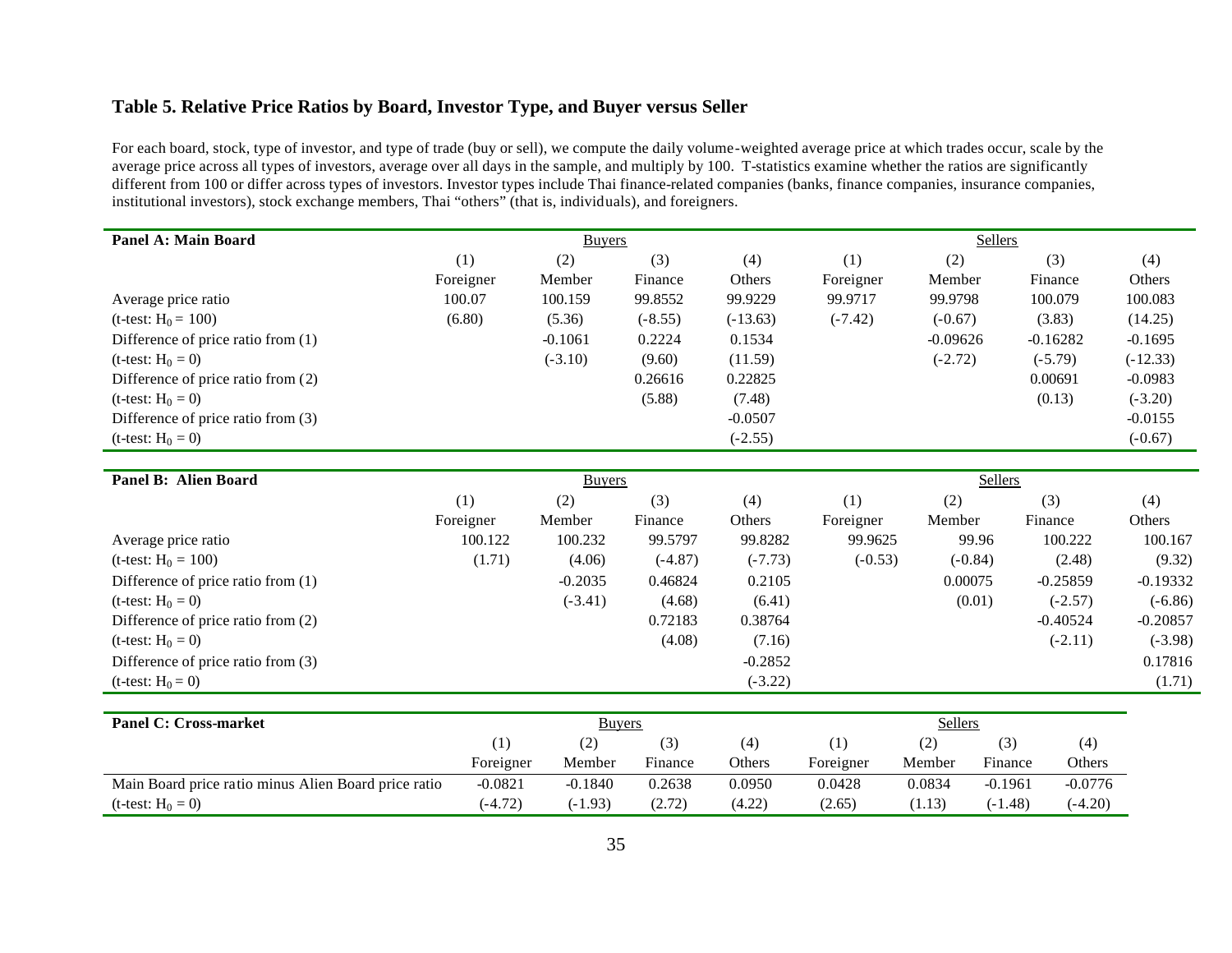## Table 5. Relative Price Ratios by Board, Investor Type, and Buyer versus Seller

For each board, stock, type of investor, and type of trade (buy or sell), we compute the daily volume-weighted average price at which trades occur, scale by the average price across all types of investors, average over all days in the sample, and multiply by 100. T-statistics examine whether the ratios are significantly different from 100 or differ across types of investors. Investor types include Thai finance-related companies (banks, finance companies, insurance companies, institutional investors), stock exchange members, Thai "others" (that is, individuals), and foreigners.

| **Panel A: Main Board** | Buyers | | | | Sellers | | | |
|---|---|---|---|---|---|---|---|---|
| | (1) | (2) | (3) | (4) | (1) | (2) | (3) | (4) |
| | Foreigner | Member | Finance | Others | Foreigner | Member | Finance | Others |
| Average price ratio | 100.07 | 100.159 | 99.8552 | 99.9229 | 99.9717 | 99.9798 | 100.079 | 100.083 |
| (t-test: $H_0 = 100$) | (6.80) | (5.36) | (-8.55) | (-13.63) | (-7.42) | (-0.67) | (3.83) | (14.25) |
| Difference of price ratio from (1) | | -0.1061 | 0.2224 | 0.1534 | | -0.09626 | -0.16282 | -0.1695 |
| (t-test: $H_0 = 0$) | | (-3.10) | (9.60) | (11.59) | | (-2.72) | (-5.79) | (-12.33) |
| Difference of price ratio from (2) | | | 0.26616 | 0.22825 | | | 0.00691 | -0.0983 |
| (t-test: $H_0 = 0$) | | | (5.88) | (7.48) | | | (0.13) | (-3.20) |
| Difference of price ratio from (3) | | | | -0.0507 | | | | -0.0155 |
| (t-test: $H_0 = 0$) | | | | (-2.55) | | | | (-0.67) |

| **Panel B: Alien Board** | Buyers | | | | Sellers | | | |
|---|---|---|---|---|---|---|---|---|
| | (1) | (2) | (3) | (4) | (1) | (2) | (3) | (4) |
| | Foreigner | Member | Finance | Others | Foreigner | Member | Finance | Others |
| Average price ratio | 100.122 | 100.232 | 99.5797 | 99.8282 | 99.9625 | 99.96 | 100.222 | 100.167 |
| (t-test: $H_0 = 100$) | (1.71) | (4.06) | (-4.87) | (-7.73) | (-0.53) | (-0.84) | (2.48) | (9.32) |
| Difference of price ratio from (1) | | -0.2035 | 0.46824 | 0.2105 | | 0.00075 | -0.25859 | -0.19332 |
| (t-test: $H_0 = 0$) | | (-3.41) | (4.68) | (6.41) | | (0.01) | (-2.57) | (-6.86) |
| Difference of price ratio from (2) | | | 0.72183 | 0.38764 | | | -0.40524 | -0.20857 |
| (t-test: $H_0 = 0$) | | | (4.08) | (7.16) | | | (-2.11) | (-3.98) |
| Difference of price ratio from (3) | | | | -0.2852 | | | | 0.17816 |
| (t-test: $H_0 = 0$) | | | | (-3.22) | | | | (1.71) |

| **Panel C: Cross-market** | Buyers | | | | Sellers | | | |
|---|---|---|---|---|---|---|---|---|
| | (1) | (2) | (3) | (4) | (1) | (2) | (3) | (4) |
| | Foreigner | Member | Finance | Others | Foreigner | Member | Finance | Others |
| Main Board price ratio minus Alien Board price ratio | -0.0821 | -0.1840 | 0.2638 | 0.0950 | 0.0428 | 0.0834 | -0.1961 | -0.0776 |
| (t-test: $H_0 = 0$) | (-4.72) | (-1.93) | (2.72) | (4.22) | (2.65) | (1.13) | (-1.48) | (-4.20) |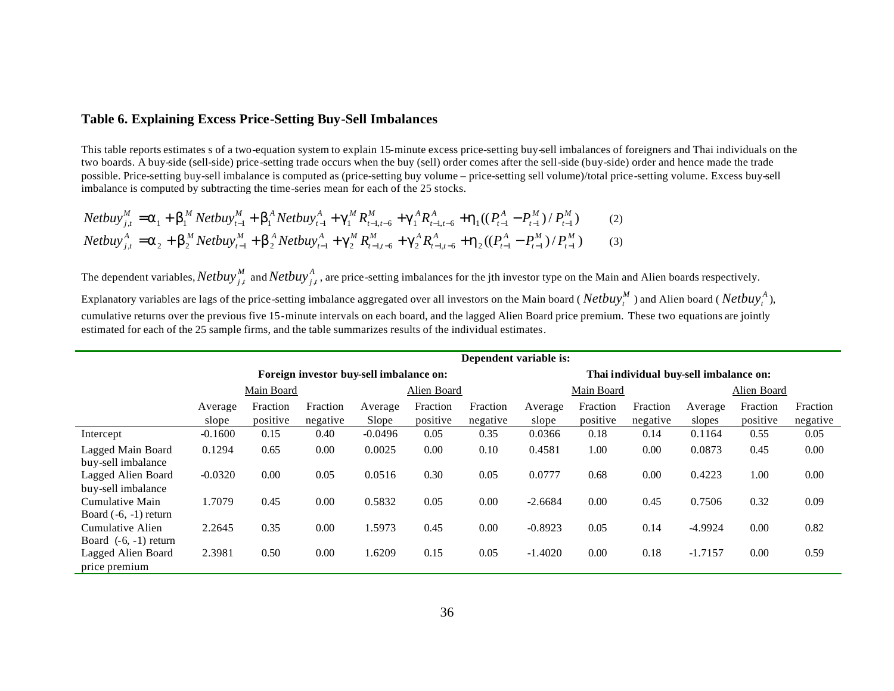## Table 6. Explaining Excess Price-Setting Buy-Sell Imbalances

This table reports estimates s of a two-equation system to explain 15-minute excess price-setting buy-sell imbalances of foreigners and Thai individuals on the two boards. A buy-side (sell-side) price-setting trade occurs when the buy (sell) order comes after the sell-side (buy-side) order and hence made the trade possible. Price-setting buy-sell imbalance is computed as (price-setting buy volume – price-setting sell volume)/total price-setting volume. Excess buy-sell imbalance is computed by subtracting the time-series mean for each of the 25 stocks.

$$Netbuy_{j,t}^{M} = \alpha_1 + \beta_1^{M} Netbuy_{t-1}^{M} + \beta_1^{A} Netbuy_{t-1}^{A} + \gamma_1^{M} R_{t-1,t-6}^{M} + \gamma_1^{A} R_{t-1,t-6}^{A} + \eta_1((P_{t-1}^{A} - P_{t-1}^{M})/P_{t-1}^{M}) \qquad (2)$$

$$Netbuy_{j,t}^{A} = \alpha_2 + \beta_2^{M} Netbuy_{t-1}^{M} + \beta_2^{A} Netbuy_{t-1}^{A} + \gamma_2^{M} R_{t-1,t-6}^{M} + \gamma_2^{A} R_{t-1,t-6}^{A} + \eta_2((P_{t-1}^{A} - P_{t-1}^{M})/P_{t-1}^{M}) \qquad (3)$$

The dependent variables, $Netbuy_{j,t}^{M}$ and $Netbuy_{j,t}^{A}$, are price-setting imbalances for the jth investor type on the Main and Alien boards respectively.

Explanatory variables are lags of the price-setting imbalance aggregated over all investors on the Main board ( $Netbuy_t^{M}$ ) and Alien board ( $Netbuy_t^{A}$ ), cumulative returns over the previous five 15-minute intervals on each board, and the lagged Alien Board price premium. These two equations are jointly estimated for each of the 25 sample firms, and the table summarizes results of the individual estimates.

| | Dependent variable is: | | | | | | | | | | | |
|---|---|---|---|---|---|---|---|---|---|---|---|---|
| | Foreign investor buy-sell imbalance on: | | | | | | Thai individual buy-sell imbalance on: | | | | | |
| | Main Board | | | Alien Board | | | Main Board | | | Alien Board | | |
| | Average slope | Fraction positive | Fraction negative | Average Slope | Fraction positive | Fraction negative | Average slope | Fraction positive | Fraction negative | Average slopes | Fraction positive | Fraction negative |
| Intercept | -0.1600 | 0.15 | 0.40 | -0.0496 | 0.05 | 0.35 | 0.0366 | 0.18 | 0.14 | 0.1164 | 0.55 | 0.05 |
| Lagged Main Board buy-sell imbalance | 0.1294 | 0.65 | 0.00 | 0.0025 | 0.00 | 0.10 | 0.4581 | 1.00 | 0.00 | 0.0873 | 0.45 | 0.00 |
| Lagged Alien Board buy-sell imbalance | -0.0320 | 0.00 | 0.05 | 0.0516 | 0.30 | 0.05 | 0.0777 | 0.68 | 0.00 | 0.4223 | 1.00 | 0.00 |
| Cumulative Main Board (-6, -1) return | 1.7079 | 0.45 | 0.00 | 0.5832 | 0.05 | 0.00 | -2.6684 | 0.00 | 0.45 | 0.7506 | 0.32 | 0.09 |
| Cumulative Alien Board (-6, -1) return | 2.2645 | 0.35 | 0.00 | 1.5973 | 0.45 | 0.00 | -0.8923 | 0.05 | 0.14 | -4.9924 | 0.00 | 0.82 |
| Lagged Alien Board price premium | 2.3981 | 0.50 | 0.00 | 1.6209 | 0.15 | 0.05 | -1.4020 | 0.00 | 0.18 | -1.7157 | 0.00 | 0.59 |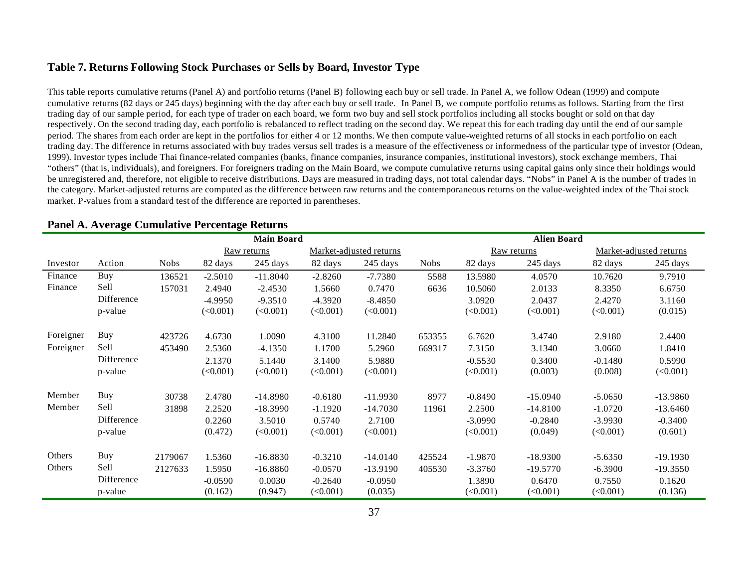## Table 7. Returns Following Stock Purchases or Sells by Board, Investor Type

This table reports cumulative returns (Panel A) and portfolio returns (Panel B) following each buy or sell trade. In Panel A, we follow Odean (1999) and compute cumulative returns (82 days or 245 days) beginning with the day after each buy or sell trade. In Panel B, we compute portfolio returns as follows. Starting from the first trading day of our sample period, for each type of trader on each board, we form two buy and sell stock portfolios including all stocks bought or sold on that day respectively. On the second trading day, each portfolio is rebalanced to reflect trading on the second day. We repeat this for each trading day until the end of our sample period. The shares from each order are kept in the portfolios for either 4 or 12 months. We then compute value-weighted returns of all stocks in each portfolio on each trading day. The difference in returns associated with buy trades versus sell trades is a measure of the effectiveness or informedness of the particular type of investor (Odean, 1999). Investor types include Thai finance-related companies (banks, finance companies, insurance companies, institutional investors), stock exchange members, Thai "others" (that is, individuals), and foreigners. For foreigners trading on the Main Board, we compute cumulative returns using capital gains only since their holdings would be unregistered and, therefore, not eligible to receive distributions. Days are measured in trading days, not total calendar days. "Nobs" in Panel A is the number of trades in the category. Market-adjusted returns are computed as the difference between raw returns and the contemporaneous returns on the value-weighted index of the Thai stock market. P-values from a standard test of the difference are reported in parentheses.

### Panel A. Average Cumulative Percentage Returns

| | | Main Board | | | | | Alien Board | | | | |
|---|---|---|---|---|---|---|---|---|---|---|---|
| | | | Raw returns | | Market-adjusted returns | | | Raw returns | | Market-adjusted returns | |
| Investor | Action | Nobs | 82 days | 245 days | 82 days | 245 days | Nobs | 82 days | 245 days | 82 days | 245 days |
| Finance | Buy | 136521 | -2.5010 | -11.8040 | -2.8260 | -7.7380 | 5588 | 13.5980 | 4.0570 | 10.7620 | 9.7910 |
| Finance | Sell | 157031 | 2.4940 | -2.4530 | 1.5660 | 0.7470 | 6636 | 10.5060 | 2.0133 | 8.3350 | 6.6750 |
| | Difference | | -4.9950 | -9.3510 | -4.3920 | -8.4850 | | 3.0920 | 2.0437 | 2.4270 | 3.1160 |
| | p-value | | (<0.001) | (<0.001) | (<0.001) | (<0.001) | | (<0.001) | (<0.001) | (<0.001) | (0.015) |
| Foreigner | Buy | 423726 | 4.6730 | 1.0090 | 4.3100 | 11.2840 | 653355 | 6.7620 | 3.4740 | 2.9180 | 2.4400 |
| Foreigner | Sell | 453490 | 2.5360 | -4.1350 | 1.1700 | 5.2960 | 669317 | 7.3150 | 3.1340 | 3.0660 | 1.8410 |
| | Difference | | 2.1370 | 5.1440 | 3.1400 | 5.9880 | | -0.5530 | 0.3400 | -0.1480 | 0.5990 |
| | p-value | | (<0.001) | (<0.001) | (<0.001) | (<0.001) | | (<0.001) | (0.003) | (0.008) | (<0.001) |
| Member | Buy | 30738 | 2.4780 | -14.8980 | -0.6180 | -11.9930 | 8977 | -0.8490 | -15.0940 | -5.0650 | -13.9860 |
| Member | Sell | 31898 | 2.2520 | -18.3990 | -1.1920 | -14.7030 | 11961 | 2.2500 | -14.8100 | -1.0720 | -13.6460 |
| | Difference | | 0.2260 | 3.5010 | 0.5740 | 2.7100 | | -3.0990 | -0.2840 | -3.9930 | -0.3400 |
| | p-value | | (0.472) | (<0.001) | (<0.001) | (<0.001) | | (<0.001) | (0.049) | (<0.001) | (0.601) |
| Others | Buy | 2179067 | 1.5360 | -16.8830 | -0.3210 | -14.0140 | 425524 | -1.9870 | -18.9300 | -5.6350 | -19.1930 |
| Others | Sell | 2127633 | 1.5950 | -16.8860 | -0.0570 | -13.9190 | 405530 | -3.3760 | -19.5770 | -6.3900 | -19.3550 |
| | Difference | | -0.0590 | 0.0030 | -0.2640 | -0.0950 | | 1.3890 | 0.6470 | 0.7550 | 0.1620 |
| | p-value | | (0.162) | (0.947) | (<0.001) | (0.035) | | (<0.001) | (<0.001) | (<0.001) | (0.136) |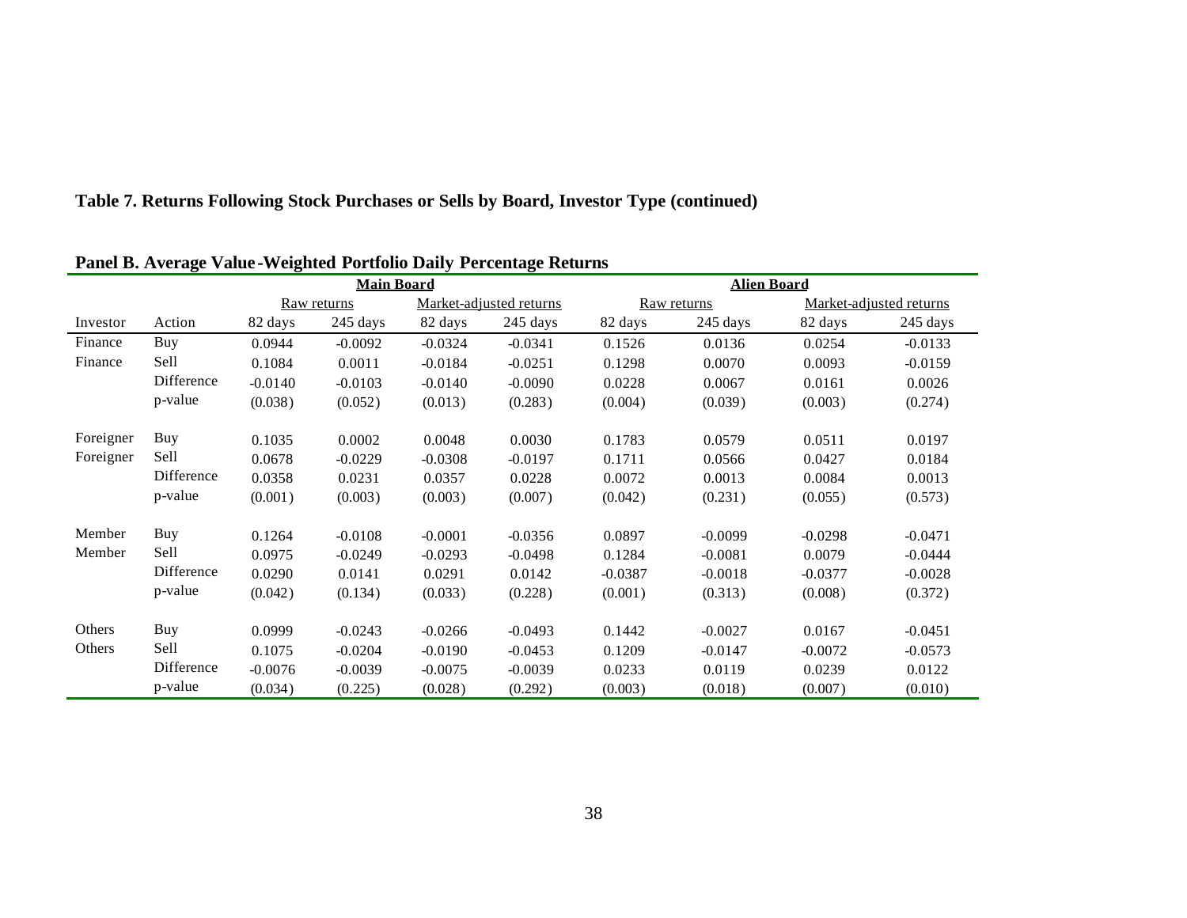**Table 7. Returns Following Stock Purchases or Sells by Board, Investor Type (continued)**

**Panel B. Average Value-Weighted Portfolio Daily Percentage Returns**

| | | Main Board | | | | Alien Board | | | |
|---|---|---|---|---|---|---|---|---|---|
| | | Raw returns | | Market-adjusted returns | | Raw returns | | Market-adjusted returns | |
| Investor | Action | 82 days | 245 days | 82 days | 245 days | 82 days | 245 days | 82 days | 245 days |
| Finance | Buy | 0.0944 | -0.0092 | -0.0324 | -0.0341 | 0.1526 | 0.0136 | 0.0254 | -0.0133 |
| Finance | Sell | 0.1084 | 0.0011 | -0.0184 | -0.0251 | 0.1298 | 0.0070 | 0.0093 | -0.0159 |
| | Difference | -0.0140 | -0.0103 | -0.0140 | -0.0090 | 0.0228 | 0.0067 | 0.0161 | 0.0026 |
| | p-value | (0.038) | (0.052) | (0.013) | (0.283) | (0.004) | (0.039) | (0.003) | (0.274) |
| Foreigner | Buy | 0.1035 | 0.0002 | 0.0048 | 0.0030 | 0.1783 | 0.0579 | 0.0511 | 0.0197 |
| Foreigner | Sell | 0.0678 | -0.0229 | -0.0308 | -0.0197 | 0.1711 | 0.0566 | 0.0427 | 0.0184 |
| | Difference | 0.0358 | 0.0231 | 0.0357 | 0.0228 | 0.0072 | 0.0013 | 0.0084 | 0.0013 |
| | p-value | (0.001) | (0.003) | (0.003) | (0.007) | (0.042) | (0.231) | (0.055) | (0.573) |
| Member | Buy | 0.1264 | -0.0108 | -0.0001 | -0.0356 | 0.0897 | -0.0099 | -0.0298 | -0.0471 |
| Member | Sell | 0.0975 | -0.0249 | -0.0293 | -0.0498 | 0.1284 | -0.0081 | 0.0079 | -0.0444 |
| | Difference | 0.0290 | 0.0141 | 0.0291 | 0.0142 | -0.0387 | -0.0018 | -0.0377 | -0.0028 |
| | p-value | (0.042) | (0.134) | (0.033) | (0.228) | (0.001) | (0.313) | (0.008) | (0.372) |
| Others | Buy | 0.0999 | -0.0243 | -0.0266 | -0.0493 | 0.1442 | -0.0027 | 0.0167 | -0.0451 |
| Others | Sell | 0.1075 | -0.0204 | -0.0190 | -0.0453 | 0.1209 | -0.0147 | -0.0072 | -0.0573 |
| | Difference | -0.0076 | -0.0039 | -0.0075 | -0.0039 | 0.0233 | 0.0119 | 0.0239 | 0.0122 |
| | p-value | (0.034) | (0.225) | (0.028) | (0.292) | (0.003) | (0.018) | (0.007) | (0.010) |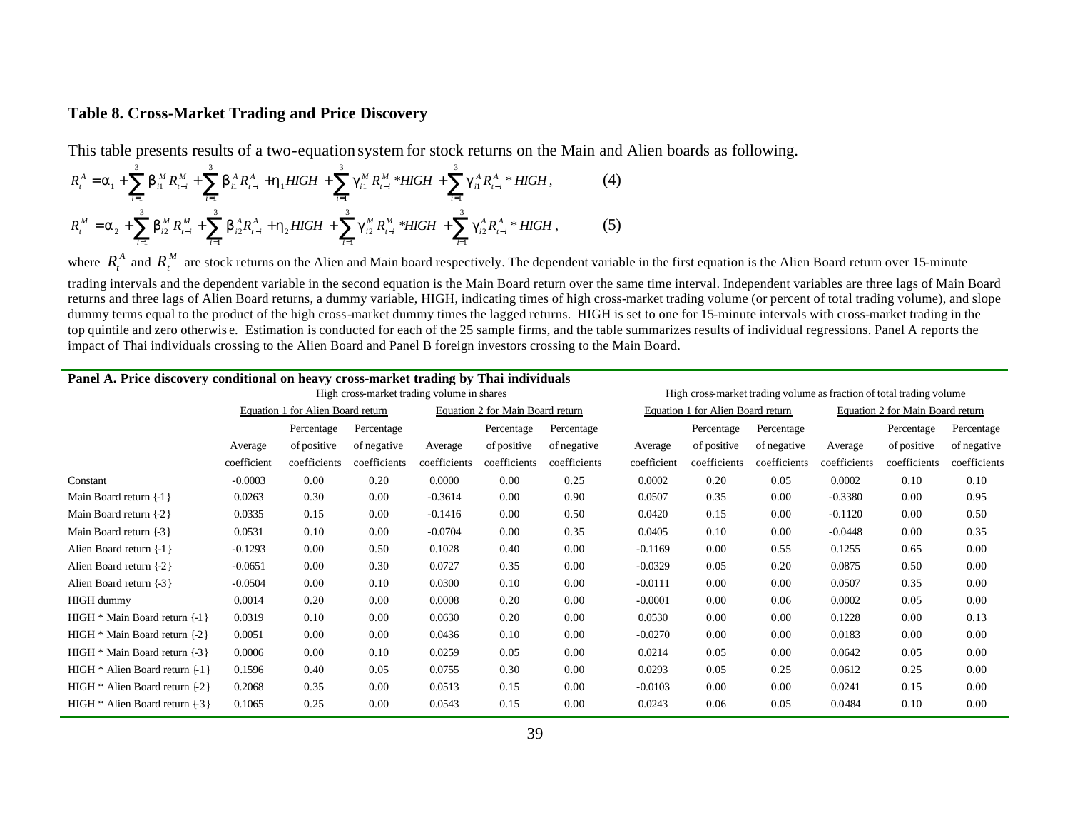### Table 8. Cross-Market Trading and Price Discovery

This table presents results of a two-equation system for stock returns on the Main and Alien boards as following.

$$R_t^A = \alpha_1 + \sum_{i=1}^{3} \beta_{i1}^M R_{t-i}^M + \sum_{i=1}^{3} \beta_{i1}^A R_{t-i}^A + \eta_1 HIGH + \sum_{i=1}^{3} \gamma_{i1}^M R_{t-i}^M * HIGH + \sum_{i=1}^{3} \gamma_{i1}^A R_{t-i}^A * HIGH, \qquad (4)$$

$$R_t^M = \alpha_2 + \sum_{i=1}^{3} \beta_{i2}^M R_{t-i}^M + \sum_{i=1}^{3} \beta_{i2}^A R_{t-i}^A + \eta_2 HIGH + \sum_{i=1}^{3} \gamma_{i2}^M R_{t-i}^M * HIGH + \sum_{i=1}^{3} \gamma_{i2}^A R_{t-i}^A * HIGH, \qquad (5)$$

where $R_t^A$ and $R_t^M$ are stock returns on the Alien and Main board respectively. The dependent variable in the first equation is the Alien Board return over 15-minute trading intervals and the dependent variable in the second equation is the Main Board return over the same time interval. Independent variables are three lags of Main Board returns and three lags of Alien Board returns, a dummy variable, HIGH, indicating times of high cross-market trading volume (or percent of total trading volume), and slope dummy terms equal to the product of the high cross-market dummy times the lagged returns. HIGH is set to one for 15-minute intervals with cross-market trading in the top quintile and zero otherwise. Estimation is conducted for each of the 25 sample firms, and the table summarizes results of individual regressions. Panel A reports the impact of Thai individuals crossing to the Alien Board and Panel B foreign investors crossing to the Main Board.

**Panel A. Price discovery conditional on heavy cross-market trading by Thai individuals**

| | High cross-market trading volume in shares | | | | | | High cross-market trading volume as fraction of total trading volume | | | | | |
|---|---|---|---|---|---|---|---|---|---|---|---|---|
| | Equation 1 for Alien Board return | | | Equation 2 for Main Board return | | | Equation 1 for Alien Board return | | | Equation 2 for Main Board return | | |
| | Average coefficient | Percentage of positive coefficients | Percentage of negative coefficients | Average coefficients | Percentage of positive coefficients | Percentage of negative coefficients | Average coefficient | Percentage of positive coefficients | Percentage of negative coefficients | Average coefficients | Percentage of positive coefficients | Percentage of negative coefficients |
| Constant | -0.0003 | 0.00 | 0.20 | 0.0000 | 0.00 | 0.25 | 0.0002 | 0.20 | 0.05 | 0.0002 | 0.10 | 0.10 |
| Main Board return {-1} | 0.0263 | 0.30 | 0.00 | -0.3614 | 0.00 | 0.90 | 0.0507 | 0.35 | 0.00 | -0.3380 | 0.00 | 0.95 |
| Main Board return {-2} | 0.0335 | 0.15 | 0.00 | -0.1416 | 0.00 | 0.50 | 0.0420 | 0.15 | 0.00 | -0.1120 | 0.00 | 0.50 |
| Main Board return {-3} | 0.0531 | 0.10 | 0.00 | -0.0704 | 0.00 | 0.35 | 0.0405 | 0.10 | 0.00 | -0.0448 | 0.00 | 0.35 |
| Alien Board return {-1} | -0.1293 | 0.00 | 0.50 | 0.1028 | 0.40 | 0.00 | -0.1169 | 0.00 | 0.55 | 0.1255 | 0.65 | 0.00 |
| Alien Board return {-2} | -0.0651 | 0.00 | 0.30 | 0.0727 | 0.35 | 0.00 | -0.0329 | 0.05 | 0.20 | 0.0875 | 0.50 | 0.00 |
| Alien Board return {-3} | -0.0504 | 0.00 | 0.10 | 0.0300 | 0.10 | 0.00 | -0.0111 | 0.00 | 0.00 | 0.0507 | 0.35 | 0.00 |
| HIGH dummy | 0.0014 | 0.20 | 0.00 | 0.0008 | 0.20 | 0.00 | -0.0001 | 0.00 | 0.06 | 0.0002 | 0.05 | 0.00 |
| HIGH * Main Board return {-1} | 0.0319 | 0.10 | 0.00 | 0.0630 | 0.20 | 0.00 | 0.0530 | 0.00 | 0.00 | 0.1228 | 0.00 | 0.13 |
| HIGH * Main Board return {-2} | 0.0051 | 0.00 | 0.00 | 0.0436 | 0.10 | 0.00 | -0.0270 | 0.00 | 0.00 | 0.0183 | 0.00 | 0.00 |
| HIGH * Main Board return {-3} | 0.0006 | 0.00 | 0.10 | 0.0259 | 0.05 | 0.00 | 0.0214 | 0.05 | 0.00 | 0.0642 | 0.05 | 0.00 |
| HIGH * Alien Board return {-1} | 0.1596 | 0.40 | 0.05 | 0.0755 | 0.30 | 0.00 | 0.0293 | 0.05 | 0.25 | 0.0612 | 0.25 | 0.00 |
| HIGH * Alien Board return {-2} | 0.2068 | 0.35 | 0.00 | 0.0513 | 0.15 | 0.00 | -0.0103 | 0.00 | 0.00 | 0.0241 | 0.15 | 0.00 |
| HIGH * Alien Board return {-3} | 0.1065 | 0.25 | 0.00 | 0.0543 | 0.15 | 0.00 | 0.0243 | 0.06 | 0.05 | 0.0484 | 0.10 | 0.00 |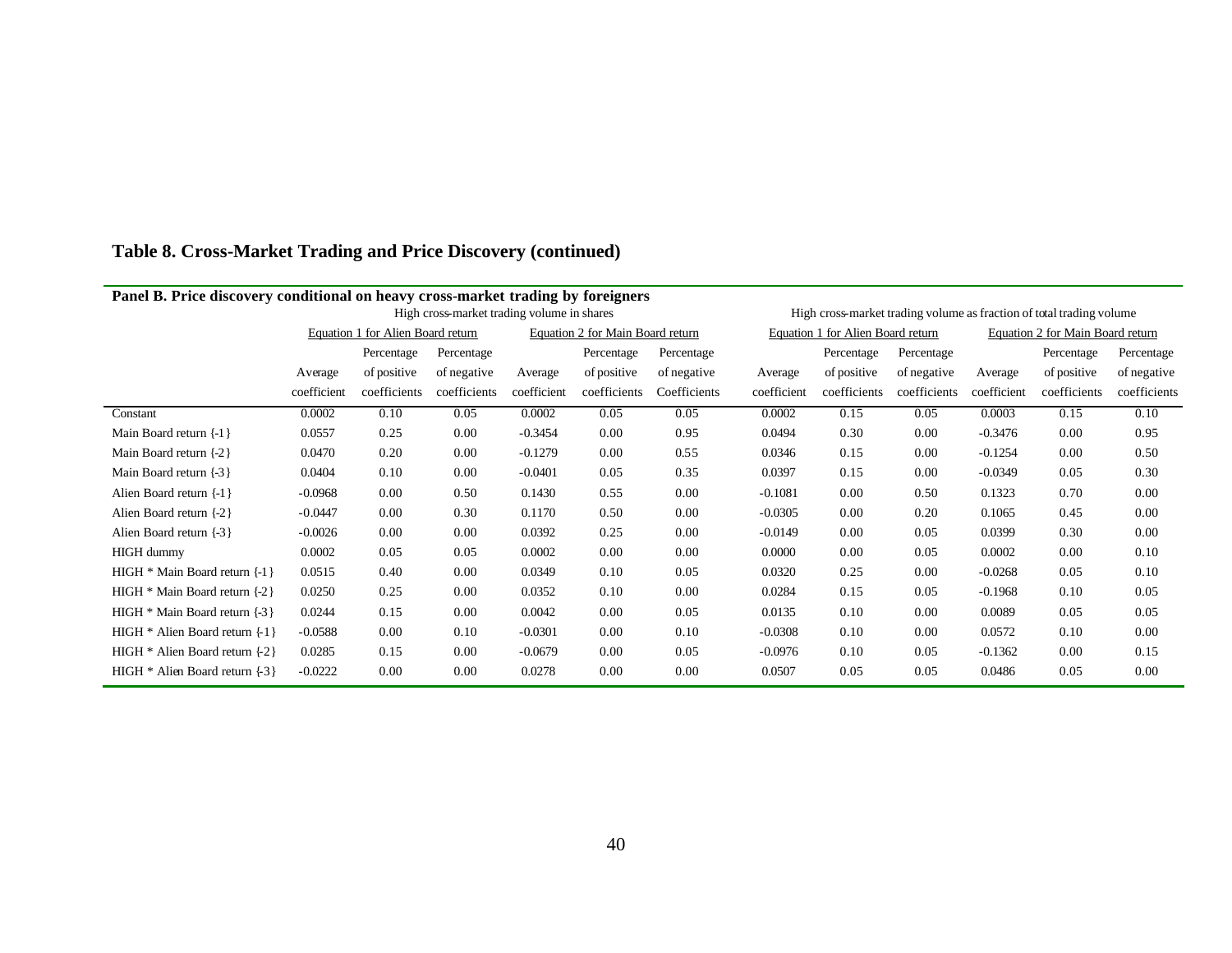## Table 8. Cross-Market Trading and Price Discovery (continued)

**Panel B. Price discovery conditional on heavy cross-market trading by foreigners**

| | High cross-market trading volume in shares | | | | | | High cross-market trading volume as fraction of total trading volume | | | | | |
|---|---|---|---|---|---|---|---|---|---|---|---|---|
| | Equation 1 for Alien Board return | | | Equation 2 for Main Board return | | | Equation 1 for Alien Board return | | | Equation 2 for Main Board return | | |
| | Average coefficient | Percentage of positive coefficients | Percentage of negative coefficients | Average coefficient | Percentage of positive coefficients | Percentage of negative Coefficients | Average coefficient | Percentage of positive coefficients | Percentage of negative coefficients | Average coefficient | Percentage of positive coefficients | Percentage of negative coefficients |
| Constant | 0.0002 | 0.10 | 0.05 | 0.0002 | 0.05 | 0.05 | 0.0002 | 0.15 | 0.05 | 0.0003 | 0.15 | 0.10 |
| Main Board return {-1} | 0.0557 | 0.25 | 0.00 | -0.3454 | 0.00 | 0.95 | 0.0494 | 0.30 | 0.00 | -0.3476 | 0.00 | 0.95 |
| Main Board return {-2} | 0.0470 | 0.20 | 0.00 | -0.1279 | 0.00 | 0.55 | 0.0346 | 0.15 | 0.00 | -0.1254 | 0.00 | 0.50 |
| Main Board return {-3} | 0.0404 | 0.10 | 0.00 | -0.0401 | 0.05 | 0.35 | 0.0397 | 0.15 | 0.00 | -0.0349 | 0.05 | 0.30 |
| Alien Board return {-1} | -0.0968 | 0.00 | 0.50 | 0.1430 | 0.55 | 0.00 | -0.1081 | 0.00 | 0.50 | 0.1323 | 0.70 | 0.00 |
| Alien Board return {-2} | -0.0447 | 0.00 | 0.30 | 0.1170 | 0.50 | 0.00 | -0.0305 | 0.00 | 0.20 | 0.1065 | 0.45 | 0.00 |
| Alien Board return {-3} | -0.0026 | 0.00 | 0.00 | 0.0392 | 0.25 | 0.00 | -0.0149 | 0.00 | 0.05 | 0.0399 | 0.30 | 0.00 |
| HIGH dummy | 0.0002 | 0.05 | 0.05 | 0.0002 | 0.00 | 0.00 | 0.0000 | 0.00 | 0.05 | 0.0002 | 0.00 | 0.10 |
| HIGH * Main Board return {-1} | 0.0515 | 0.40 | 0.00 | 0.0349 | 0.10 | 0.05 | 0.0320 | 0.25 | 0.00 | -0.0268 | 0.05 | 0.10 |
| HIGH * Main Board return {-2} | 0.0250 | 0.25 | 0.00 | 0.0352 | 0.10 | 0.00 | 0.0284 | 0.15 | 0.05 | -0.1968 | 0.10 | 0.05 |
| HIGH * Main Board return {-3} | 0.0244 | 0.15 | 0.00 | 0.0042 | 0.00 | 0.05 | 0.0135 | 0.10 | 0.00 | 0.0089 | 0.05 | 0.05 |
| HIGH * Alien Board return {-1} | -0.0588 | 0.00 | 0.10 | -0.0301 | 0.00 | 0.10 | -0.0308 | 0.10 | 0.00 | 0.0572 | 0.10 | 0.00 |
| HIGH * Alien Board return {-2} | 0.0285 | 0.15 | 0.00 | -0.0679 | 0.00 | 0.05 | -0.0976 | 0.10 | 0.05 | -0.1362 | 0.00 | 0.15 |
| HIGH * Alien Board return {-3} | -0.0222 | 0.00 | 0.00 | 0.0278 | 0.00 | 0.00 | 0.0507 | 0.05 | 0.05 | 0.0486 | 0.05 | 0.00 |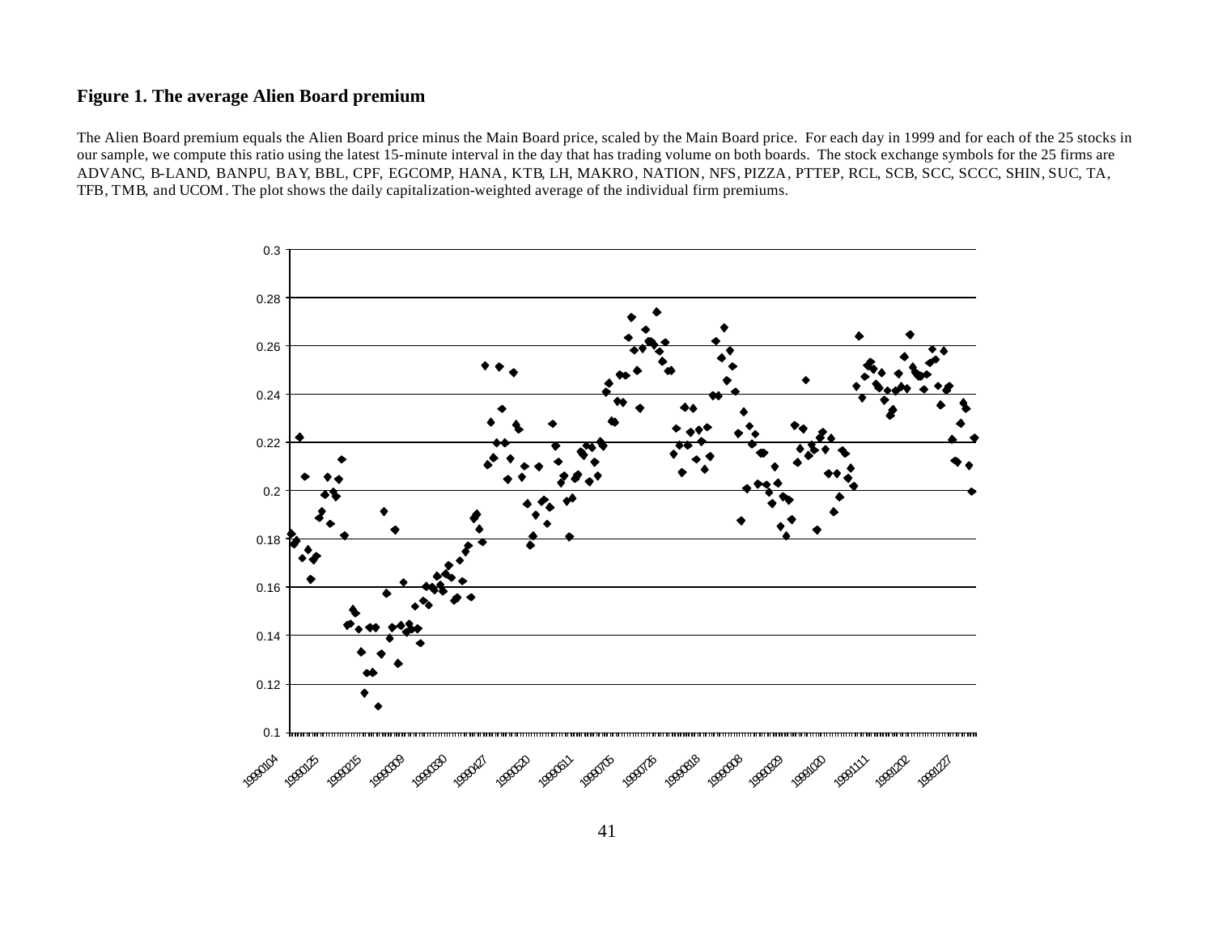**Figure 1. The average Alien Board premium**

The Alien Board premium equals the Alien Board price minus the Main Board price, scaled by the Main Board price. For each day in 1999 and for each of the 25 stocks in our sample, we compute this ratio using the latest 15-minute interval in the day that has trading volume on both boards. The stock exchange symbols for the 25 firms are ADVANC, B-LAND, BANPU, BAY, BBL, CPF, EGCOMP, HANA, KTB, LH, MAKRO, NATION, NFS, PIZZA, PTTEP, RCL, SCB, SCC, SCCC, SHIN, SUC, TA, TFB, TMB, and UCOM. The plot shows the daily capitalization-weighted average of the individual firm premiums.

0.3
0.28
0.26
0.24
0.22
0.2
0.18
0.16
0.14
0.12
0.1

19990104
19990125
19990215
19990309
19990330
19990427
19990520
19990611
19990705
19990726
19990818
19990908
19990929
19991020
19991111
19991202
19991227